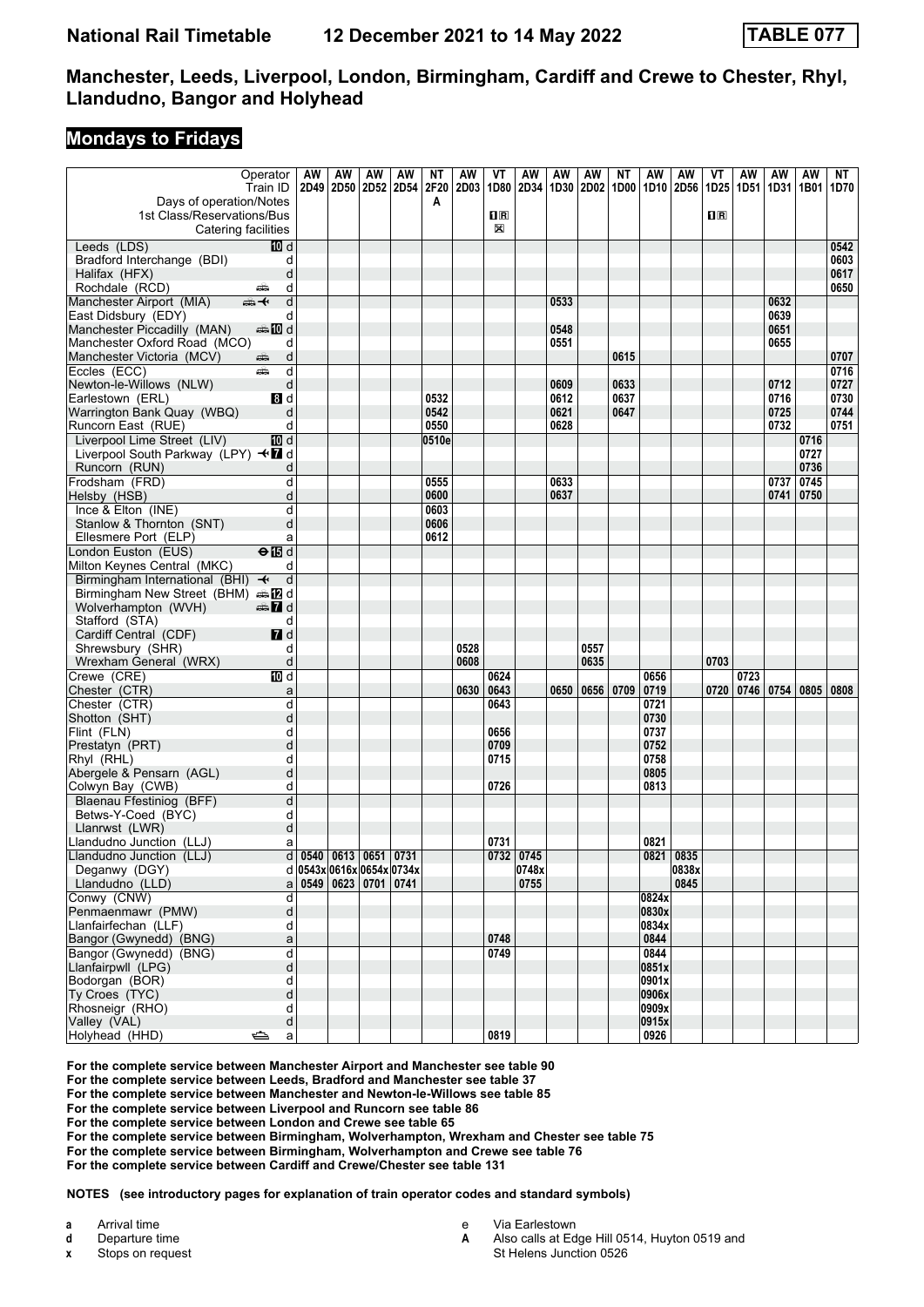# Manchester, Leeds, Liverpool, London, Birmingham, Cardiff and Crewe to Chester, Rhyl, Llandudno, Bangor and Holyhead

**National Rail Timetable 12 December 2021 to 14 May 2022 — TABLE 077**

## Mondays to Fridays

| Operator | | AW | AW | AW | AW | NT | AW | VT | AW | AW | AW | NT | AW | AW | VT | AW | AW | AW | NT |
|---|---|---|---|---|---|---|---|---|---|---|---|---|---|---|---|---|---|---|---|
| Train ID | | 2D49 | 2D50 | 2D52 | 2D54 | 2F20 | 2D03 | 1D80 | 2D34 | 1D30 | 2D02 | 1D00 | 1D10 | 2D56 | 1D25 | 1D51 | 1D31 | 1B01 | 1D70 |
| Days of operation/Notes | | | | | | A | | | | | | | | | | | | | |
| 1st Class/Reservations/Bus | | | | | | | | 1R | | | | | | | 1R | | | | |
| Catering facilities | | | | | | | | ⊠ | | | | | | | | | | | |
| Leeds (LDS) 10 | d | | | | | | | | | | | | | | | | | | 0542 |
| Bradford Interchange (BDI) | d | | | | | | | | | | | | | | | | | | 0603 |
| Halifax (HFX) | d | | | | | | | | | | | | | | | | | | 0617 |
| Rochdale (RCD) 🚌 | d | | | | | | | | | | | | | | | | | | 0650 |
| Manchester Airport (MIA) 🚌✈ | d | | | | | | | | | 0533 | | | | | | | 0632 | | |
| East Didsbury (EDY) | d | | | | | | | | | | | | | | | | 0639 | | |
| Manchester Piccadilly (MAN) 🚌10 | d | | | | | | | | | 0548 | | | | | | | 0651 | | |
| Manchester Oxford Road (MCO) | d | | | | | | | | | 0551 | | | | | | | 0655 | | |
| Manchester Victoria (MCV) 🚌 | d | | | | | | | | | | | 0615 | | | | | | | 0707 |
| Eccles (ECC) 🚌 | d | | | | | | | | | | | | | | | | | | 0716 |
| Newton-le-Willows (NLW) | d | | | | | | | | | 0609 | | 0633 | | | | | 0712 | | 0727 |
| Earlestown (ERL) 8 | d | | | | | 0532 | | | | 0612 | | 0637 | | | | | 0716 | | 0730 |
| Warrington Bank Quay (WBQ) | d | | | | | 0542 | | | | 0621 | | 0647 | | | | | 0725 | | 0744 |
| Runcorn East (RUE) | d | | | | | 0550 | | | | 0628 | | | | | | | 0732 | | 0751 |
| Liverpool Lime Street (LIV) 10 | d | | | | | 0510e | | | | | | | | | | | | 0716 | |
| Liverpool South Parkway (LPY) ✈7 | d | | | | | | | | | | | | | | | | | 0727 | |
| Runcorn (RUN) | d | | | | | | | | | | | | | | | | | 0736 | |
| Frodsham (FRD) | d | | | | | 0555 | | | | 0633 | | | | | | | 0737 | 0745 | |
| Helsby (HSB) | d | | | | | 0600 | | | | 0637 | | | | | | | 0741 | 0750 | |
| Ince & Elton (INE) | d | | | | | 0603 | | | | | | | | | | | | | |
| Stanlow & Thornton (SNT) | d | | | | | 0606 | | | | | | | | | | | | | |
| Ellesmere Port (ELP) | a | | | | | 0612 | | | | | | | | | | | | | |
| London Euston (EUS) ⊖15 | d | | | | | | | | | | | | | | | | | | |
| Milton Keynes Central (MKC) | d | | | | | | | | | | | | | | | | | | |
| Birmingham International (BHI) ✈ | d | | | | | | | | | | | | | | | | | | |
| Birmingham New Street (BHM) 🚌12 | d | | | | | | | | | | | | | | | | | | |
| Wolverhampton (WVH) 🚌7 | d | | | | | | | | | | | | | | | | | | |
| Stafford (STA) | d | | | | | | | | | | | | | | | | | | |
| Cardiff Central (CDF) 7 | d | | | | | | | | | | | | | | | | | | |
| Shrewsbury (SHR) | d | | | | | | 0528 | | | | 0557 | | | | 0703 | | | | |
| Wrexham General (WRX) | d | | | | | | 0608 | | | | 0635 | | | | | | | | |
| Crewe (CRE) 10 | d | | | | | | | 0624 | | | | | 0656 | | | 0723 | | | |
| Chester (CTR) | a | | | | | | 0630 | 0643 | | 0650 | 0656 | 0709 | 0719 | | 0720 | 0746 | 0754 | 0805 | 0808 |
| Chester (CTR) | d | | | | | | | 0643 | | | | | 0721 | | | | | | |
| Shotton (SHT) | d | | | | | | | | | | | | 0730 | | | | | | |
| Flint (FLN) | d | | | | | | | 0656 | | | | | 0737 | | | | | | |
| Prestatyn (PRT) | d | | | | | | | 0709 | | | | | 0752 | | | | | | |
| Rhyl (RHL) | d | | | | | | | 0715 | | | | | 0758 | | | | | | |
| Abergele & Pensarn (AGL) | d | | | | | | | | | | | | 0805 | | | | | | |
| Colwyn Bay (CWB) | d | | | | | | | 0726 | | | | | 0813 | | | | | | |
| Blaenau Ffestiniog (BFF) | d | | | | | | | | | | | | | | | | | | |
| Betws-Y-Coed (BYC) | d | | | | | | | | | | | | | | | | | | |
| Llanrwst (LWR) | d | | | | | | | | | | | | | | | | | | |
| Llandudno Junction (LLJ) | a | | | | | | | 0731 | | | | | 0821 | | | | | | |
| Llandudno Junction (LLJ) | d | 0540 | 0613 | 0651 | 0731 | | | 0732 | 0745 | | | | 0821 | 0835 | | | | | |
| Deganwy (DGY) | d | 0543x | 0616x | 0654x | 0734x | | | | 0748x | | | | | 0838x | | | | | |
| Llandudno (LLD) | a | 0549 | 0623 | 0701 | 0741 | | | | 0755 | | | | | 0845 | | | | | |
| Conwy (CNW) | d | | | | | | | | | | | | 0824x | | | | | | |
| Penmaenmawr (PMW) | d | | | | | | | | | | | | 0830x | | | | | | |
| Llanfairfechan (LLF) | d | | | | | | | | | | | | 0834x | | | | | | |
| Bangor (Gwynedd) (BNG) | a | | | | | | | 0748 | | | | | 0844 | | | | | | |
| Bangor (Gwynedd) (BNG) | d | | | | | | | 0749 | | | | | 0844 | | | | | | |
| Llanfairpwll (LPG) | d | | | | | | | | | | | | 0851x | | | | | | |
| Bodorgan (BOR) | d | | | | | | | | | | | | 0901x | | | | | | |
| Ty Croes (TYC) | d | | | | | | | | | | | | 0906x | | | | | | |
| Rhosneigr (RHO) | d | | | | | | | | | | | | 0909x | | | | | | |
| Valley (VAL) | d | | | | | | | | | | | | 0915x | | | | | | |
| Holyhead (HHD) ⛴ | a | | | | | | | 0819 | | | | | 0926 | | | | | | |

**For the complete service between Manchester Airport and Manchester see table 90**
**For the complete service between Leeds, Bradford and Manchester see table 37**
**For the complete service between Manchester and Newton-le-Willows see table 85**
**For the complete service between Liverpool and Runcorn see table 86**
**For the complete service between London and Crewe see table 65**
**For the complete service between Birmingham, Wolverhampton, Wrexham and Chester see table 75**
**For the complete service between Birmingham, Wolverhampton and Crewe see table 76**
**For the complete service between Cardiff and Crewe/Chester see table 131**

**NOTES (see introductory pages for explanation of train operator codes and standard symbols)**

- **a** Arrival time
- **d** Departure time
- **x** Stops on request
- **e** Via Earlestown
- **A** Also calls at Edge Hill 0514, Huyton 0519 and St Helens Junction 0526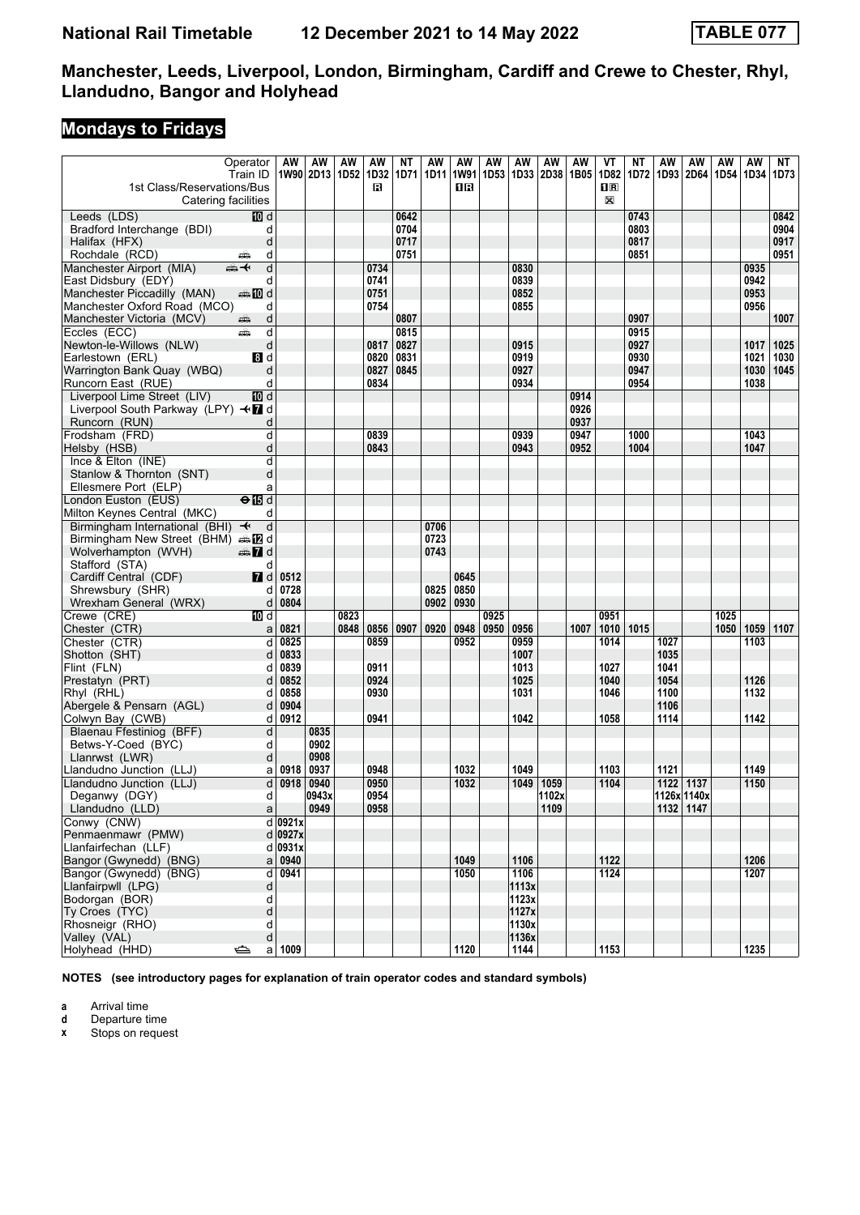# National Rail Timetable 12 December 2021 to 14 May 2022 TABLE 077

## Manchester, Leeds, Liverpool, London, Birmingham, Cardiff and Crewe to Chester, Rhyl, Llandudno, Bangor and Holyhead

## Mondays to Fridays

| Operator | | AW | AW | AW | AW | NT | AW | AW | AW | AW | AW | AW | VT | NT | AW | AW | AW | AW | NT |
|---|---|---|---|---|---|---|---|---|---|---|---|---|---|---|---|---|---|---|---|
| Train ID | | 1W90 | 2D13 | 1D52 | 1D32 | 1D71 | 1D11 | 1W91 | 1D53 | 1D33 | 2D38 | 1B05 | 1D82 | 1D72 | 1D93 | 2D64 | 1D54 | 1D34 | 1D73 |
| 1st Class/Reservations/Bus | | | | | R | | | 1R | | | | | 1R | | | | | | |
| Catering facilities | | | | | | | | | | | | | ⊠ | | | | | | |
| Leeds (LDS) | 10 d | | | | | 0642 | | | | | | | | 0743 | | | | | 0842 |
| Bradford Interchange (BDI) | d | | | | | 0704 | | | | | | | | 0803 | | | | | 0904 |
| Halifax (HFX) | d | | | | | 0717 | | | | | | | | 0817 | | | | | 0917 |
| Rochdale (RCD) | d | | | | | 0751 | | | | | | | | 0851 | | | | | 0951 |
| Manchester Airport (MIA) | d | | | | 0734 | | | | | 0830 | | | | | | | | 0935 | |
| East Didsbury (EDY) | d | | | | 0741 | | | | | 0839 | | | | | | | | 0942 | |
| Manchester Piccadilly (MAN) | 10 d | | | | 0751 | | | | | 0852 | | | | | | | | 0953 | |
| Manchester Oxford Road (MCO) | d | | | | 0754 | | | | | 0855 | | | | | | | | 0956 | |
| Manchester Victoria (MCV) | d | | | | | 0807 | | | | | | | | 0907 | | | | | 1007 |
| Eccles (ECC) | d | | | | | 0815 | | | | | | | | 0915 | | | | | |
| Newton-le-Willows (NLW) | d | | | | 0817 | 0827 | | | | 0915 | | | | 0927 | | | | 1017 | 1025 |
| Earlestown (ERL) | 8 d | | | | 0820 | 0831 | | | | 0919 | | | | 0930 | | | | 1021 | 1030 |
| Warrington Bank Quay (WBQ) | d | | | | 0827 | 0845 | | | | 0927 | | | | 0947 | | | | 1030 | 1045 |
| Runcorn East (RUE) | d | | | | 0834 | | | | | 0934 | | | | 0954 | | | | 1038 | |
| Liverpool Lime Street (LIV) | 10 d | | | | | | | | | | | 0914 | | | | | | | |
| Liverpool South Parkway (LPY) | 7 d | | | | | | | | | | | 0926 | | | | | | | |
| Runcorn (RUN) | d | | | | | | | | | | | 0937 | | | | | | | |
| Frodsham (FRD) | d | | | | 0839 | | | | | 0939 | | 0947 | | 1000 | | | | 1043 | |
| Helsby (HSB) | d | | | | 0843 | | | | | 0943 | | 0952 | | 1004 | | | | 1047 | |
| Ince & Elton (INE) | d | | | | | | | | | | | | | | | | | | |
| Stanlow & Thornton (SNT) | d | | | | | | | | | | | | | | | | | | |
| Ellesmere Port (ELP) | a | | | | | | | | | | | | | | | | | | |
| London Euston (EUS) | 15 d | | | | | | | | | | | | | | | | | | |
| Milton Keynes Central (MKC) | d | | | | | | | | | | | | | | | | | | |
| Birmingham International (BHI) | d | | | | | | 0706 | | | | | | | | | | | | |
| Birmingham New Street (BHM) | 12 d | | | | | | 0723 | | | | | | | | | | | | |
| Wolverhampton (WVH) | 7 d | | | | | | 0743 | | | | | | | | | | | | |
| Stafford (STA) | d | | | | | | | | | | | | | | | | | | |
| Cardiff Central (CDF) | 7 d | 0512 | | | | | | 0645 | | | | | | | | | | | |
| Shrewsbury (SHR) | d | 0728 | | | | | 0825 | 0850 | | | | | | | | | | | |
| Wrexham General (WRX) | d | 0804 | | | | | 0902 | 0930 | | | | | | | | | | | |
| Crewe (CRE) | 10 d | | | 0823 | | | | | 0925 | | | | 0951 | | | | 1025 | | |
| Chester (CTR) | a | 0821 | | 0848 | 0856 | 0907 | 0920 | 0948 | 0950 | 0956 | | 1007 | 1010 | 1015 | | | 1050 | 1059 | 1107 |
| Chester (CTR) | d | 0825 | | | 0859 | | | 0952 | | 0959 | | | 1014 | | 1027 | | | 1103 | |
| Shotton (SHT) | d | 0833 | | | | | | | | 1007 | | | | | 1035 | | | | |
| Flint (FLN) | d | 0839 | | | 0911 | | | | | 1013 | | | 1027 | | 1041 | | | | |
| Prestatyn (PRT) | d | 0852 | | | 0924 | | | | | 1025 | | | 1040 | | 1054 | | | 1126 | |
| Rhyl (RHL) | d | 0858 | | | 0930 | | | | | 1031 | | | 1046 | | 1100 | | | 1132 | |
| Abergele & Pensarn (AGL) | d | 0904 | | | | | | | | | | | | | 1106 | | | | |
| Colwyn Bay (CWB) | d | 0912 | | | 0941 | | | | | 1042 | | | 1058 | | 1114 | | | 1142 | |
| Blaenau Ffestiniog (BFF) | d | | 0835 | | | | | | | | | | | | | | | | |
| Betws-Y-Coed (BYC) | d | | 0902 | | | | | | | | | | | | | | | | |
| Llanrwst (LWR) | d | | 0908 | | | | | | | | | | | | | | | | |
| Llandudno Junction (LLJ) | a | 0918 | 0937 | | 0948 | | | 1032 | | 1049 | | | 1103 | | 1121 | | | 1149 | |
| Llandudno Junction (LLJ) | d | 0918 | 0940 | | 0950 | | | 1032 | | 1049 | 1059 | | 1104 | | 1122 | 1137 | | 1150 | |
| Deganwy (DGY) | d | | 0943x | | 0954 | | | | | | 1102x | | | | 1126x | 1140x | | | |
| Llandudno (LLD) | a | | 0949 | | 0958 | | | | | | 1109 | | | | 1132 | 1147 | | | |
| Conwy (CNW) | d | 0921x | | | | | | | | | | | | | | | | | |
| Penmaenmawr (PMW) | d | 0927x | | | | | | | | | | | | | | | | | |
| Llanfairfechan (LLF) | d | 0931x | | | | | | | | | | | | | | | | | |
| Bangor (Gwynedd) (BNG) | a | 0940 | | | | | | 1049 | | 1106 | | | 1122 | | | | | 1206 | |
| Bangor (Gwynedd) (BNG) | d | 0941 | | | | | | 1050 | | 1106 | | | 1124 | | | | | 1207 | |
| Llanfairpwll (LPG) | d | | | | | | | | | 1113x | | | | | | | | | |
| Bodorgan (BOR) | d | | | | | | | | | 1123x | | | | | | | | | |
| Ty Croes (TYC) | d | | | | | | | | | 1127x | | | | | | | | | |
| Rhosneigr (RHO) | d | | | | | | | | | 1130x | | | | | | | | | |
| Valley (VAL) | d | | | | | | | | | 1136x | | | | | | | | | |
| Holyhead (HHD) | a | 1009 | | | | | | 1120 | | 1144 | | | 1153 | | | | | 1235 | |

**NOTES (see introductory pages for explanation of train operator codes and standard symbols)**

- **a** Arrival time
- **d** Departure time
- **x** Stops on request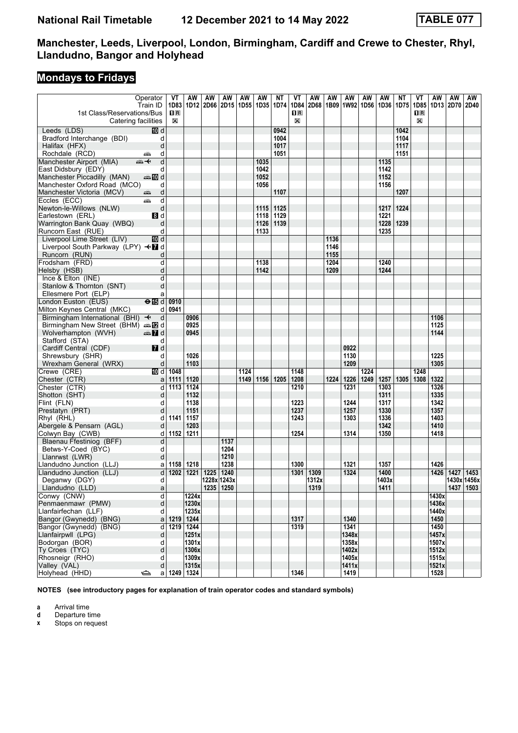# Manchester, Leeds, Liverpool, London, Birmingham, Cardiff and Crewe to Chester, Rhyl, Llandudno, Bangor and Holyhead

## Mondays to Fridays

| Operator | | VT | AW | AW | AW | AW | AW | NT | VT | AW | AW | AW | AW | AW | NT | VT | AW | AW | AW |
|---|---|---|---|---|---|---|---|---|---|---|---|---|---|---|---|---|---|---|---|
| Train ID | | 1D83 | 1D12 | 2D66 | 2D15 | 1D55 | 1D35 | 1D74 | 1D84 | 2D68 | 1B09 | 1W92 | 1D56 | 1D36 | 1D75 | 1D85 | 1D13 | 2D70 | 2D40 |
| 1st Class/Reservations/Bus | | 1R | | | | | | | 1R | | | | | | | 1R | | | |
| Catering facilities | | ⊠ | | | | | | | ⊠ | | | | | | | ⊠ | | | |
| Leeds (LDS) | 10 d | | | | | | | 0942 | | | | | | | 1042 | | | | |
| Bradford Interchange (BDI) | d | | | | | | | 1004 | | | | | | | 1104 | | | | |
| Halifax (HFX) | d | | | | | | | 1017 | | | | | | | 1117 | | | | |
| Rochdale (RCD) | d | | | | | | | 1051 | | | | | | | 1151 | | | | |
| Manchester Airport (MIA) | d | | | | | | 1035 | | | | | | | 1135 | | | | | |
| East Didsbury (EDY) | d | | | | | | 1042 | | | | | | | 1142 | | | | | |
| Manchester Piccadilly (MAN) | 10 d | | | | | | 1052 | | | | | | | 1152 | | | | | |
| Manchester Oxford Road (MCO) | d | | | | | | 1056 | | | | | | | 1156 | | | | | |
| Manchester Victoria (MCV) | d | | | | | | | 1107 | | | | | | | 1207 | | | | |
| Eccles (ECC) | d | | | | | | | | | | | | | | | | | | |
| Newton-le-Willows (NLW) | d | | | | | | 1115 | 1125 | | | | | | 1217 | 1224 | | | | |
| Earlestown (ERL) | 8 d | | | | | | 1118 | 1129 | | | | | | 1221 | | | | | |
| Warrington Bank Quay (WBQ) | d | | | | | | 1126 | 1139 | | | | | | 1228 | 1239 | | | | |
| Runcorn East (RUE) | d | | | | | | 1133 | | | | | | | 1235 | | | | | |
| Liverpool Lime Street (LIV) | 10 d | | | | | | | | | | 1136 | | | | | | | | |
| Liverpool South Parkway (LPY) | 7 d | | | | | | | | | | 1146 | | | | | | | | |
| Runcorn (RUN) | d | | | | | | | | | | 1155 | | | | | | | | |
| Frodsham (FRD) | d | | | | | | 1138 | | | | 1204 | | | 1240 | | | | | |
| Helsby (HSB) | d | | | | | | 1142 | | | | 1209 | | | 1244 | | | | | |
| Ince & Elton (INE) | d | | | | | | | | | | | | | | | | | | |
| Stanlow & Thornton (SNT) | d | | | | | | | | | | | | | | | | | | |
| Ellesmere Port (ELP) | a | | | | | | | | | | | | | | | | | | |
| London Euston (EUS) | 15 d | 0910 | | | | | | | | | | | | | | | | | |
| Milton Keynes Central (MKC) | d | 0941 | | | | | | | | | | | | | | | | | |
| Birmingham International (BHI) | d | | 0906 | | | | | | | | | | | | | | 1106 | | |
| Birmingham New Street (BHM) | 12 d | | 0925 | | | | | | | | | | | | | | 1125 | | |
| Wolverhampton (WVH) | 7 d | | 0945 | | | | | | | | | | | | | | 1144 | | |
| Stafford (STA) | d | | | | | | | | | | | | | | | | | | |
| Cardiff Central (CDF) | 7 d | | | | | | | | | | | 0922 | | | | | | | |
| Shrewsbury (SHR) | d | | 1026 | | | | | | | | | 1130 | | | | | 1225 | | |
| Wrexham General (WRX) | d | | 1103 | | | | | | | | | 1209 | | | | | 1305 | | |
| Crewe (CRE) | 10 d | 1048 | | | | 1124 | | | 1148 | | | | 1224 | | | 1248 | | | |
| Chester (CTR) | a | 1111 | 1120 | | | 1149 | 1156 | 1205 | 1208 | | 1224 | 1226 | 1249 | 1257 | 1305 | 1308 | 1322 | | |
| Chester (CTR) | d | 1113 | 1124 | | | | | | 1210 | | | 1231 | | 1303 | | | 1326 | | |
| Shotton (SHT) | d | | 1132 | | | | | | | | | | | 1311 | | | 1335 | | |
| Flint (FLN) | d | | 1138 | | | | | | 1223 | | | 1244 | | 1317 | | | 1342 | | |
| Prestatyn (PRT) | d | | 1151 | | | | | | 1237 | | | 1257 | | 1330 | | | 1357 | | |
| Rhyl (RHL) | d | 1141 | 1157 | | | | | | 1243 | | | 1303 | | 1336 | | | 1403 | | |
| Abergele & Pensarn (AGL) | d | | 1203 | | | | | | | | | | | 1342 | | | 1410 | | |
| Colwyn Bay (CWB) | d | 1152 | 1211 | | | | | | 1254 | | | 1314 | | 1350 | | | 1418 | | |
| Blaenau Ffestiniog (BFF) | d | | | | 1137 | | | | | | | | | | | | | | |
| Betws-Y-Coed (BYC) | d | | | | 1204 | | | | | | | | | | | | | | |
| Llanrwst (LWR) | d | | | | 1210 | | | | | | | | | | | | | | |
| Llandudno Junction (LLJ) | a | 1158 | 1218 | | 1238 | | | | 1300 | | | 1321 | | 1357 | | | 1426 | | |
| Llandudno Junction (LLJ) | d | 1202 | 1221 | 1225 | 1240 | | | | 1301 | 1309 | | 1324 | | 1400 | | | 1426 | 1427 | 1453 |
| Deganwy (DGY) | d | | | 1228x | 1243x | | | | | 1312x | | | | 1403x | | | | 1430x | 1456x |
| Llandudno (LLD) | a | | | 1235 | 1250 | | | | | 1319 | | | | 1411 | | | | 1437 | 1503 |
| Conwy (CNW) | d | | 1224x | | | | | | | | | | | | | | 1430x | | |
| Penmaenmawr (PMW) | d | | 1230x | | | | | | | | | | | | | | 1436x | | |
| Llanfairfechan (LLF) | d | | 1235x | | | | | | | | | | | | | | 1440x | | |
| Bangor (Gwynedd) (BNG) | a | 1219 | 1244 | | | | | | 1317 | | | 1340 | | | | | 1450 | | |
| Bangor (Gwynedd) (BNG) | d | 1219 | 1244 | | | | | | 1319 | | | 1341 | | | | | 1450 | | |
| Llanfairpwll (LPG) | d | | 1251x | | | | | | | | | 1348x | | | | | 1457x | | |
| Bodorgan (BOR) | d | | 1301x | | | | | | | | | 1358x | | | | | 1507x | | |
| Ty Croes (TYC) | d | | 1306x | | | | | | | | | 1402x | | | | | 1512x | | |
| Rhosneigr (RHO) | d | | 1309x | | | | | | | | | 1405x | | | | | 1515x | | |
| Valley (VAL) | d | | 1315x | | | | | | | | | 1411x | | | | | 1521x | | |
| Holyhead (HHD) | a | 1249 | 1324 | | | | | | 1346 | | | 1419 | | | | | 1528 | | |

**NOTES (see introductory pages for explanation of train operator codes and standard symbols)**

**a** Arrival time
**d** Departure time
**x** Stops on request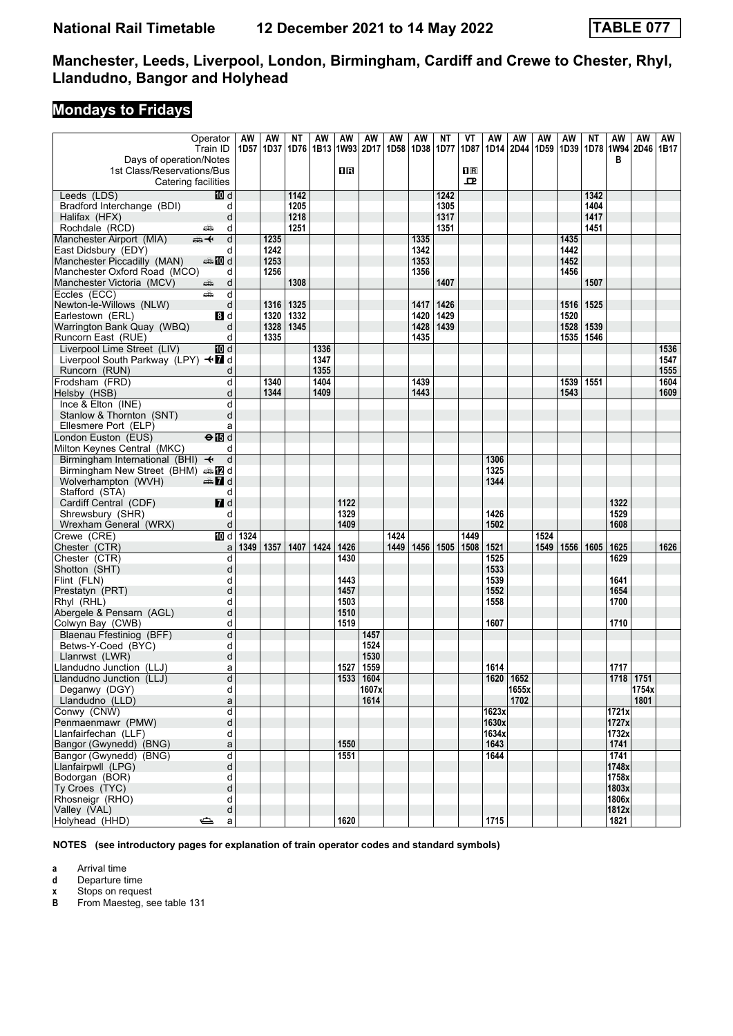# Manchester, Leeds, Liverpool, London, Birmingham, Cardiff and Crewe to Chester, Rhyl, Llandudno, Bangor and Holyhead

**National Rail Timetable — 12 December 2021 to 14 May 2022 — TABLE 077**

## Mondays to Fridays

| Operator | | AW | AW | NT | AW | AW | AW | AW | AW | NT | VT | AW | AW | AW | AW | NT | AW | AW | AW |
|---|---|---|---|---|---|---|---|---|---|---|---|---|---|---|---|---|---|---|---|
| Train ID | | 1D57 | 1D37 | 1D76 | 1B13 | 1W93 | 2D17 | 1D58 | 1D38 | 1D77 | 1D87 | 1D14 | 2D44 | 1D59 | 1D39 | 1D78 | 1W94 | 2D46 | 1B17 |
| Days of operation/Notes | | | | | | | | | | | | | | | | | B | | |
| 1st Class/Reservations/Bus | | | | | | 1R | | | | | 1R | | | | | | | | |
| Catering facilities | | | | | | | | | | | 🍴 | | | | | | | | |
| Leeds (LDS) | d | | | 1142 | | | | | | 1242 | | | | | | 1342 | | | |
| Bradford Interchange (BDI) | d | | | 1205 | | | | | | 1305 | | | | | | 1404 | | | |
| Halifax (HFX) | d | | | 1218 | | | | | | 1317 | | | | | | 1417 | | | |
| Rochdale (RCD) | d | | | 1251 | | | | | | 1351 | | | | | | 1451 | | | |
| Manchester Airport (MIA) | d | | 1235 | | | | | | 1335 | | | | | | 1435 | | | | |
| East Didsbury (EDY) | d | | 1242 | | | | | | 1342 | | | | | | 1442 | | | | |
| Manchester Piccadilly (MAN) | d | | 1253 | | | | | | 1353 | | | | | | 1452 | | | | |
| Manchester Oxford Road (MCO) | d | | 1256 | | | | | | 1356 | | | | | | 1456 | | | | |
| Manchester Victoria (MCV) | d | | | 1308 | | | | | | 1407 | | | | | | 1507 | | | |
| Eccles (ECC) | d | | | | | | | | | | | | | | | | | | |
| Newton-le-Willows (NLW) | d | | 1316 | 1325 | | | | | 1417 | 1426 | | | | | 1516 | 1525 | | | |
| Earlestown (ERL) | d | | 1320 | 1332 | | | | | 1420 | 1429 | | | | | 1520 | | | | |
| Warrington Bank Quay (WBQ) | d | | 1328 | 1345 | | | | | 1428 | 1439 | | | | | 1528 | 1539 | | | |
| Runcorn East (RUE) | d | | 1335 | | | | | | 1435 | | | | | | 1535 | 1546 | | | |
| Liverpool Lime Street (LIV) | d | | | | 1336 | | | | | | | | | | | | | | 1536 |
| Liverpool South Parkway (LPY) | d | | | | 1347 | | | | | | | | | | | | | | 1547 |
| Runcorn (RUN) | d | | | | 1355 | | | | | | | | | | | | | | 1555 |
| Frodsham (FRD) | d | | 1340 | | 1404 | | | | 1439 | | | | | | 1539 | 1551 | | | 1604 |
| Helsby (HSB) | d | | 1344 | | 1409 | | | | 1443 | | | | | | 1543 | | | | 1609 |
| Ince & Elton (INE) | d | | | | | | | | | | | | | | | | | | |
| Stanlow & Thornton (SNT) | d | | | | | | | | | | | | | | | | | | |
| Ellesmere Port (ELP) | a | | | | | | | | | | | | | | | | | | |
| London Euston (EUS) | d | | | | | | | | | | | | | | | | | | |
| Milton Keynes Central (MKC) | d | | | | | | | | | | | | | | | | | | |
| Birmingham International (BHI) | d | | | | | | | | | | | 1306 | | | | | | | |
| Birmingham New Street (BHM) | d | | | | | | | | | | | 1325 | | | | | | | |
| Wolverhampton (WVH) | d | | | | | | | | | | | 1344 | | | | | | | |
| Stafford (STA) | d | | | | | | | | | | | | | | | | | | |
| Cardiff Central (CDF) | d | | | | | 1122 | | | | | | | | | | | 1322 | | |
| Shrewsbury (SHR) | d | | | | | 1329 | | | | | | 1426 | | | | | 1529 | | |
| Wrexham General (WRX) | d | | | | | 1409 | | | | | | 1502 | | | | | 1608 | | |
| Crewe (CRE) | d | 1324 | | | | | | 1424 | | | 1449 | | | 1524 | | | | | |
| Chester (CTR) | a | 1349 | 1357 | 1407 | 1424 | 1426 | | 1449 | 1456 | 1505 | 1508 | 1521 | | 1549 | 1556 | 1605 | 1625 | | 1626 |
| Chester (CTR) | d | | | | | 1430 | | | | | | 1525 | | | | | 1629 | | |
| Shotton (SHT) | d | | | | | | | | | | | 1533 | | | | | | | |
| Flint (FLN) | d | | | | | 1443 | | | | | | 1539 | | | | | 1641 | | |
| Prestatyn (PRT) | d | | | | | 1457 | | | | | | 1552 | | | | | 1654 | | |
| Rhyl (RHL) | d | | | | | 1503 | | | | | | 1558 | | | | | 1700 | | |
| Abergele & Pensarn (AGL) | d | | | | | 1510 | | | | | | | | | | | | | |
| Colwyn Bay (CWB) | d | | | | | 1519 | | | | | | 1607 | | | | | 1710 | | |
| Blaenau Ffestiniog (BFF) | d | | | | | | 1457 | | | | | | | | | | | | |
| Betws-Y-Coed (BYC) | d | | | | | | 1524 | | | | | | | | | | | | |
| Llanrwst (LWR) | d | | | | | | 1530 | | | | | | | | | | | | |
| Llandudno Junction (LLJ) | a | | | | | 1527 | 1559 | | | | | 1614 | | | | | 1717 | | |
| Llandudno Junction (LLJ) | d | | | | | 1533 | 1604 | | | | | 1620 | 1652 | | | | 1718 | 1751 | |
| Deganwy (DGY) | d | | | | | | 1607x | | | | | | 1655x | | | | | 1754x | |
| Llandudno (LLD) | a | | | | | | 1614 | | | | | | 1702 | | | | | 1801 | |
| Conwy (CNW) | d | | | | | | | | | | | 1623x | | | | | 1721x | | |
| Penmaenmawr (PMW) | d | | | | | | | | | | | 1630x | | | | | 1727x | | |
| Llanfairfechan (LLF) | d | | | | | | | | | | | 1634x | | | | | 1732x | | |
| Bangor (Gwynedd) (BNG) | a | | | | | 1550 | | | | | | 1643 | | | | | 1741 | | |
| Bangor (Gwynedd) (BNG) | d | | | | | 1551 | | | | | | 1644 | | | | | 1741 | | |
| Llanfairpwll (LPG) | d | | | | | | | | | | | | | | | | 1748x | | |
| Bodorgan (BOR) | d | | | | | | | | | | | | | | | | 1758x | | |
| Ty Croes (TYC) | d | | | | | | | | | | | | | | | | 1803x | | |
| Rhosneigr (RHO) | d | | | | | | | | | | | | | | | | 1806x | | |
| Valley (VAL) | d | | | | | | | | | | | | | | | | 1812x | | |
| Holyhead (HHD) | a | | | | | 1620 | | | | | | 1715 | | | | | 1821 | | |

**NOTES (see introductory pages for explanation of train operator codes and standard symbols)**

- **a** Arrival time
- **d** Departure time
- **x** Stops on request
- **B** From Maesteg, see table 131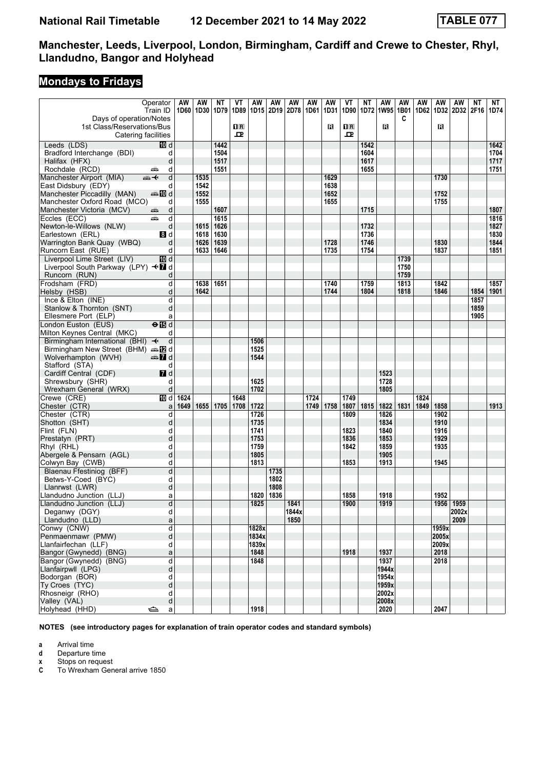# National Rail Timetable 12 December 2021 to 14 May 2022 TABLE 077

## Manchester, Leeds, Liverpool, London, Birmingham, Cardiff and Crewe to Chester, Rhyl, Llandudno, Bangor and Holyhead

### Mondays to Fridays

| Operator | | AW | AW | NT | VT | AW | AW | AW | AW | AW | VT | NT | AW | AW | AW | AW | AW | NT | NT |
|---|---|---|---|---|---|---|---|---|---|---|---|---|---|---|---|---|---|---|---|
| Train ID | | 1D60 | 1D30 | 1D79 | 1D89 | 1D15 | 2D19 | 2D78 | 1D61 | 1D31 | 1D90 | 1D72 | 1W95 | 1B01 | 1D62 | 1D32 | 2D32 | 2F16 | 1D74 |
| Days of operation/Notes | | | | | | | | | | | | | | C | | | | | |
| 1st Class/Reservations/Bus | | | | | 1R | | | | | R | 1R | | R | | | R | | | |
| Catering facilities | | | | | 🍴 | | | | | | 🍴 | | | | | | | | |
| Leeds (LDS) | 10 d | | | 1442 | | | | | | | | 1542 | | | | | | | 1642 |
| Bradford Interchange (BDI) | d | | | 1504 | | | | | | | | 1604 | | | | | | | 1704 |
| Halifax (HFX) | d | | | 1517 | | | | | | | | 1617 | | | | | | | 1717 |
| Rochdale (RCD) | d | | | 1551 | | | | | | | | 1655 | | | | | | | 1751 |
| Manchester Airport (MIA) | d | | 1535 | | | | | | | 1629 | | | | | | 1730 | | | |
| East Didsbury (EDY) | d | | 1542 | | | | | | | 1638 | | | | | | | | | |
| Manchester Piccadilly (MAN) | 10 d | | 1552 | | | | | | | 1652 | | | | | | 1752 | | | |
| Manchester Oxford Road (MCO) | d | | 1555 | | | | | | | 1655 | | | | | | 1755 | | | |
| Manchester Victoria (MCV) | d | | | 1607 | | | | | | | | 1715 | | | | | | | 1807 |
| Eccles (ECC) | d | | | 1615 | | | | | | | | | | | | | | | 1816 |
| Newton-le-Willows (NLW) | d | | 1615 | 1626 | | | | | | | | 1732 | | | | | | | 1827 |
| Earlestown (ERL) | 8 d | | 1618 | 1630 | | | | | | | | 1736 | | | | | | | 1830 |
| Warrington Bank Quay (WBQ) | d | | 1626 | 1639 | | | | | | 1728 | | 1746 | | | | 1830 | | | 1844 |
| Runcorn East (RUE) | d | | 1633 | 1646 | | | | | | 1735 | | 1754 | | | | 1837 | | | 1851 |
| Liverpool Lime Street (LIV) | 10 d | | | | | | | | | | | | | 1739 | | | | | |
| Liverpool South Parkway (LPY) | 7 d | | | | | | | | | | | | | 1750 | | | | | |
| Runcorn (RUN) | d | | | | | | | | | | | | | 1759 | | | | | |
| Frodsham (FRD) | d | | 1638 | 1651 | | | | | | 1740 | | 1759 | | 1813 | | 1842 | | | 1857 |
| Helsby (HSB) | d | | 1642 | | | | | | | 1744 | | 1804 | | 1818 | | 1846 | | 1854 | 1901 |
| Ince & Elton (INE) | d | | | | | | | | | | | | | | | | | 1857 | |
| Stanlow & Thornton (SNT) | d | | | | | | | | | | | | | | | | | 1859 | |
| Ellesmere Port (ELP) | a | | | | | | | | | | | | | | | | | 1905 | |
| London Euston (EUS) | 15 d | | | | | | | | | | | | | | | | | | |
| Milton Keynes Central (MKC) | d | | | | | | | | | | | | | | | | | | |
| Birmingham International (BHI) | d | | | | | 1506 | | | | | | | | | | | | | |
| Birmingham New Street (BHM) | 12 d | | | | | 1525 | | | | | | | | | | | | | |
| Wolverhampton (WVH) | 7 d | | | | | 1544 | | | | | | | | | | | | | |
| Stafford (STA) | d | | | | | | | | | | | | | | | | | | |
| Cardiff Central (CDF) | 7 d | | | | | | | | | | | | 1523 | | | | | | |
| Shrewsbury (SHR) | d | | | | | 1625 | | | | | | | 1728 | | | | | | |
| Wrexham General (WRX) | d | | | | | 1702 | | | | | | | 1805 | | | | | | |
| Crewe (CRE) | 10 d | 1624 | | | 1648 | | | | 1724 | | 1749 | | | | 1824 | | | | |
| Chester (CTR) | a | 1649 | 1655 | 1705 | 1708 | 1722 | | | 1749 | 1758 | 1807 | 1815 | 1822 | 1831 | 1849 | 1858 | | | 1913 |
| Chester (CTR) | d | | | | | 1726 | | | | | 1809 | | 1826 | | | 1902 | | | |
| Shotton (SHT) | d | | | | | 1735 | | | | | | | 1834 | | | 1910 | | | |
| Flint (FLN) | d | | | | | 1741 | | | | | 1823 | | 1840 | | | 1916 | | | |
| Prestatyn (PRT) | d | | | | | 1753 | | | | | 1836 | | 1853 | | | 1929 | | | |
| Rhyl (RHL) | d | | | | | 1759 | | | | | 1842 | | 1859 | | | 1935 | | | |
| Abergele & Pensarn (AGL) | d | | | | | 1805 | | | | | | | 1905 | | | | | | |
| Colwyn Bay (CWB) | d | | | | | 1813 | | | | | 1853 | | 1913 | | | 1945 | | | |
| Blaenau Ffestiniog (BFF) | d | | | | | | 1735 | | | | | | | | | | | | |
| Betws-Y-Coed (BYC) | d | | | | | | 1802 | | | | | | | | | | | | |
| Llanrwst (LWR) | d | | | | | | 1808 | | | | | | | | | | | | |
| Llandudno Junction (LLJ) | a | | | | | 1820 | 1836 | | | | 1858 | | 1918 | | | 1952 | | | |
| Llandudno Junction (LLJ) | d | | | | | 1825 | | 1841 | | | 1900 | | 1919 | | | 1956 | 1959 | | |
| Deganwy (DGY) | d | | | | | | | 1844x | | | | | | | | | 2002x | | |
| Llandudno (LLD) | a | | | | | | | 1850 | | | | | | | | | 2009 | | |
| Conwy (CNW) | d | | | | | 1828x | | | | | | | | | | 1959x | | | |
| Penmaenmawr (PMW) | d | | | | | 1834x | | | | | | | | | | 2005x | | | |
| Llanfairfechan (LLF) | d | | | | | 1839x | | | | | | | | | | 2009x | | | |
| Bangor (Gwynedd) (BNG) | a | | | | | 1848 | | | | | 1918 | | 1937 | | | 2018 | | | |
| Bangor (Gwynedd) (BNG) | d | | | | | 1848 | | | | | | | 1937 | | | 2018 | | | |
| Llanfairpwll (LPG) | d | | | | | | | | | | | | 1944x | | | | | | |
| Bodorgan (BOR) | d | | | | | | | | | | | | 1954x | | | | | | |
| Ty Croes (TYC) | d | | | | | | | | | | | | 1959x | | | | | | |
| Rhosneigr (RHO) | d | | | | | | | | | | | | 2002x | | | | | | |
| Valley (VAL) | d | | | | | | | | | | | | 2008x | | | | | | |
| Holyhead (HHD) | a | | | | | 1918 | | | | | | | 2020 | | | 2047 | | | |

**NOTES (see introductory pages for explanation of train operator codes and standard symbols)**

- **a** Arrival time
- **d** Departure time
- **x** Stops on request
- **C** To Wrexham General arrive 1850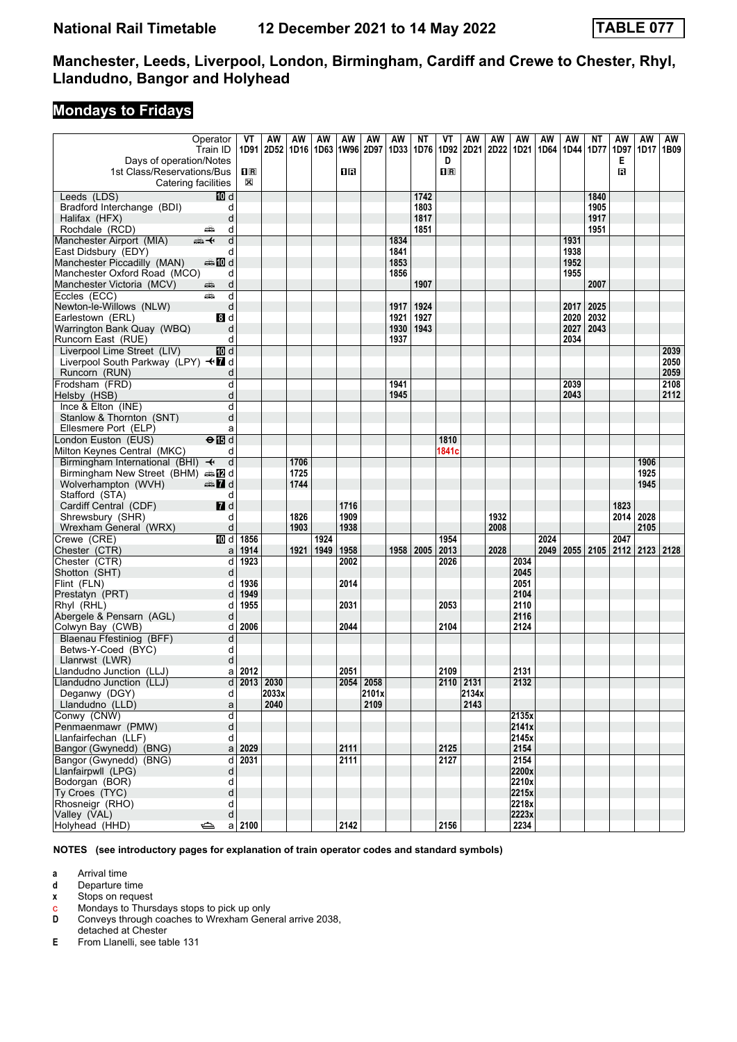# National Rail Timetable 12 December 2021 to 14 May 2022 TABLE 077

## Manchester, Leeds, Liverpool, London, Birmingham, Cardiff and Crewe to Chester, Rhyl, Llandudno, Bangor and Holyhead

### Mondays to Fridays

| Operator | VT | AW | AW | AW | AW | AW | AW | NT | VT | AW | AW | AW | AW | AW | NT | AW | AW | AW |
|---|---|---|---|---|---|---|---|---|---|---|---|---|---|---|---|---|---|---|
| Train ID | 1D91 | 2D52 | 1D16 | 1D63 | 1W96 | 2D97 | 1D33 | 1D76 | 1D92 | 2D21 | 2D22 | 1D21 | 1D64 | 1D44 | 1D77 | 1D97 | 1D17 | 1B09 |
| Days of operation/Notes | | | | | | | | | D | | | | | | | E | | |
| 1st Class/Reservations/Bus | 1R | | | | 1R | | | | 1R | | | | | | | R | | |
| Catering facilities | ⊠ | | | | | | | | | | | | | | | | | |
| Leeds (LDS) 10 d | | | | | | | | 1742 | | | | | | | 1840 | | | |
| Bradford Interchange (BDI) d | | | | | | | | 1803 | | | | | | | 1905 | | | |
| Halifax (HFX) d | | | | | | | | 1817 | | | | | | | 1917 | | | |
| Rochdale (RCD) d | | | | | | | | 1851 | | | | | | | 1951 | | | |
| Manchester Airport (MIA) d | | | | | | | 1834 | | | | | | | 1931 | | | | |
| East Didsbury (EDY) d | | | | | | | 1841 | | | | | | | 1938 | | | | |
| Manchester Piccadilly (MAN) 10 d | | | | | | | 1853 | | | | | | | 1952 | | | | |
| Manchester Oxford Road (MCO) d | | | | | | | 1856 | | | | | | | 1955 | | | | |
| Manchester Victoria (MCV) d | | | | | | | | 1907 | | | | | | | 2007 | | | |
| Eccles (ECC) d | | | | | | | | | | | | | | | | | | |
| Newton-le-Willows (NLW) d | | | | | | | 1917 | 1924 | | | | | | 2017 | 2025 | | | |
| Earlestown (ERL) 8 d | | | | | | | 1921 | 1927 | | | | | | 2020 | 2032 | | | |
| Warrington Bank Quay (WBQ) d | | | | | | | 1930 | 1943 | | | | | | 2027 | 2043 | | | |
| Runcorn East (RUE) d | | | | | | | 1937 | | | | | | | 2034 | | | | |
| Liverpool Lime Street (LIV) 10 d | | | | | | | | | | | | | | | | | | 2039 |
| Liverpool South Parkway (LPY) 7 d | | | | | | | | | | | | | | | | | | 2050 |
| Runcorn (RUN) d | | | | | | | | | | | | | | | | | | 2059 |
| Frodsham (FRD) d | | | | | | | 1941 | | | | | | | 2039 | | | | 2108 |
| Helsby (HSB) d | | | | | | | 1945 | | | | | | | 2043 | | | | 2112 |
| Ince & Elton (INE) d | | | | | | | | | | | | | | | | | | |
| Stanlow & Thornton (SNT) d | | | | | | | | | | | | | | | | | | |
| Ellesmere Port (ELP) a | | | | | | | | | | | | | | | | | | |
| London Euston (EUS) 15 d | | | | | | | | | 1810 | | | | | | | | | |
| Milton Keynes Central (MKC) d | | | | | | | | | 1841c | | | | | | | | | |
| Birmingham International (BHI) d | | | 1706 | | | | | | | | | | | | | | 1906 | |
| Birmingham New Street (BHM) 12 d | | | 1725 | | | | | | | | | | | | | | 1925 | |
| Wolverhampton (WVH) 7 d | | | 1744 | | | | | | | | | | | | | | 1945 | |
| Stafford (STA) d | | | | | | | | | | | | | | | | | | |
| Cardiff Central (CDF) 7 d | | | | | 1716 | | | | | | | | | | | 1823 | | |
| Shrewsbury (SHR) d | | | 1826 | | 1909 | | | | | | 1932 | | | | | 2014 | 2028 | |
| Wrexham General (WRX) d | | | 1903 | | 1938 | | | | | | 2008 | | | | | | 2105 | |
| Crewe (CRE) 10 d | 1856 | | | 1924 | | | | | 1954 | | | | 2024 | | | 2047 | | |
| Chester (CTR) a | 1914 | | 1921 | 1949 | 1958 | | 1958 | 2005 | 2013 | | 2028 | | 2049 | 2055 | 2105 | 2112 | 2123 | 2128 |
| Chester (CTR) d | 1923 | | | | 2002 | | | | 2026 | | | 2034 | | | | | | |
| Shotton (SHT) d | | | | | | | | | | | | 2045 | | | | | | |
| Flint (FLN) d | 1936 | | | | 2014 | | | | | | | 2051 | | | | | | |
| Prestatyn (PRT) d | 1949 | | | | | | | | | | | 2104 | | | | | | |
| Rhyl (RHL) d | 1955 | | | | 2031 | | | | 2053 | | | 2110 | | | | | | |
| Abergele & Pensarn (AGL) d | | | | | | | | | | | | 2116 | | | | | | |
| Colwyn Bay (CWB) d | 2006 | | | | 2044 | | | | 2104 | | | 2124 | | | | | | |
| Blaenau Ffestiniog (BFF) d | | | | | | | | | | | | | | | | | | |
| Betws-Y-Coed (BYC) d | | | | | | | | | | | | | | | | | | |
| Llanrwst (LWR) d | | | | | | | | | | | | | | | | | | |
| Llandudno Junction (LLJ) a | 2012 | | | | 2051 | | | | 2109 | | | 2131 | | | | | | |
| Llandudno Junction (LLJ) d | 2013 | 2030 | | | 2054 | 2058 | | | 2110 | 2131 | | 2132 | | | | | | |
| Deganwy (DGY) d | | 2033x | | | | 2101x | | | | 2134x | | | | | | | | |
| Llandudno (LLD) a | | 2040 | | | | 2109 | | | | 2143 | | | | | | | | |
| Conwy (CNW) d | | | | | | | | | | | | 2135x | | | | | | |
| Penmaenmawr (PMW) d | | | | | | | | | | | | 2141x | | | | | | |
| Llanfairfechan (LLF) d | | | | | | | | | | | | 2145x | | | | | | |
| Bangor (Gwynedd) (BNG) a | 2029 | | | | 2111 | | | | 2125 | | | 2154 | | | | | | |
| Bangor (Gwynedd) (BNG) d | 2031 | | | | 2111 | | | | 2127 | | | 2154 | | | | | | |
| Llanfairpwll (LPG) d | | | | | | | | | | | | 2200x | | | | | | |
| Bodorgan (BOR) d | | | | | | | | | | | | 2210x | | | | | | |
| Ty Croes (TYC) d | | | | | | | | | | | | 2215x | | | | | | |
| Rhosneigr (RHO) d | | | | | | | | | | | | 2218x | | | | | | |
| Valley (VAL) d | | | | | | | | | | | | 2223x | | | | | | |
| Holyhead (HHD) a | 2100 | | | | 2142 | | | | 2156 | | | 2234 | | | | | | |

**NOTES (see introductory pages for explanation of train operator codes and standard symbols)**

- **a** Arrival time
- **d** Departure time
- **x** Stops on request
- **c** Mondays to Thursdays stops to pick up only
- **D** Conveys through coaches to Wrexham General arrive 2038, detached at Chester
- **E** From Llanelli, see table 131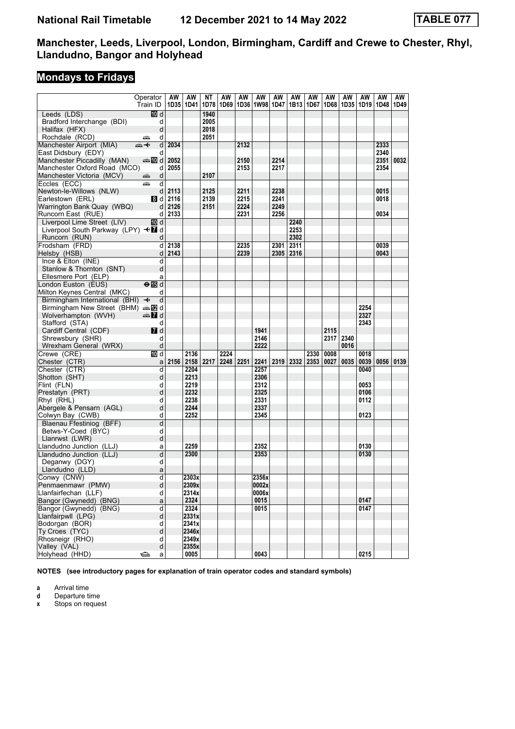# National Rail Timetable 12 December 2021 to 14 May 2022 TABLE 077

## Manchester, Leeds, Liverpool, London, Birmingham, Cardiff and Crewe to Chester, Rhyl, Llandudno, Bangor and Holyhead

## Mondays to Fridays

| | Operator | AW | AW | NT | AW | AW | AW | AW | AW | AW | AW | AW | AW | AW | AW |
|---|---|---|---|---|---|---|---|---|---|---|---|---|---|---|---|
| | Train ID | 1D35 | 1D41 | 1D78 | 1D69 | 1D36 | 1W98 | 1D47 | 1B13 | 1D67 | 1D68 | 1D35 | 1D19 | 1D48 | 1D49 |
| Leeds (LDS) | 10 d | | | 1940 | | | | | | | | | | | |
| Bradford Interchange (BDI) | d | | | 2005 | | | | | | | | | | | |
| Halifax (HFX) | d | | | 2018 | | | | | | | | | | | |
| Rochdale (RCD) | d | | | 2051 | | | | | | | | | | | |
| Manchester Airport (MIA) | d | 2034 | | | | 2132 | | | | | | | | 2333 | |
| East Didsbury (EDY) | d | | | | | | | | | | | | | 2340 | |
| Manchester Piccadilly (MAN) | 10 d | 2052 | | | | 2150 | | 2214 | | | | | | 2351 | 0032 |
| Manchester Oxford Road (MCO) | d | 2055 | | | | 2153 | | 2217 | | | | | | 2354 | |
| Manchester Victoria (MCV) | d | | | 2107 | | | | | | | | | | | |
| Eccles (ECC) | d | | | | | | | | | | | | | | |
| Newton-le-Willows (NLW) | d | 2113 | | 2125 | | 2211 | | 2238 | | | | | | 0015 | |
| Earlestown (ERL) | 8 d | 2116 | | 2139 | | 2215 | | 2241 | | | | | | 0018 | |
| Warrington Bank Quay (WBQ) | d | 2126 | | 2151 | | 2224 | | 2249 | | | | | | | |
| Runcorn East (RUE) | d | 2133 | | | | 2231 | | 2256 | | | | | | 0034 | |
| Liverpool Lime Street (LIV) | 10 d | | | | | | | | 2240 | | | | | | |
| Liverpool South Parkway (LPY) | 7 d | | | | | | | | 2253 | | | | | | |
| Runcorn (RUN) | d | | | | | | | | 2302 | | | | | | |
| Frodsham (FRD) | d | 2138 | | | | 2235 | | 2301 | 2311 | | | | | 0039 | |
| Helsby (HSB) | d | 2143 | | | | 2239 | | 2305 | 2316 | | | | | 0043 | |
| Ince & Elton (INE) | d | | | | | | | | | | | | | | |
| Stanlow & Thornton (SNT) | d | | | | | | | | | | | | | | |
| Ellesmere Port (ELP) | a | | | | | | | | | | | | | | |
| London Euston (EUS) | 15 d | | | | | | | | | | | | | | |
| Milton Keynes Central (MKC) | d | | | | | | | | | | | | | | |
| Birmingham International (BHI) | d | | | | | | | | | | | | | | |
| Birmingham New Street (BHM) | 12 d | | | | | | | | | | | | 2254 | | |
| Wolverhampton (WVH) | 7 d | | | | | | | | | | | | 2327 | | |
| Stafford (STA) | d | | | | | | | | | | | | 2343 | | |
| Cardiff Central (CDF) | 7 d | | | | | | 1941 | | | | 2115 | | | | |
| Shrewsbury (SHR) | d | | | | | | 2146 | | | | 2317 | 2340 | | | |
| Wrexham General (WRX) | d | | | | | | 2222 | | | | | 0016 | | | |
| Crewe (CRE) | 10 d | | 2136 | | 2224 | | | | | 2330 | 0008 | | 0018 | | |
| Chester (CTR) | a | 2156 | 2158 | 2217 | 2248 | 2251 | 2241 | 2319 | 2332 | 2353 | 0027 | 0035 | 0039 | 0056 | 0139 |
| Chester (CTR) | d | | 2204 | | | | 2257 | | | | | | 0040 | | |
| Shotton (SHT) | d | | 2213 | | | | 2306 | | | | | | | | |
| Flint (FLN) | d | | 2219 | | | | 2312 | | | | | | 0053 | | |
| Prestatyn (PRT) | d | | 2232 | | | | 2325 | | | | | | 0106 | | |
| Rhyl (RHL) | d | | 2238 | | | | 2331 | | | | | | 0112 | | |
| Abergele & Pensarn (AGL) | d | | 2244 | | | | 2337 | | | | | | | | |
| Colwyn Bay (CWB) | d | | 2252 | | | | 2345 | | | | | | 0123 | | |
| Blaenau Ffestiniog (BFF) | d | | | | | | | | | | | | | | |
| Betws-Y-Coed (BYC) | d | | | | | | | | | | | | | | |
| Llanrwst (LWR) | d | | | | | | | | | | | | | | |
| Llandudno Junction (LLJ) | a | | 2259 | | | | 2352 | | | | | | 0130 | | |
| Llandudno Junction (LLJ) | d | | 2300 | | | | 2353 | | | | | | 0130 | | |
| Deganwy (DGY) | d | | | | | | | | | | | | | | |
| Llandudno (LLD) | a | | | | | | | | | | | | | | |
| Conwy (CNW) | d | | 2303x | | | | 2356x | | | | | | | | |
| Penmaenmawr (PMW) | d | | 2309x | | | | 0002x | | | | | | | | |
| Llanfairfechan (LLF) | d | | 2314x | | | | 0006x | | | | | | | | |
| Bangor (Gwynedd) (BNG) | a | | 2324 | | | | 0015 | | | | | | 0147 | | |
| Bangor (Gwynedd) (BNG) | d | | 2324 | | | | 0015 | | | | | | 0147 | | |
| Llanfairpwll (LPG) | d | | 2331x | | | | | | | | | | | | |
| Bodorgan (BOR) | d | | 2341x | | | | | | | | | | | | |
| Ty Croes (TYC) | d | | 2346x | | | | | | | | | | | | |
| Rhosneigr (RHO) | d | | 2349x | | | | | | | | | | | | |
| Valley (VAL) | d | | 2355x | | | | | | | | | | | | |
| Holyhead (HHD) | a | | 0005 | | | | 0043 | | | | | | 0215 | | |

**NOTES (see introductory pages for explanation of train operator codes and standard symbols)**

**a** Arrival time
**d** Departure time
**x** Stops on request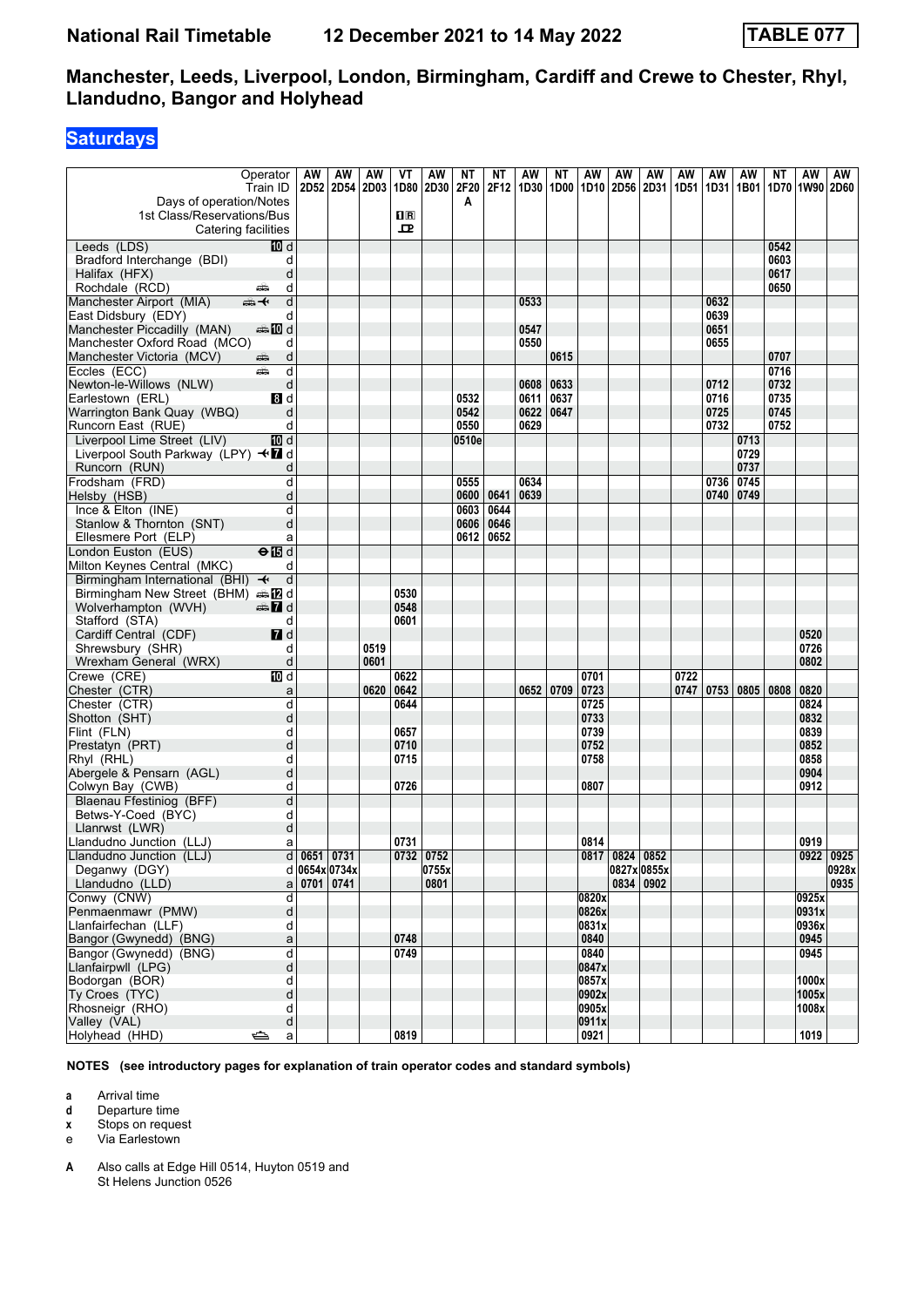# National Rail Timetable — 12 December 2021 to 14 May 2022 — TABLE 077

## Manchester, Leeds, Liverpool, London, Birmingham, Cardiff and Crewe to Chester, Rhyl, Llandudno, Bangor and Holyhead

### Saturdays

| Operator | | AW | AW | AW | VT | AW | NT | NT | AW | NT | AW | AW | AW | AW | AW | AW | NT | AW | AW |
|---|---|---|---|---|---|---|---|---|---|---|---|---|---|---|---|---|---|---|---|
| Train ID | | 2D52 | 2D54 | 2D03 | 1D80 | 2D30 | 2F20 | 2F12 | 1D30 | 1D00 | 1D10 | 2D56 | 2D31 | 1D51 | 1D31 | 1B01 | 1D70 | 1W90 | 2D60 |
| Days of operation/Notes | | | | | | | A | | | | | | | | | | | | |
| 1st Class/Reservations/Bus | | | | | 1R | | | | | | | | | | | | | | |
| Catering facilities | | | | | 🍴 | | | | | | | | | | | | | | |
| Leeds (LDS) | 10 d | | | | | | | | | | | | | | | | 0542 | | |
| Bradford Interchange (BDI) | d | | | | | | | | | | | | | | | | 0603 | | |
| Halifax (HFX) | d | | | | | | | | | | | | | | | | 0617 | | |
| Rochdale (RCD) | d | | | | | | | | | | | | | | | | 0650 | | |
| Manchester Airport (MIA) | d | | | | | | | | 0533 | | | | | | 0632 | | | | |
| East Didsbury (EDY) | d | | | | | | | | | | | | | | 0639 | | | | |
| Manchester Piccadilly (MAN) | 10 d | | | | | | | | 0547 | | | | | | 0651 | | | | |
| Manchester Oxford Road (MCO) | d | | | | | | | | 0550 | | | | | | 0655 | | | | |
| Manchester Victoria (MCV) | d | | | | | | | | | 0615 | | | | | | | 0707 | | |
| Eccles (ECC) | d | | | | | | | | | | | | | | | | 0716 | | |
| Newton-le-Willows (NLW) | d | | | | | | | | 0608 | 0633 | | | | | 0712 | | 0732 | | |
| Earlestown (ERL) | 8 d | | | | | | 0532 | | 0611 | 0637 | | | | | 0716 | | 0735 | | |
| Warrington Bank Quay (WBQ) | d | | | | | | 0542 | | 0622 | 0647 | | | | | 0725 | | 0745 | | |
| Runcorn East (RUE) | d | | | | | | 0550 | | 0629 | | | | | | 0732 | | 0752 | | |
| Liverpool Lime Street (LIV) | 10 d | | | | | | 0510e | | | | | | | | | 0713 | | | |
| Liverpool South Parkway (LPY) | 7 d | | | | | | | | | | | | | | | 0729 | | | |
| Runcorn (RUN) | d | | | | | | | | | | | | | | | 0737 | | | |
| Frodsham (FRD) | d | | | | | | 0555 | | 0634 | | | | | | 0736 | 0745 | | | |
| Helsby (HSB) | d | | | | | | 0600 | 0641 | 0639 | | | | | | 0740 | 0749 | | | |
| Ince & Elton (INE) | d | | | | | | 0603 | 0644 | | | | | | | | | | | |
| Stanlow & Thornton (SNT) | d | | | | | | 0606 | 0646 | | | | | | | | | | | |
| Ellesmere Port (ELP) | a | | | | | | 0612 | 0652 | | | | | | | | | | | |
| London Euston (EUS) | 15 d | | | | | | | | | | | | | | | | | | |
| Milton Keynes Central (MKC) | d | | | | | | | | | | | | | | | | | | |
| Birmingham International (BHI) | d | | | | | | | | | | | | | | | | | | |
| Birmingham New Street (BHM) | 12 d | | | | 0530 | | | | | | | | | | | | | | |
| Wolverhampton (WVH) | 7 d | | | | 0548 | | | | | | | | | | | | | | |
| Stafford (STA) | d | | | | 0601 | | | | | | | | | | | | | | |
| Cardiff Central (CDF) | 7 d | | | | | | | | | | | | | | | | | 0520 | |
| Shrewsbury (SHR) | d | | | 0519 | | | | | | | | | | | | | | 0726 | |
| Wrexham General (WRX) | d | | | 0601 | | | | | | | | | | | | | | 0802 | |
| Crewe (CRE) | 10 d | | | | 0622 | | | | | | 0701 | | | 0722 | | | | | |
| Chester (CTR) | a | | | 0620 | 0642 | | | | 0652 | 0709 | 0723 | | | 0747 | 0753 | 0805 | 0808 | 0820 | |
| Chester (CTR) | d | | | | 0644 | | | | | | 0725 | | | | | | | 0824 | |
| Shotton (SHT) | d | | | | | | | | | | 0733 | | | | | | | 0832 | |
| Flint (FLN) | d | | | | 0657 | | | | | | 0739 | | | | | | | 0839 | |
| Prestatyn (PRT) | d | | | | 0710 | | | | | | 0752 | | | | | | | 0852 | |
| Rhyl (RHL) | d | | | | 0715 | | | | | | 0758 | | | | | | | 0858 | |
| Abergele & Pensarn (AGL) | d | | | | | | | | | | | | | | | | | 0904 | |
| Colwyn Bay (CWB) | d | | | | 0726 | | | | | | 0807 | | | | | | | 0912 | |
| Blaenau Ffestiniog (BFF) | d | | | | | | | | | | | | | | | | | | |
| Betws-Y-Coed (BYC) | d | | | | | | | | | | | | | | | | | | |
| Llanrwst (LWR) | d | | | | | | | | | | | | | | | | | | |
| Llandudno Junction (LLJ) | a | | | | 0731 | | | | | | 0814 | | | | | | | 0919 | |
| Llandudno Junction (LLJ) | d | 0651 | 0731 | | 0732 | 0752 | | | | | 0817 | 0824 | 0852 | | | | | 0922 | 0925 |
| Deganwy (DGY) | d | 0654x | 0734x | | | 0755x | | | | | | 0827x | 0855x | | | | | | 0928x |
| Llandudno (LLD) | a | 0701 | 0741 | | | 0801 | | | | | | 0834 | 0902 | | | | | | 0935 |
| Conwy (CNW) | d | | | | | | | | | | 0820x | | | | | | | 0925x | |
| Penmaenmawr (PMW) | d | | | | | | | | | | 0826x | | | | | | | 0931x | |
| Llanfairfechan (LLF) | d | | | | | | | | | | 0831x | | | | | | | 0936x | |
| Bangor (Gwynedd) (BNG) | a | | | | 0748 | | | | | | 0840 | | | | | | | 0945 | |
| Bangor (Gwynedd) (BNG) | d | | | | 0749 | | | | | | 0840 | | | | | | | 0945 | |
| Llanfairpwll (LPG) | d | | | | | | | | | | 0847x | | | | | | | | |
| Bodorgan (BOR) | d | | | | | | | | | | 0857x | | | | | | | 1000x | |
| Ty Croes (TYC) | d | | | | | | | | | | 0902x | | | | | | | 1005x | |
| Rhosneigr (RHO) | d | | | | | | | | | | 0905x | | | | | | | 1008x | |
| Valley (VAL) | d | | | | | | | | | | 0911x | | | | | | | | |
| Holyhead (HHD) | a | | | | 0819 | | | | | | 0921 | | | | | | | 1019 | |

**NOTES (see introductory pages for explanation of train operator codes and standard symbols)**

- **a** Arrival time
- **d** Departure time
- **x** Stops on request
- **e** Via Earlestown

**A** Also calls at Edge Hill 0514, Huyton 0519 and St Helens Junction 0526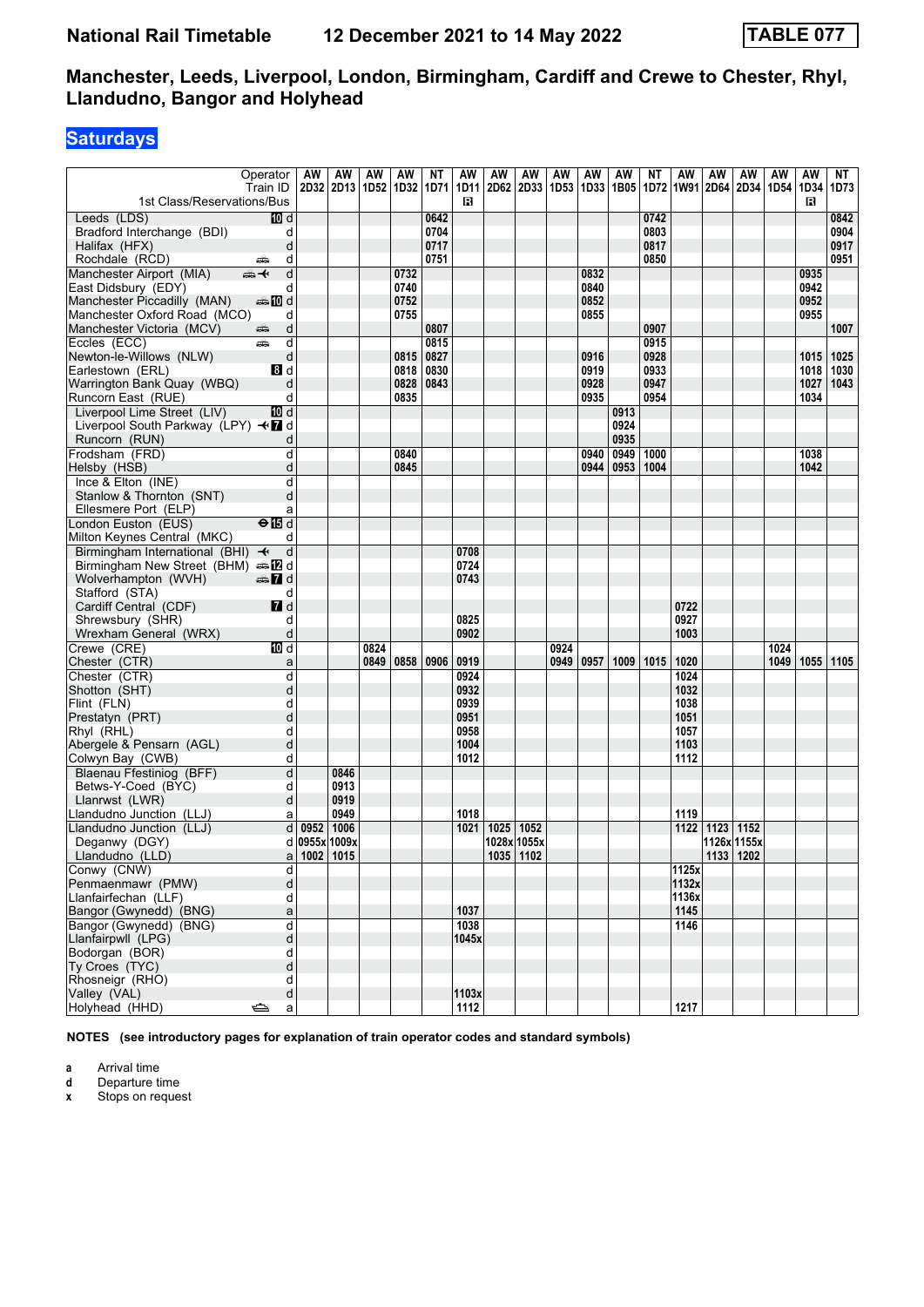# National Rail Timetable 12 December 2021 to 14 May 2022

**TABLE 077**

## Manchester, Leeds, Liverpool, London, Birmingham, Cardiff and Crewe to Chester, Rhyl, Llandudno, Bangor and Holyhead

### Saturdays

| Operator | | AW | AW | AW | AW | NT | AW | AW | AW | AW | AW | AW | NT | AW | AW | AW | AW | AW | NT |
|---|---|---|---|---|---|---|---|---|---|---|---|---|---|---|---|---|---|---|---|
| Train ID | | 2D32 | 2D13 | 1D52 | 1D32 | 1D71 | 1D11 | 2D62 | 2D33 | 1D53 | 1D33 | 1B05 | 1D72 | 1W91 | 2D64 | 2D34 | 1D54 | 1D34 | 1D73 |
| 1st Class/Reservations/Bus | | | | | | | R | | | | | | | | | | | R | |
| Leeds (LDS) | d | | | | | 0642 | | | | | | | 0742 | | | | | | 0842 |
| Bradford Interchange (BDI) | d | | | | | 0704 | | | | | | | 0803 | | | | | | 0904 |
| Halifax (HFX) | d | | | | | 0717 | | | | | | | 0817 | | | | | | 0917 |
| Rochdale (RCD) | d | | | | | 0751 | | | | | | | 0850 | | | | | | 0951 |
| Manchester Airport (MIA) | d | | | | 0732 | | | | | | 0832 | | | | | | | 0935 | |
| East Didsbury (EDY) | d | | | | 0740 | | | | | | 0840 | | | | | | | 0942 | |
| Manchester Piccadilly (MAN) | d | | | | 0752 | | | | | | 0852 | | | | | | | 0952 | |
| Manchester Oxford Road (MCO) | d | | | | 0755 | | | | | | 0855 | | | | | | | 0955 | |
| Manchester Victoria (MCV) | d | | | | | 0807 | | | | | | | 0907 | | | | | | 1007 |
| Eccles (ECC) | d | | | | | 0815 | | | | | | | 0915 | | | | | | |
| Newton-le-Willows (NLW) | d | | | | 0815 | 0827 | | | | | 0916 | | 0928 | | | | | 1015 | 1025 |
| Earlestown (ERL) | d | | | | 0818 | 0830 | | | | | 0919 | | 0933 | | | | | 1018 | 1030 |
| Warrington Bank Quay (WBQ) | d | | | | 0828 | 0843 | | | | | 0928 | | 0947 | | | | | 1027 | 1043 |
| Runcorn East (RUE) | d | | | | 0835 | | | | | | 0935 | | 0954 | | | | | 1034 | |
| Liverpool Lime Street (LIV) | d | | | | | | | | | | | 0913 | | | | | | | |
| Liverpool South Parkway (LPY) | d | | | | | | | | | | | 0924 | | | | | | | |
| Runcorn (RUN) | d | | | | | | | | | | | 0935 | | | | | | | |
| Frodsham (FRD) | d | | | | 0840 | | | | | | 0940 | 0949 | 1000 | | | | | 1038 | |
| Helsby (HSB) | d | | | | 0845 | | | | | | 0944 | 0953 | 1004 | | | | | 1042 | |
| Ince & Elton (INE) | d | | | | | | | | | | | | | | | | | | |
| Stanlow & Thornton (SNT) | d | | | | | | | | | | | | | | | | | | |
| Ellesmere Port (ELP) | a | | | | | | | | | | | | | | | | | | |
| London Euston (EUS) | d | | | | | | | | | | | | | | | | | | |
| Milton Keynes Central (MKC) | d | | | | | | | | | | | | | | | | | | |
| Birmingham International (BHI) | d | | | | | | 0708 | | | | | | | | | | | | |
| Birmingham New Street (BHM) | d | | | | | | 0724 | | | | | | | | | | | | |
| Wolverhampton (WVH) | d | | | | | | 0743 | | | | | | | | | | | | |
| Stafford (STA) | d | | | | | | | | | | | | | | | | | | |
| Cardiff Central (CDF) | d | | | | | | | | | | | | | 0722 | | | | | |
| Shrewsbury (SHR) | d | | | | | | 0825 | | | | | | | 0927 | | | | | |
| Wrexham General (WRX) | d | | | | | | 0902 | | | | | | | 1003 | | | | | |
| Crewe (CRE) | d | | | 0824 | | | | | | 0924 | | | | | | | 1024 | | |
| Chester (CTR) | a | | | 0849 | 0858 | 0906 | 0919 | | | 0949 | 0957 | 1009 | 1015 | 1020 | | | 1049 | 1055 | 1105 |
| Chester (CTR) | d | | | | | | 0924 | | | | | | | 1024 | | | | | |
| Shotton (SHT) | d | | | | | | 0932 | | | | | | | 1032 | | | | | |
| Flint (FLN) | d | | | | | | 0939 | | | | | | | 1038 | | | | | |
| Prestatyn (PRT) | d | | | | | | 0951 | | | | | | | 1051 | | | | | |
| Rhyl (RHL) | d | | | | | | 0958 | | | | | | | 1057 | | | | | |
| Abergele & Pensarn (AGL) | d | | | | | | 1004 | | | | | | | 1103 | | | | | |
| Colwyn Bay (CWB) | d | | | | | | 1012 | | | | | | | 1112 | | | | | |
| Blaenau Ffestiniog (BFF) | d | | 0846 | | | | | | | | | | | | | | | | |
| Betws-Y-Coed (BYC) | d | | 0913 | | | | | | | | | | | | | | | | |
| Llanrwst (LWR) | d | | 0919 | | | | | | | | | | | | | | | | |
| Llandudno Junction (LLJ) | a | | 0949 | | | | 1018 | | | | | | | 1119 | | | | | |
| Llandudno Junction (LLJ) | d | 0952 | 1006 | | | | 1021 | 1025 | 1052 | | | | | 1122 | 1123 | 1152 | | | |
| Deganwy (DGY) | d | 0955x | 1009x | | | | | 1028x | 1055x | | | | | | 1126x | 1155x | | | |
| Llandudno (LLD) | a | 1002 | 1015 | | | | | 1035 | 1102 | | | | | | 1133 | 1202 | | | |
| Conwy (CNW) | d | | | | | | | | | | | | | 1125x | | | | | |
| Penmaenmawr (PMW) | d | | | | | | | | | | | | | 1132x | | | | | |
| Llanfairfechan (LLF) | d | | | | | | | | | | | | | 1136x | | | | | |
| Bangor (Gwynedd) (BNG) | a | | | | | | 1037 | | | | | | | 1145 | | | | | |
| Bangor (Gwynedd) (BNG) | d | | | | | | 1038 | | | | | | | 1146 | | | | | |
| Llanfairpwll (LPG) | d | | | | | | 1045x | | | | | | | | | | | | |
| Bodorgan (BOR) | d | | | | | | | | | | | | | | | | | | |
| Ty Croes (TYC) | d | | | | | | | | | | | | | | | | | | |
| Rhosneigr (RHO) | d | | | | | | | | | | | | | | | | | | |
| Valley (VAL) | d | | | | | | 1103x | | | | | | | | | | | | |
| Holyhead (HHD) | a | | | | | | 1112 | | | | | | | 1217 | | | | | |

**NOTES (see introductory pages for explanation of train operator codes and standard symbols)**

- **a** Arrival time
- **d** Departure time
- **x** Stops on request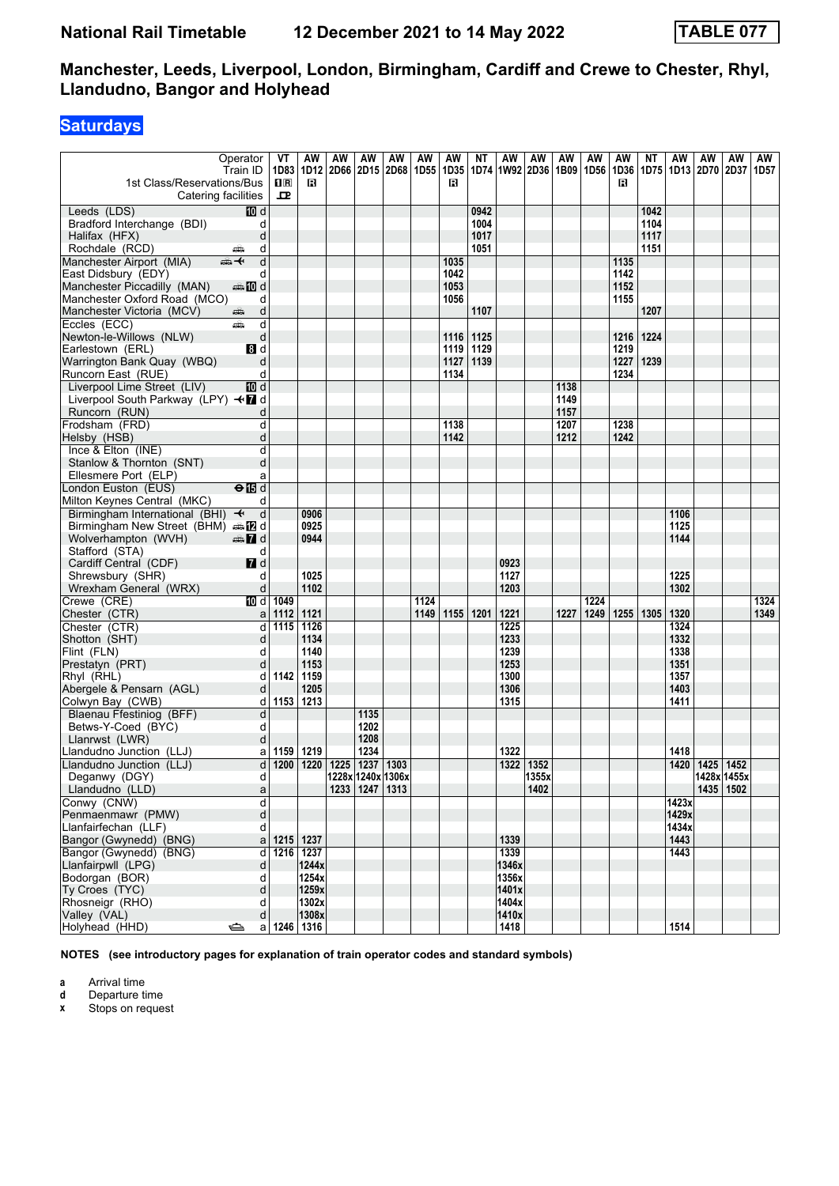# National Rail Timetable 12 December 2021 to 14 May 2022 TABLE 077

## Manchester, Leeds, Liverpool, London, Birmingham, Cardiff and Crewe to Chester, Rhyl, Llandudno, Bangor and Holyhead

### Saturdays

| Operator | | VT | AW | AW | AW | AW | AW | AW | NT | AW | AW | AW | AW | AW | NT | AW | AW | AW | AW |
|---|---|---|---|---|---|---|---|---|---|---|---|---|---|---|---|---|---|---|---|
| Train ID | | 1D83 | 1D12 | 2D66 | 2D15 | 2D68 | 1D55 | 1D35 | 1D74 | 1W92 | 2D36 | 1B09 | 1D56 | 1D36 | 1D75 | 1D13 | 2D70 | 2D37 | 1D57 |
| 1st Class/Reservations/Bus | | 1R | R | | | | | R | | | | | | R | | | | | |
| Catering facilities | | ⊡ | | | | | | | | | | | | | | | | | |
| Leeds (LDS) | 10 d | | | | | | | | 0942 | | | | | | 1042 | | | | |
| Bradford Interchange (BDI) | d | | | | | | | | 1004 | | | | | | 1104 | | | | |
| Halifax (HFX) | d | | | | | | | | 1017 | | | | | | 1117 | | | | |
| Rochdale (RCD) | d | | | | | | | | 1051 | | | | | | 1151 | | | | |
| Manchester Airport (MIA) | d | | | | | | | 1035 | | | | | | 1135 | | | | | |
| East Didsbury (EDY) | d | | | | | | | 1042 | | | | | | 1142 | | | | | |
| Manchester Piccadilly (MAN) | 10 d | | | | | | | 1053 | | | | | | 1152 | | | | | |
| Manchester Oxford Road (MCO) | d | | | | | | | 1056 | | | | | | 1155 | | | | | |
| Manchester Victoria (MCV) | d | | | | | | | | 1107 | | | | | | 1207 | | | | |
| Eccles (ECC) | d | | | | | | | | | | | | | | | | | | |
| Newton-le-Willows (NLW) | d | | | | | | | 1116 | 1125 | | | | | 1216 | 1224 | | | | |
| Earlestown (ERL) | 8 d | | | | | | | 1119 | 1129 | | | | | 1219 | | | | | |
| Warrington Bank Quay (WBQ) | d | | | | | | | 1127 | 1139 | | | | | 1227 | 1239 | | | | |
| Runcorn East (RUE) | d | | | | | | | 1134 | | | | | | 1234 | | | | | |
| Liverpool Lime Street (LIV) | 10 d | | | | | | | | | | | 1138 | | | | | | | |
| Liverpool South Parkway (LPY) | 7 d | | | | | | | | | | | 1149 | | | | | | | |
| Runcorn (RUN) | d | | | | | | | | | | | 1157 | | | | | | | |
| Frodsham (FRD) | d | | | | | | | 1138 | | | | 1207 | | 1238 | | | | | |
| Helsby (HSB) | d | | | | | | | 1142 | | | | 1212 | | 1242 | | | | | |
| Ince & Elton (INE) | d | | | | | | | | | | | | | | | | | | |
| Stanlow & Thornton (SNT) | d | | | | | | | | | | | | | | | | | | |
| Ellesmere Port (ELP) | a | | | | | | | | | | | | | | | | | | |
| London Euston (EUS) | 15 d | | | | | | | | | | | | | | | | | | |
| Milton Keynes Central (MKC) | d | | | | | | | | | | | | | | | | | | |
| Birmingham International (BHI) | d | | 0906 | | | | | | | | | | | | | 1106 | | | |
| Birmingham New Street (BHM) | 12 d | | 0925 | | | | | | | | | | | | | 1125 | | | |
| Wolverhampton (WVH) | 7 d | | 0944 | | | | | | | | | | | | | 1144 | | | |
| Stafford (STA) | d | | | | | | | | | | | | | | | | | | |
| Cardiff Central (CDF) | 7 d | | | | | | | | | 0923 | | | | | | | | | |
| Shrewsbury (SHR) | d | | 1025 | | | | | | | 1127 | | | | | | 1225 | | | |
| Wrexham General (WRX) | d | | 1102 | | | | | | | 1203 | | | | | | 1302 | | | |
| Crewe (CRE) | 10 d | 1049 | | | | | 1124 | | | | | | 1224 | | | | | | 1324 |
| Chester (CTR) | a | 1112 | 1121 | | | | 1149 | 1155 | 1201 | 1221 | | 1227 | 1249 | 1255 | 1305 | 1320 | | | 1349 |
| Chester (CTR) | d | 1115 | 1126 | | | | | | | 1225 | | | | | | 1324 | | | |
| Shotton (SHT) | d | | 1134 | | | | | | | 1233 | | | | | | 1332 | | | |
| Flint (FLN) | d | | 1140 | | | | | | | 1239 | | | | | | 1338 | | | |
| Prestatyn (PRT) | d | | 1153 | | | | | | | 1253 | | | | | | 1351 | | | |
| Rhyl (RHL) | d | 1142 | 1159 | | | | | | | 1300 | | | | | | 1357 | | | |
| Abergele & Pensarn (AGL) | d | | 1205 | | | | | | | 1306 | | | | | | 1403 | | | |
| Colwyn Bay (CWB) | d | 1153 | 1213 | | | | | | | 1315 | | | | | | 1411 | | | |
| Blaenau Ffestiniog (BFF) | d | | | | 1135 | | | | | | | | | | | | | | |
| Betws-Y-Coed (BYC) | d | | | | 1202 | | | | | | | | | | | | | | |
| Llanrwst (LWR) | d | | | | 1208 | | | | | | | | | | | | | | |
| Llandudno Junction (LLJ) | a | 1159 | 1219 | | 1234 | | | | | 1322 | | | | | | 1418 | | | |
| Llandudno Junction (LLJ) | d | 1200 | 1220 | 1225 | 1237 | 1303 | | | | 1322 | 1352 | | | | | 1420 | 1425 | 1452 | |
| Deganwy (DGY) | d | | | 1228x | 1240x | 1306x | | | | | 1355x | | | | | | 1428x | 1455x | |
| Llandudno (LLD) | a | | | 1233 | 1247 | 1313 | | | | | 1402 | | | | | | 1435 | 1502 | |
| Conwy (CNW) | d | | | | | | | | | | | | | | | 1423x | | | |
| Penmaenmawr (PMW) | d | | | | | | | | | | | | | | | 1429x | | | |
| Llanfairfechan (LLF) | d | | | | | | | | | | | | | | | 1434x | | | |
| Bangor (Gwynedd) (BNG) | a | 1215 | 1237 | | | | | | | 1339 | | | | | | 1443 | | | |
| Bangor (Gwynedd) (BNG) | d | 1216 | 1237 | | | | | | | 1339 | | | | | | 1443 | | | |
| Llanfairpwll (LPG) | d | | 1244x | | | | | | | 1346x | | | | | | | | | |
| Bodorgan (BOR) | d | | 1254x | | | | | | | 1356x | | | | | | | | | |
| Ty Croes (TYC) | d | | 1259x | | | | | | | 1401x | | | | | | | | | |
| Rhosneigr (RHO) | d | | 1302x | | | | | | | 1404x | | | | | | | | | |
| Valley (VAL) | d | | 1308x | | | | | | | 1410x | | | | | | | | | |
| Holyhead (HHD) | a | 1246 | 1316 | | | | | | | 1418 | | | | | | 1514 | | | |

**NOTES (see introductory pages for explanation of train operator codes and standard symbols)**

- **a** Arrival time
- **d** Departure time
- **x** Stops on request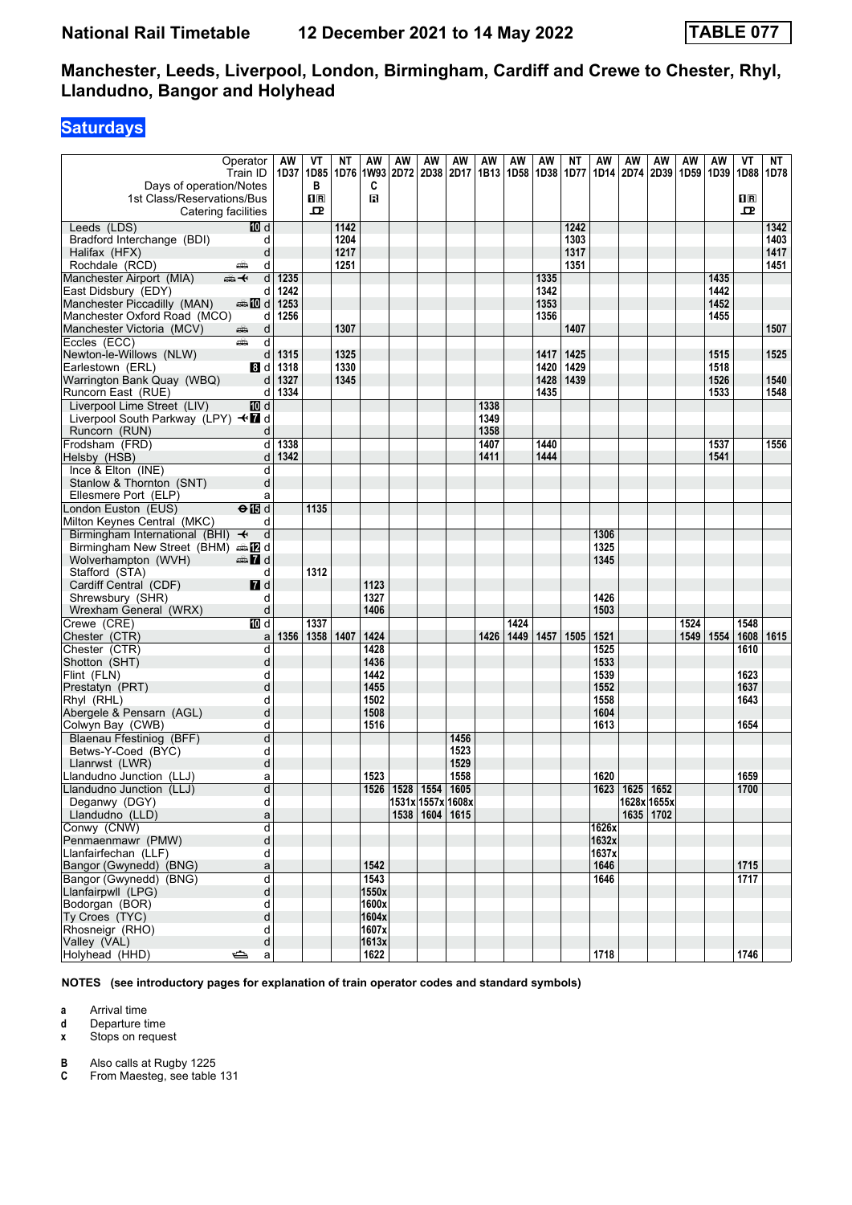**National Rail Timetable** **12 December 2021 to 14 May 2022** **TABLE 077**

## Manchester, Leeds, Liverpool, London, Birmingham, Cardiff and Crewe to Chester, Rhyl, Llandudno, Bangor and Holyhead

### Saturdays

| Operator | | AW | VT | NT | AW | AW | AW | AW | AW | AW | AW | NT | AW | AW | AW | AW | AW | VT | NT |
|---|---|---|---|---|---|---|---|---|---|---|---|---|---|---|---|---|---|---|---|
| Train ID | | 1D37 | 1D85 | 1D76 | 1W93 | 2D72 | 2D38 | 2D17 | 1B13 | 1D58 | 1D38 | 1D77 | 1D14 | 2D74 | 2D39 | 1D59 | 1D39 | 1D88 | 1D78 |
| Days of operation/Notes | | | B | | C | | | | | | | | | | | | | | |
| 1st Class/Reservations/Bus | | | 1R | | R | | | | | | | | | | | | | 1R | |
| Catering facilities | | | ꟷ | | | | | | | | | | | | | | | ꟷ | |
| Leeds (LDS) | 10 d | | | 1142 | | | | | | | | 1242 | | | | | | | 1342 |
| Bradford Interchange (BDI) | d | | | 1204 | | | | | | | | 1303 | | | | | | | 1403 |
| Halifax (HFX) | d | | | 1217 | | | | | | | | 1317 | | | | | | | 1417 |
| Rochdale (RCD) | d | | | 1251 | | | | | | | | 1351 | | | | | | | 1451 |
| Manchester Airport (MIA) | d | 1235 | | | | | | | | | 1335 | | | | | | 1435 | | |
| East Didsbury (EDY) | d | 1242 | | | | | | | | | 1342 | | | | | | 1442 | | |
| Manchester Piccadilly (MAN) | 10 d | 1253 | | | | | | | | | 1353 | | | | | | 1452 | | |
| Manchester Oxford Road (MCO) | d | 1256 | | | | | | | | | 1356 | | | | | | 1455 | | |
| Manchester Victoria (MCV) | d | | | 1307 | | | | | | | | 1407 | | | | | | | 1507 |
| Eccles (ECC) | d | | | | | | | | | | | | | | | | | | |
| Newton-le-Willows (NLW) | d | 1315 | | 1325 | | | | | | | 1417 | 1425 | | | | | 1515 | | 1525 |
| Earlestown (ERL) | 8 d | 1318 | | 1330 | | | | | | | 1420 | 1429 | | | | | 1518 | | |
| Warrington Bank Quay (WBQ) | d | 1327 | | 1345 | | | | | | | 1428 | 1439 | | | | | 1526 | | 1540 |
| Runcorn East (RUE) | d | 1334 | | | | | | | | | 1435 | | | | | | 1533 | | 1548 |
| Liverpool Lime Street (LIV) | 10 d | | | | | | | | 1338 | | | | | | | | | | |
| Liverpool South Parkway (LPY) | 7 d | | | | | | | | 1349 | | | | | | | | | | |
| Runcorn (RUN) | d | | | | | | | | 1358 | | | | | | | | | | |
| Frodsham (FRD) | d | 1338 | | | | | | | 1407 | | 1440 | | | | | | 1537 | | 1556 |
| Helsby (HSB) | d | 1342 | | | | | | | 1411 | | 1444 | | | | | | 1541 | | |
| Ince & Elton (INE) | d | | | | | | | | | | | | | | | | | | |
| Stanlow & Thornton (SNT) | d | | | | | | | | | | | | | | | | | | |
| Ellesmere Port (ELP) | a | | | | | | | | | | | | | | | | | | |
| London Euston (EUS) | 15 d | | 1135 | | | | | | | | | | | | | | | | |
| Milton Keynes Central (MKC) | d | | | | | | | | | | | | | | | | | | |
| Birmingham International (BHI) | d | | | | | | | | | | | | 1306 | | | | | | |
| Birmingham New Street (BHM) | 12 d | | | | | | | | | | | | 1325 | | | | | | |
| Wolverhampton (WVH) | 7 d | | | | | | | | | | | | 1345 | | | | | | |
| Stafford (STA) | d | | 1312 | | | | | | | | | | | | | | | | |
| Cardiff Central (CDF) | 7 d | | | | 1123 | | | | | | | | | | | | | | |
| Shrewsbury (SHR) | d | | | | 1327 | | | | | | | | 1426 | | | | | | |
| Wrexham General (WRX) | d | | | | 1406 | | | | | | | | 1503 | | | | | | |
| Crewe (CRE) | 10 d | | 1337 | | | | | | | 1424 | | | | | | 1524 | | 1548 | |
| Chester (CTR) | a | 1356 | 1358 | 1407 | 1424 | | | | 1426 | 1449 | 1457 | 1505 | 1521 | | | 1549 | 1554 | 1608 | 1615 |
| Chester (CTR) | d | | | | 1428 | | | | | | | | 1525 | | | | | 1610 | |
| Shotton (SHT) | d | | | | 1436 | | | | | | | | 1533 | | | | | | |
| Flint (FLN) | d | | | | 1442 | | | | | | | | 1539 | | | | | 1623 | |
| Prestatyn (PRT) | d | | | | 1455 | | | | | | | | 1552 | | | | | 1637 | |
| Rhyl (RHL) | d | | | | 1502 | | | | | | | | 1558 | | | | | 1643 | |
| Abergele & Pensarn (AGL) | d | | | | 1508 | | | | | | | | 1604 | | | | | | |
| Colwyn Bay (CWB) | d | | | | 1516 | | | | | | | | 1613 | | | | | 1654 | |
| Blaenau Ffestiniog (BFF) | d | | | | | | | 1456 | | | | | | | | | | | |
| Betws-Y-Coed (BYC) | d | | | | | | | 1523 | | | | | | | | | | | |
| Llanrwst (LWR) | d | | | | | | | 1529 | | | | | | | | | | | |
| Llandudno Junction (LLJ) | a | | | | 1523 | | | 1558 | | | | | 1620 | | | | | 1659 | |
| Llandudno Junction (LLJ) | d | | | | 1526 | 1528 | 1554 | 1605 | | | | | 1623 | 1625 | 1652 | | | 1700 | |
| Deganwy (DGY) | d | | | | | 1531x | 1557x | 1608x | | | | | | 1628x | 1655x | | | | |
| Llandudno (LLD) | a | | | | | 1538 | 1604 | 1615 | | | | | | 1635 | 1702 | | | | |
| Conwy (CNW) | d | | | | | | | | | | | | 1626x | | | | | | |
| Penmaenmawr (PMW) | d | | | | | | | | | | | | 1632x | | | | | | |
| Llanfairfechan (LLF) | d | | | | | | | | | | | | 1637x | | | | | | |
| Bangor (Gwynedd) (BNG) | a | | | | 1542 | | | | | | | | 1646 | | | | | 1715 | |
| Bangor (Gwynedd) (BNG) | d | | | | 1543 | | | | | | | | 1646 | | | | | 1717 | |
| Llanfairpwll (LPG) | d | | | | 1550x | | | | | | | | | | | | | | |
| Bodorgan (BOR) | d | | | | 1600x | | | | | | | | | | | | | | |
| Ty Croes (TYC) | d | | | | 1604x | | | | | | | | | | | | | | |
| Rhosneigr (RHO) | d | | | | 1607x | | | | | | | | | | | | | | |
| Valley (VAL) | d | | | | 1613x | | | | | | | | | | | | | | |
| Holyhead (HHD) | a | | | | 1622 | | | | | | | | 1718 | | | | | 1746 | |

**NOTES (see introductory pages for explanation of train operator codes and standard symbols)**

- **a** Arrival time
- **d** Departure time
- **x** Stops on request

- **B** Also calls at Rugby 1225
- **C** From Maesteg, see table 131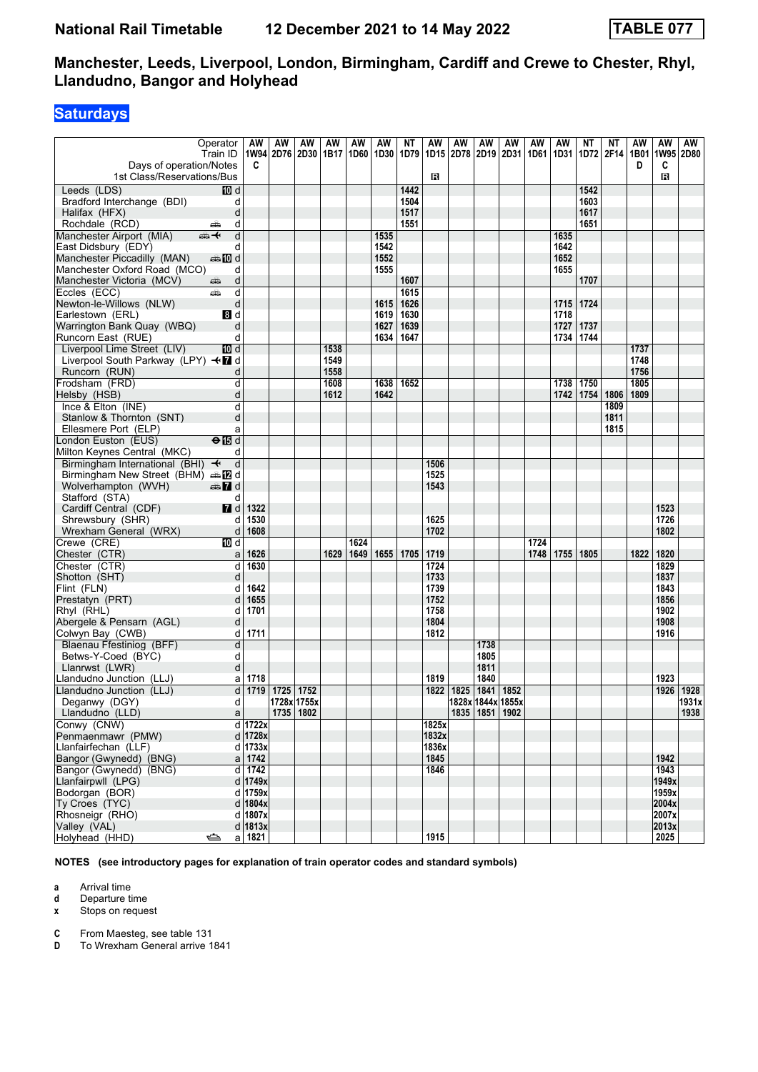# National Rail Timetable 12 December 2021 to 14 May 2022 TABLE 077

## Manchester, Leeds, Liverpool, London, Birmingham, Cardiff and Crewe to Chester, Rhyl, Llandudno, Bangor and Holyhead

### Saturdays

| Operator | | AW | AW | AW | AW | AW | AW | NT | AW | AW | AW | AW | AW | AW | NT | NT | AW | AW | AW |
|---|---|---|---|---|---|---|---|---|---|---|---|---|---|---|---|---|---|---|---|
| Train ID | | 1W94 | 2D76 | 2D30 | 1B17 | 1D60 | 1D30 | 1D79 | 1D15 | 2D78 | 2D19 | 2D31 | 1D61 | 1D31 | 1D72 | 2F14 | 1B01 | 1W95 | 2D80 |
| Days of operation/Notes | | C | | | | | | | | | | | | | | | D | C | |
| 1st Class/Reservations/Bus | | | | | | | | | R | | | | | | | | | R | |
| Leeds (LDS) | d | | | | | | | 1442 | | | | | | | 1542 | | | | |
| Bradford Interchange (BDI) | d | | | | | | | 1504 | | | | | | | 1603 | | | | |
| Halifax (HFX) | d | | | | | | | 1517 | | | | | | | 1617 | | | | |
| Rochdale (RCD) | d | | | | | | | 1551 | | | | | | | 1651 | | | | |
| Manchester Airport (MIA) | d | | | | | | 1535 | | | | | | | 1635 | | | | | |
| East Didsbury (EDY) | d | | | | | | 1542 | | | | | | | 1642 | | | | | |
| Manchester Piccadilly (MAN) | d | | | | | | 1552 | | | | | | | 1652 | | | | | |
| Manchester Oxford Road (MCO) | d | | | | | | 1555 | | | | | | | 1655 | | | | | |
| Manchester Victoria (MCV) | d | | | | | | | 1607 | | | | | | | 1707 | | | | |
| Eccles (ECC) | d | | | | | | | 1615 | | | | | | | | | | | |
| Newton-le-Willows (NLW) | d | | | | | | 1615 | 1626 | | | | | | 1715 | 1724 | | | | |
| Earlestown (ERL) | d | | | | | | 1619 | 1630 | | | | | | 1718 | | | | | |
| Warrington Bank Quay (WBQ) | d | | | | | | 1627 | 1639 | | | | | | 1727 | 1737 | | | | |
| Runcorn East (RUE) | d | | | | | | 1634 | 1647 | | | | | | 1734 | 1744 | | | | |
| Liverpool Lime Street (LIV) | d | | | | 1538 | | | | | | | | | | | | 1737 | | |
| Liverpool South Parkway (LPY) | d | | | | 1549 | | | | | | | | | | | | 1748 | | |
| Runcorn (RUN) | d | | | | 1558 | | | | | | | | | | | | 1756 | | |
| Frodsham (FRD) | d | | | | 1608 | | 1638 | 1652 | | | | | | 1738 | 1750 | | 1805 | | |
| Helsby (HSB) | d | | | | 1612 | | 1642 | | | | | | | 1742 | 1754 | 1806 | 1809 | | |
| Ince & Elton (INE) | d | | | | | | | | | | | | | | | 1809 | | | |
| Stanlow & Thornton (SNT) | d | | | | | | | | | | | | | | | 1811 | | | |
| Ellesmere Port (ELP) | a | | | | | | | | | | | | | | | 1815 | | | |
| London Euston (EUS) | d | | | | | | | | | | | | | | | | | | |
| Milton Keynes Central (MKC) | d | | | | | | | | | | | | | | | | | | |
| Birmingham International (BHI) | d | | | | | | | | 1506 | | | | | | | | | | |
| Birmingham New Street (BHM) | d | | | | | | | | 1525 | | | | | | | | | | |
| Wolverhampton (WVH) | d | | | | | | | | 1543 | | | | | | | | | | |
| Stafford (STA) | d | | | | | | | | | | | | | | | | | | |
| Cardiff Central (CDF) | d | 1322 | | | | | | | | | | | | | | | | 1523 | |
| Shrewsbury (SHR) | d | 1530 | | | | | | | 1625 | | | | | | | | | 1726 | |
| Wrexham General (WRX) | d | 1608 | | | | | | | 1702 | | | | | | | | | 1802 | |
| Crewe (CRE) | d | | | | | 1624 | | | | | | | 1724 | | | | | | |
| Chester (CTR) | a | 1626 | | | 1629 | 1649 | 1655 | 1705 | 1719 | | | | 1748 | 1755 | 1805 | | 1822 | 1820 | |
| Chester (CTR) | d | 1630 | | | | | | | 1724 | | | | | | | | | 1829 | |
| Shotton (SHT) | d | | | | | | | | 1733 | | | | | | | | | 1837 | |
| Flint (FLN) | d | 1642 | | | | | | | 1739 | | | | | | | | | 1843 | |
| Prestatyn (PRT) | d | 1655 | | | | | | | 1752 | | | | | | | | | 1856 | |
| Rhyl (RHL) | d | 1701 | | | | | | | 1758 | | | | | | | | | 1902 | |
| Abergele & Pensarn (AGL) | d | | | | | | | | 1804 | | | | | | | | | 1908 | |
| Colwyn Bay (CWB) | d | 1711 | | | | | | | 1812 | | | | | | | | | 1916 | |
| Blaenau Ffestiniog (BFF) | d | | | | | | | | | | 1738 | | | | | | | | |
| Betws-Y-Coed (BYC) | d | | | | | | | | | | 1805 | | | | | | | | |
| Llanrwst (LWR) | d | | | | | | | | | | 1811 | | | | | | | | |
| Llandudno Junction (LLJ) | a | 1718 | | | | | | | 1819 | | 1840 | | | | | | | 1923 | |
| Llandudno Junction (LLJ) | d | 1719 | 1725 | 1752 | | | | | 1822 | 1825 | 1841 | 1852 | | | | | | 1926 | 1928 |
| Deganwy (DGY) | d | | 1728x | 1755x | | | | | | 1828x | 1844x | 1855x | | | | | | | 1931x |
| Llandudno (LLD) | a | | 1735 | 1802 | | | | | | 1835 | 1851 | 1902 | | | | | | | 1938 |
| Conwy (CNW) | d | 1722x | | | | | | | 1825x | | | | | | | | | | |
| Penmaenmawr (PMW) | d | 1728x | | | | | | | 1832x | | | | | | | | | | |
| Llanfairfechan (LLF) | d | 1733x | | | | | | | 1836x | | | | | | | | | | |
| Bangor (Gwynedd) (BNG) | a | 1742 | | | | | | | 1845 | | | | | | | | | 1942 | |
| Bangor (Gwynedd) (BNG) | d | 1742 | | | | | | | 1846 | | | | | | | | | 1943 | |
| Llanfairpwll (LPG) | d | 1749x | | | | | | | | | | | | | | | | 1949x | |
| Bodorgan (BOR) | d | 1759x | | | | | | | | | | | | | | | | 1959x | |
| Ty Croes (TYC) | d | 1804x | | | | | | | | | | | | | | | | 2004x | |
| Rhosneigr (RHO) | d | 1807x | | | | | | | | | | | | | | | | 2007x | |
| Valley (VAL) | d | 1813x | | | | | | | | | | | | | | | | 2013x | |
| Holyhead (HHD) | a | 1821 | | | | | | | 1915 | | | | | | | | | 2025 | |

**NOTES (see introductory pages for explanation of train operator codes and standard symbols)**

- **a** Arrival time
- **d** Departure time
- **x** Stops on request

- **C** From Maesteg, see table 131
- **D** To Wrexham General arrive 1841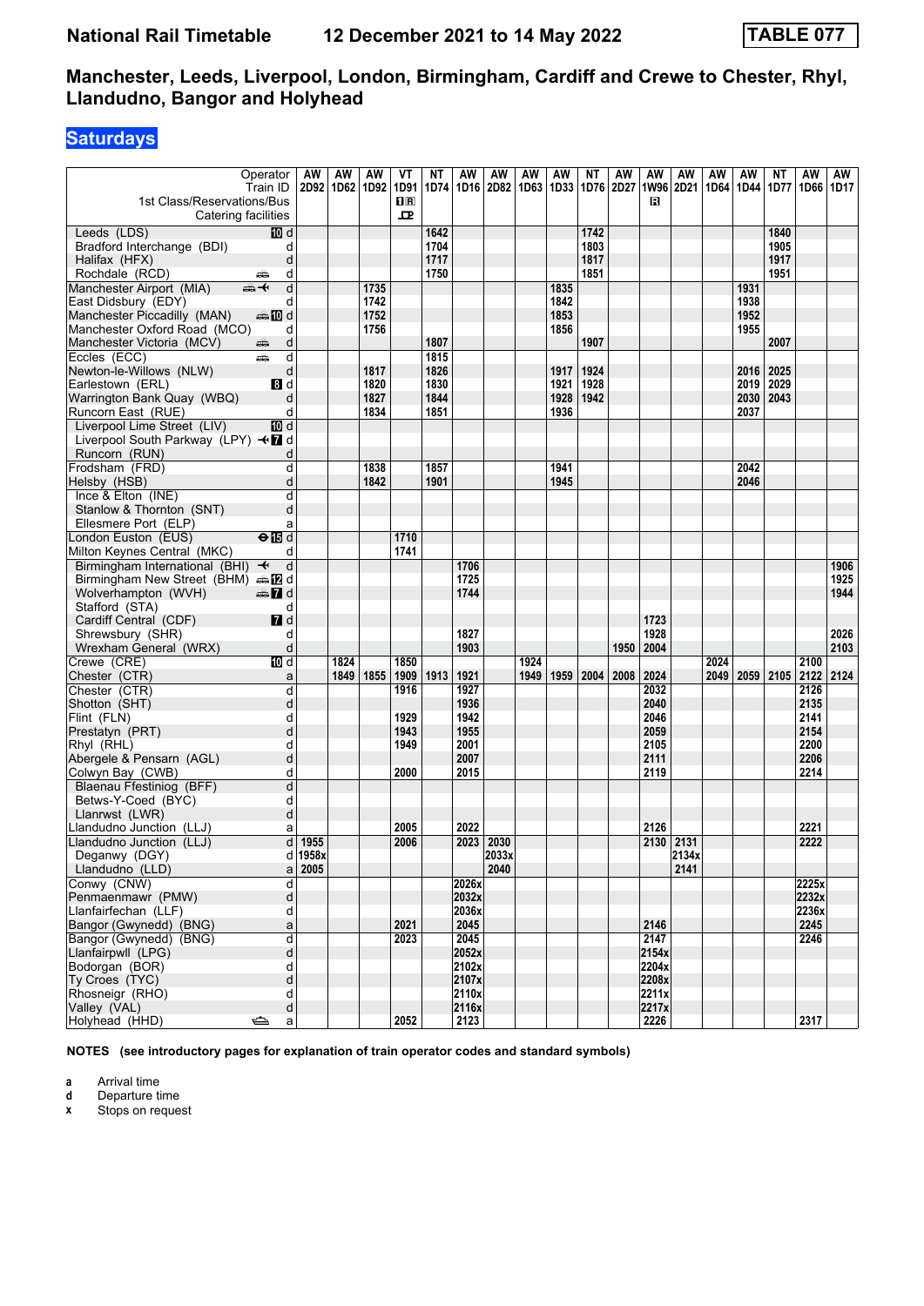**National Rail Timetable** **12 December 2021 to 14 May 2022** **TABLE 077**

## Manchester, Leeds, Liverpool, London, Birmingham, Cardiff and Crewe to Chester, Rhyl, Llandudno, Bangor and Holyhead

### Saturdays

| Operator | | AW | AW | AW | VT | NT | AW | AW | AW | AW | NT | AW | AW | AW | AW | AW | NT | AW | AW |
|---|---|---|---|---|---|---|---|---|---|---|---|---|---|---|---|---|---|---|---|
| Train ID | | 2D92 | 1D62 | 1D92 | 1D91 | 1D74 | 1D16 | 2D82 | 1D63 | 1D33 | 1D76 | 2D27 | 1W96 | 2D21 | 1D64 | 1D44 | 1D77 | 1D66 | 1D17 |
| 1st Class/Reservations/Bus | | | | | 1R | | | | | | | | R | | | | | | |
| Catering facilities | | | | | ⊡ | | | | | | | | | | | | | | |
| Leeds (LDS) | 10 d | | | | | 1642 | | | | | 1742 | | | | | | 1840 | | |
| Bradford Interchange (BDI) | d | | | | | 1704 | | | | | 1803 | | | | | | 1905 | | |
| Halifax (HFX) | d | | | | | 1717 | | | | | 1817 | | | | | | 1917 | | |
| Rochdale (RCD) | d | | | | | 1750 | | | | | 1851 | | | | | | 1951 | | |
| Manchester Airport (MIA) | d | | | 1735 | | | | | | 1835 | | | | | | 1931 | | | |
| East Didsbury (EDY) | d | | | 1742 | | | | | | 1842 | | | | | | 1938 | | | |
| Manchester Piccadilly (MAN) | 10 d | | | 1752 | | | | | | 1853 | | | | | | 1952 | | | |
| Manchester Oxford Road (MCO) | d | | | 1756 | | | | | | 1856 | | | | | | 1955 | | | |
| Manchester Victoria (MCV) | d | | | | | 1807 | | | | | 1907 | | | | | | 2007 | | |
| Eccles (ECC) | d | | | | | 1815 | | | | | | | | | | | | | |
| Newton-le-Willows (NLW) | d | | | 1817 | | 1826 | | | | 1917 | 1924 | | | | | 2016 | 2025 | | |
| Earlestown (ERL) | 8 d | | | 1820 | | 1830 | | | | 1921 | 1928 | | | | | 2019 | 2029 | | |
| Warrington Bank Quay (WBQ) | d | | | 1827 | | 1844 | | | | 1928 | 1942 | | | | | 2030 | 2043 | | |
| Runcorn East (RUE) | d | | | 1834 | | 1851 | | | | 1936 | | | | | | 2037 | | | |
| Liverpool Lime Street (LIV) | 10 d | | | | | | | | | | | | | | | | | | |
| Liverpool South Parkway (LPY) | 7 d | | | | | | | | | | | | | | | | | | |
| Runcorn (RUN) | d | | | | | | | | | | | | | | | | | | |
| Frodsham (FRD) | d | | | 1838 | | 1857 | | | | 1941 | | | | | | 2042 | | | |
| Helsby (HSB) | d | | | 1842 | | 1901 | | | | 1945 | | | | | | 2046 | | | |
| Ince & Elton (INE) | d | | | | | | | | | | | | | | | | | | |
| Stanlow & Thornton (SNT) | d | | | | | | | | | | | | | | | | | | |
| Ellesmere Port (ELP) | a | | | | | | | | | | | | | | | | | | |
| London Euston (EUS) | 15 d | | | | 1710 | | | | | | | | | | | | | | |
| Milton Keynes Central (MKC) | d | | | | 1741 | | | | | | | | | | | | | | |
| Birmingham International (BHI) | d | | | | | | 1706 | | | | | | | | | | | | 1906 |
| Birmingham New Street (BHM) | 12 d | | | | | | 1725 | | | | | | | | | | | | 1925 |
| Wolverhampton (WVH) | 7 d | | | | | | 1744 | | | | | | | | | | | | 1944 |
| Stafford (STA) | d | | | | | | | | | | | | | | | | | | |
| Cardiff Central (CDF) | 7 d | | | | | | | | | | | | 1723 | | | | | | |
| Shrewsbury (SHR) | d | | | | | | 1827 | | | | | | 1928 | | | | | | 2026 |
| Wrexham General (WRX) | d | | | | | | 1903 | | | | | 1950 | 2004 | | | | | | 2103 |
| Crewe (CRE) | 10 d | | 1824 | | 1850 | | | | 1924 | | | | | | 2024 | | | 2100 | |
| Chester (CTR) | a | | 1849 | 1855 | 1909 | 1913 | 1921 | | 1949 | 1959 | 2004 | 2008 | 2024 | | 2049 | 2059 | 2105 | 2122 | 2124 |
| Chester (CTR) | d | | | | 1916 | | 1927 | | | | | | 2032 | | | | | 2126 | |
| Shotton (SHT) | d | | | | | | 1936 | | | | | | 2040 | | | | | 2135 | |
| Flint (FLN) | d | | | | 1929 | | 1942 | | | | | | 2046 | | | | | 2141 | |
| Prestatyn (PRT) | d | | | | 1943 | | 1955 | | | | | | 2059 | | | | | 2154 | |
| Rhyl (RHL) | d | | | | 1949 | | 2001 | | | | | | 2105 | | | | | 2200 | |
| Abergele & Pensarn (AGL) | d | | | | | | 2007 | | | | | | 2111 | | | | | 2206 | |
| Colwyn Bay (CWB) | d | | | | 2000 | | 2015 | | | | | | 2119 | | | | | 2214 | |
| Blaenau Ffestiniog (BFF) | d | | | | | | | | | | | | | | | | | | |
| Betws-Y-Coed (BYC) | d | | | | | | | | | | | | | | | | | | |
| Llanrwst (LWR) | d | | | | | | | | | | | | | | | | | | |
| Llandudno Junction (LLJ) | a | | | | 2005 | | 2022 | | | | | | 2126 | | | | | 2221 | |
| Llandudno Junction (LLJ) | d | 1955 | | | 2006 | | 2023 | 2030 | | | | | 2130 | 2131 | | | | 2222 | |
| Deganwy (DGY) | d | 1958x | | | | | | 2033x | | | | | | 2134x | | | | | |
| Llandudno (LLD) | a | 2005 | | | | | | 2040 | | | | | | 2141 | | | | | |
| Conwy (CNW) | d | | | | | | 2026x | | | | | | | | | | | 2225x | |
| Penmaenmawr (PMW) | d | | | | | | 2032x | | | | | | | | | | | 2232x | |
| Llanfairfechan (LLF) | d | | | | | | 2036x | | | | | | | | | | | 2236x | |
| Bangor (Gwynedd) (BNG) | a | | | | 2021 | | 2045 | | | | | | 2146 | | | | | 2245 | |
| Bangor (Gwynedd) (BNG) | d | | | | 2023 | | 2045 | | | | | | 2147 | | | | | 2246 | |
| Llanfairpwll (LPG) | d | | | | | | 2052x | | | | | | 2154x | | | | | | |
| Bodorgan (BOR) | d | | | | | | 2102x | | | | | | 2204x | | | | | | |
| Ty Croes (TYC) | d | | | | | | 2107x | | | | | | 2208x | | | | | | |
| Rhosneigr (RHO) | d | | | | | | 2110x | | | | | | 2211x | | | | | | |
| Valley (VAL) | d | | | | | | 2116x | | | | | | 2217x | | | | | | |
| Holyhead (HHD) | a | | | | 2052 | | 2123 | | | | | | 2226 | | | | | 2317 | |

**NOTES (see introductory pages for explanation of train operator codes and standard symbols)**

**a** Arrival time
**d** Departure time
**x** Stops on request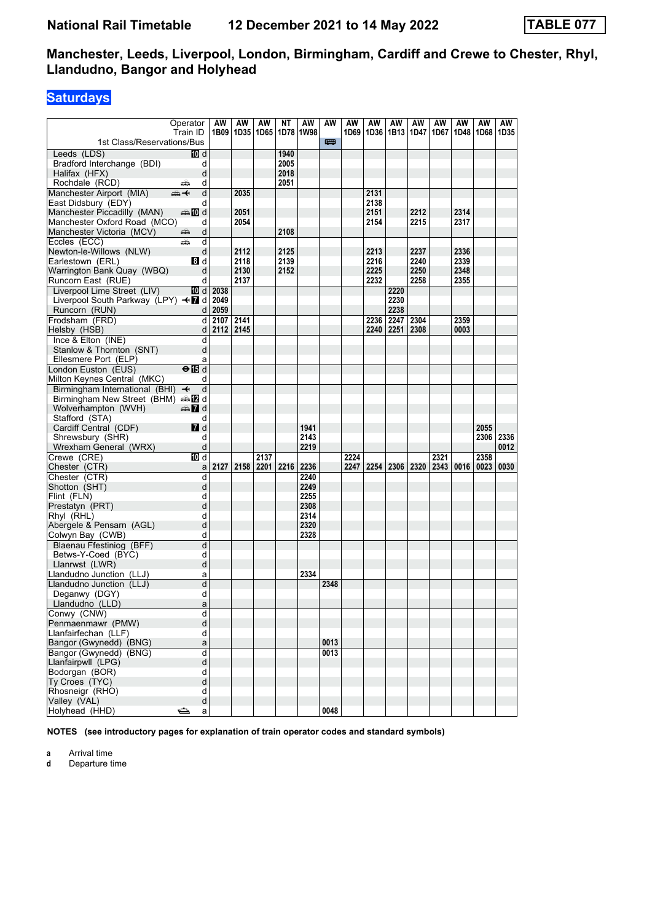# National Rail Timetable — 12 December 2021 to 14 May 2022 — TABLE 077

## Manchester, Leeds, Liverpool, London, Birmingham, Cardiff and Crewe to Chester, Rhyl, Llandudno, Bangor and Holyhead

## Saturdays

| Operator | | AW | AW | AW | NT | AW | AW | AW | AW | AW | AW | AW | AW | AW | AW |
|---|---|---|---|---|---|---|---|---|---|---|---|---|---|---|---|
| Train ID | | 1B09 | 1D35 | 1D65 | 1D78 | 1W98 | | 1D69 | 1D36 | 1B13 | 1D47 | 1D67 | 1D48 | 1D68 | 1D35 |
| 1st Class/Reservations/Bus | | | | | | | 🚌 | | | | | | | | |
| Leeds (LDS) | d | | | | 1940 | | | | | | | | | | |
| Bradford Interchange (BDI) | d | | | | 2005 | | | | | | | | | | |
| Halifax (HFX) | d | | | | 2018 | | | | | | | | | | |
| Rochdale (RCD) | d | | | | 2051 | | | | | | | | | | |
| Manchester Airport (MIA) | d | | 2035 | | | | | | 2131 | | | | | | |
| East Didsbury (EDY) | d | | | | | | | | 2138 | | | | | | |
| Manchester Piccadilly (MAN) | d | | 2051 | | | | | | 2151 | | 2212 | | 2314 | | |
| Manchester Oxford Road (MCO) | d | | 2054 | | | | | | 2154 | | 2215 | | 2317 | | |
| Manchester Victoria (MCV) | d | | | | 2108 | | | | | | | | | | |
| Eccles (ECC) | d | | | | | | | | | | | | | | |
| Newton-le-Willows (NLW) | d | | 2112 | | 2125 | | | | 2213 | | 2237 | | 2336 | | |
| Earlestown (ERL) | d | | 2118 | | 2139 | | | | 2216 | | 2240 | | 2339 | | |
| Warrington Bank Quay (WBQ) | d | | 2130 | | 2152 | | | | 2225 | | 2250 | | 2348 | | |
| Runcorn East (RUE) | d | | 2137 | | | | | | 2232 | | 2258 | | 2355 | | |
| Liverpool Lime Street (LIV) | d | 2038 | | | | | | | | 2220 | | | | | |
| Liverpool South Parkway (LPY) | d | 2049 | | | | | | | | 2230 | | | | | |
| Runcorn (RUN) | d | 2059 | | | | | | | | 2238 | | | | | |
| Frodsham (FRD) | d | 2107 | 2141 | | | | | | 2236 | 2247 | 2304 | | 2359 | | |
| Helsby (HSB) | d | 2112 | 2145 | | | | | | 2240 | 2251 | 2308 | | 0003 | | |
| Ince & Elton (INE) | d | | | | | | | | | | | | | | |
| Stanlow & Thornton (SNT) | d | | | | | | | | | | | | | | |
| Ellesmere Port (ELP) | a | | | | | | | | | | | | | | |
| London Euston (EUS) | d | | | | | | | | | | | | | | |
| Milton Keynes Central (MKC) | d | | | | | | | | | | | | | | |
| Birmingham International (BHI) | d | | | | | | | | | | | | | | |
| Birmingham New Street (BHM) | d | | | | | | | | | | | | | | |
| Wolverhampton (WVH) | d | | | | | | | | | | | | | | |
| Stafford (STA) | d | | | | | | | | | | | | | | |
| Cardiff Central (CDF) | d | | | | | 1941 | | | | | | | | 2055 | |
| Shrewsbury (SHR) | d | | | | | 2143 | | | | | | | | 2306 | 2336 |
| Wrexham General (WRX) | d | | | | | 2219 | | | | | | | | | 0012 |
| Crewe (CRE) | d | | | 2137 | | | | 2224 | | | | 2321 | | 2358 | |
| Chester (CTR) | a | 2127 | 2158 | 2201 | 2216 | 2236 | | 2247 | 2254 | 2306 | 2320 | 2343 | 0016 | 0023 | 0030 |
| Chester (CTR) | d | | | | | 2240 | | | | | | | | | |
| Shotton (SHT) | d | | | | | 2249 | | | | | | | | | |
| Flint (FLN) | d | | | | | 2255 | | | | | | | | | |
| Prestatyn (PRT) | d | | | | | 2308 | | | | | | | | | |
| Rhyl (RHL) | d | | | | | 2314 | | | | | | | | | |
| Abergele & Pensarn (AGL) | d | | | | | 2320 | | | | | | | | | |
| Colwyn Bay (CWB) | d | | | | | 2328 | | | | | | | | | |
| Blaenau Ffestiniog (BFF) | d | | | | | | | | | | | | | | |
| Betws-Y-Coed (BYC) | d | | | | | | | | | | | | | | |
| Llanrwst (LWR) | d | | | | | | | | | | | | | | |
| Llandudno Junction (LLJ) | a | | | | | 2334 | | | | | | | | | |
| Llandudno Junction (LLJ) | d | | | | | | 2348 | | | | | | | | |
| Deganwy (DGY) | d | | | | | | | | | | | | | | |
| Llandudno (LLD) | a | | | | | | | | | | | | | | |
| Conwy (CNW) | d | | | | | | | | | | | | | | |
| Penmaenmawr (PMW) | d | | | | | | | | | | | | | | |
| Llanfairfechan (LLF) | d | | | | | | | | | | | | | | |
| Bangor (Gwynedd) (BNG) | a | | | | | | 0013 | | | | | | | | |
| Bangor (Gwynedd) (BNG) | d | | | | | | 0013 | | | | | | | | |
| Llanfairpwll (LPG) | d | | | | | | | | | | | | | | |
| Bodorgan (BOR) | d | | | | | | | | | | | | | | |
| Ty Croes (TYC) | d | | | | | | | | | | | | | | |
| Rhosneigr (RHO) | d | | | | | | | | | | | | | | |
| Valley (VAL) | d | | | | | | | | | | | | | | |
| Holyhead (HHD) | a | | | | | | 0048 | | | | | | | | |

**NOTES (see introductory pages for explanation of train operator codes and standard symbols)**

- **a** Arrival time
- **d** Departure time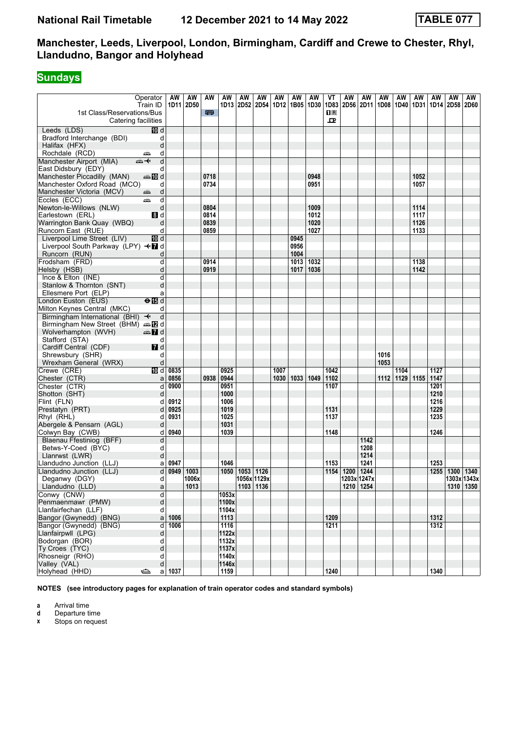**National Rail Timetable 12 December 2021 to 14 May 2022 TABLE 077**

## Manchester, Leeds, Liverpool, London, Birmingham, Cardiff and Crewe to Chester, Rhyl, Llandudno, Bangor and Holyhead

### Sundays

| Operator | | AW | AW | AW | AW | AW | AW | AW | AW | AW | VT | AW | AW | AW | AW | AW | AW | AW | AW |
|---|---|---|---|---|---|---|---|---|---|---|---|---|---|---|---|---|---|---|---|
| Train ID | | 1D11 | 2D50 | | 1D13 | 2D52 | 2D54 | 1D12 | 1B05 | 1D30 | 1D83 | 2D56 | 2D11 | 1D08 | 1D40 | 1D31 | 1D14 | 2D58 | 2D60 |
| 1st Class/Reservations/Bus | | | | 🚌 | | | | | | | 1R | | | | | | | | |
| Catering facilities | | | | | | | | | | | 🍴 | | | | | | | | |
| Leeds (LDS) | 10 d | | | | | | | | | | | | | | | | | | |
| Bradford Interchange (BDI) | d | | | | | | | | | | | | | | | | | | |
| Halifax (HFX) | d | | | | | | | | | | | | | | | | | | |
| Rochdale (RCD) | d | | | | | | | | | | | | | | | | | | |
| Manchester Airport (MIA) | d | | | | | | | | | | | | | | | | | | |
| East Didsbury (EDY) | d | | | | | | | | | | | | | | | | | | |
| Manchester Piccadilly (MAN) | 10 d | | | 0718 | | | | | | 0948 | | | | | | 1052 | | | |
| Manchester Oxford Road (MCO) | d | | | 0734 | | | | | | 0951 | | | | | | 1057 | | | |
| Manchester Victoria (MCV) | d | | | | | | | | | | | | | | | | | | |
| Eccles (ECC) | d | | | | | | | | | | | | | | | | | | |
| Newton-le-Willows (NLW) | d | | | 0804 | | | | | | 1009 | | | | | | 1114 | | | |
| Earlestown (ERL) | 8 d | | | 0814 | | | | | | 1012 | | | | | | 1117 | | | |
| Warrington Bank Quay (WBQ) | d | | | 0839 | | | | | | 1020 | | | | | | 1126 | | | |
| Runcorn East (RUE) | d | | | 0859 | | | | | | 1027 | | | | | | 1133 | | | |
| Liverpool Lime Street (LIV) | 10 d | | | | | | | | 0945 | | | | | | | | | | |
| Liverpool South Parkway (LPY) | 7 d | | | | | | | | 0956 | | | | | | | | | | |
| Runcorn (RUN) | d | | | | | | | | 1004 | | | | | | | | | | |
| Frodsham (FRD) | d | | | 0914 | | | | | 1013 | 1032 | | | | | | 1138 | | | |
| Helsby (HSB) | d | | | 0919 | | | | | 1017 | 1036 | | | | | | 1142 | | | |
| Ince & Elton (INE) | d | | | | | | | | | | | | | | | | | | |
| Stanlow & Thornton (SNT) | d | | | | | | | | | | | | | | | | | | |
| Ellesmere Port (ELP) | a | | | | | | | | | | | | | | | | | | |
| London Euston (EUS) | 15 d | | | | | | | | | | | | | | | | | | |
| Milton Keynes Central (MKC) | d | | | | | | | | | | | | | | | | | | |
| Birmingham International (BHI) | d | | | | | | | | | | | | | | | | | | |
| Birmingham New Street (BHM) | 12 d | | | | | | | | | | | | | | | | | | |
| Wolverhampton (WVH) | 7 d | | | | | | | | | | | | | | | | | | |
| Stafford (STA) | d | | | | | | | | | | | | | | | | | | |
| Cardiff Central (CDF) | 7 d | | | | | | | | | | | | | | | | | | |
| Shrewsbury (SHR) | d | | | | | | | | | | | | | 1016 | | | | | |
| Wrexham General (WRX) | d | | | | | | | | | | | | | 1053 | | | | | |
| Crewe (CRE) | 10 d | 0835 | | | 0925 | | | 1007 | | | 1042 | | | | 1104 | | 1127 | | |
| Chester (CTR) | a | 0856 | | 0938 | 0944 | | | 1030 | 1033 | 1049 | 1102 | | | 1112 | 1129 | 1155 | 1147 | | |
| Chester (CTR) | d | 0900 | | | 0951 | | | | | | 1107 | | | | | | 1201 | | |
| Shotton (SHT) | d | | | | 1000 | | | | | | | | | | | | 1210 | | |
| Flint (FLN) | d | 0912 | | | 1006 | | | | | | | | | | | | 1216 | | |
| Prestatyn (PRT) | d | 0925 | | | 1019 | | | | | | 1131 | | | | | | 1229 | | |
| Rhyl (RHL) | d | 0931 | | | 1025 | | | | | | 1137 | | | | | | 1235 | | |
| Abergele & Pensarn (AGL) | d | | | | 1031 | | | | | | | | | | | | | | |
| Colwyn Bay (CWB) | d | 0940 | | | 1039 | | | | | | 1148 | | | | | | 1246 | | |
| Blaenau Ffestiniog (BFF) | d | | | | | | | | | | | | 1142 | | | | | | |
| Betws-Y-Coed (BYC) | d | | | | | | | | | | | | 1208 | | | | | | |
| Llanrwst (LWR) | d | | | | | | | | | | | | 1214 | | | | | | |
| Llandudno Junction (LLJ) | a | 0947 | | | 1046 | | | | | | 1153 | | 1241 | | | | 1253 | | |
| Llandudno Junction (LLJ) | d | 0949 | 1003 | | 1050 | 1053 | 1126 | | | | 1154 | 1200 | 1244 | | | | 1255 | 1300 | 1340 |
| Deganwy (DGY) | d | | 1006x | | | 1056x | 1129x | | | | | 1203x | 1247x | | | | | 1303x | 1343x |
| Llandudno (LLD) | a | | 1013 | | | 1103 | 1136 | | | | | 1210 | 1254 | | | | | 1310 | 1350 |
| Conwy (CNW) | d | | | | 1053x | | | | | | | | | | | | | | |
| Penmaenmawr (PMW) | d | | | | 1100x | | | | | | | | | | | | | | |
| Llanfairfechan (LLF) | d | | | | 1104x | | | | | | | | | | | | | | |
| Bangor (Gwynedd) (BNG) | a | 1006 | | | 1113 | | | | | | 1209 | | | | | | 1312 | | |
| Bangor (Gwynedd) (BNG) | d | 1006 | | | 1116 | | | | | | 1211 | | | | | | 1312 | | |
| Llanfairpwll (LPG) | d | | | | 1122x | | | | | | | | | | | | | | |
| Bodorgan (BOR) | d | | | | 1132x | | | | | | | | | | | | | | |
| Ty Croes (TYC) | d | | | | 1137x | | | | | | | | | | | | | | |
| Rhosneigr (RHO) | d | | | | 1140x | | | | | | | | | | | | | | |
| Valley (VAL) | d | | | | 1146x | | | | | | | | | | | | | | |
| Holyhead (HHD) | a | 1037 | | | 1159 | | | | | | 1240 | | | | | | 1340 | | |

**NOTES (see introductory pages for explanation of train operator codes and standard symbols)**

- **a** Arrival time
- **d** Departure time
- **x** Stops on request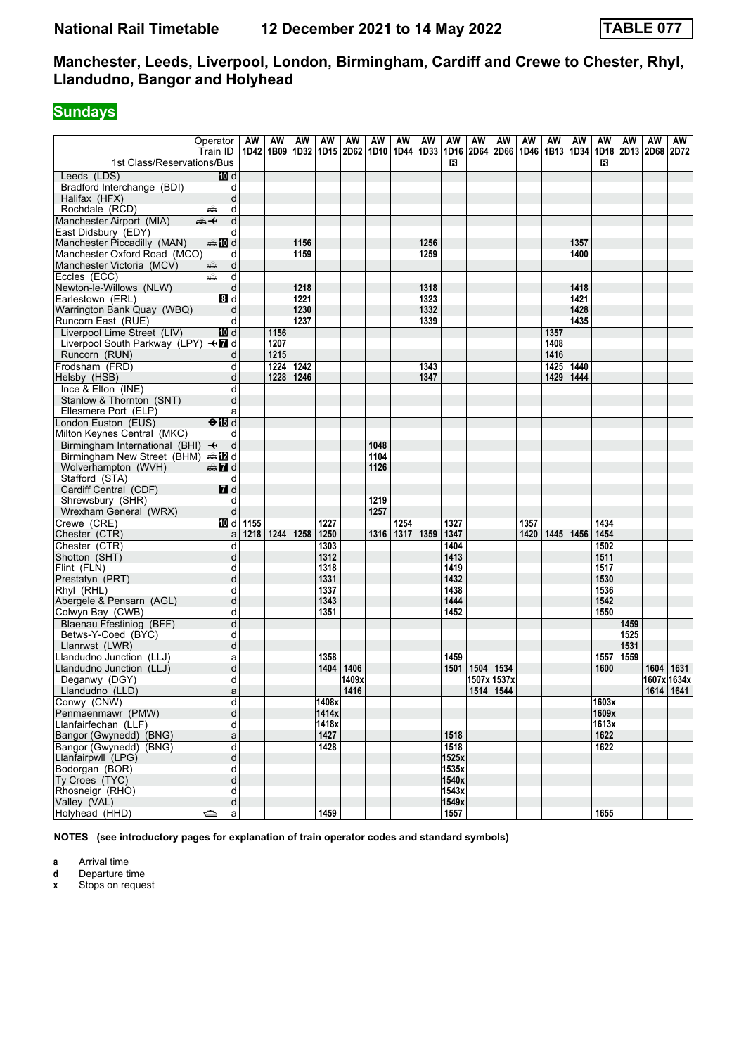**National Rail Timetable 12 December 2021 to 14 May 2022 TABLE 077**

## Manchester, Leeds, Liverpool, London, Birmingham, Cardiff and Crewe to Chester, Rhyl, Llandudno, Bangor and Holyhead

**Sundays**

| Operator | | AW | AW | AW | AW | AW | AW | AW | AW | AW | AW | AW | AW | AW | AW | AW | AW | AW | AW |
|---|---|---|---|---|---|---|---|---|---|---|---|---|---|---|---|---|---|---|---|
| Train ID | | 1D42 | 1B09 | 1D32 | 1D15 | 2D62 | 1D10 | 1D44 | 1D33 | 1D16 | 2D64 | 2D66 | 1D46 | 1B13 | 1D34 | 1D18 | 2D13 | 2D68 | 2D72 |
| 1st Class/Reservations/Bus | | | | | | | | | | R | | | | | | R | | | |
| Leeds (LDS) | 10 d | | | | | | | | | | | | | | | | | | |
| Bradford Interchange (BDI) | d | | | | | | | | | | | | | | | | | | |
| Halifax (HFX) | d | | | | | | | | | | | | | | | | | | |
| Rochdale (RCD) | d | | | | | | | | | | | | | | | | | | |
| Manchester Airport (MIA) | d | | | | | | | | | | | | | | | | | | |
| East Didsbury (EDY) | d | | | | | | | | | | | | | | | | | | |
| Manchester Piccadilly (MAN) | 10 d | | | 1156 | | | | | 1256 | | | | | | 1357 | | | | |
| Manchester Oxford Road (MCO) | d | | | 1159 | | | | | 1259 | | | | | | 1400 | | | | |
| Manchester Victoria (MCV) | d | | | | | | | | | | | | | | | | | | |
| Eccles (ECC) | d | | | | | | | | | | | | | | | | | | |
| Newton-le-Willows (NLW) | d | | | 1218 | | | | | 1318 | | | | | | 1418 | | | | |
| Earlestown (ERL) | 8 d | | | 1221 | | | | | 1323 | | | | | | 1421 | | | | |
| Warrington Bank Quay (WBQ) | d | | | 1230 | | | | | 1332 | | | | | | 1428 | | | | |
| Runcorn East (RUE) | d | | | 1237 | | | | | 1339 | | | | | | 1435 | | | | |
| Liverpool Lime Street (LIV) | 10 d | | 1156 | | | | | | | | | | | 1357 | | | | | |
| Liverpool South Parkway (LPY) | 7 d | | 1207 | | | | | | | | | | | 1408 | | | | | |
| Runcorn (RUN) | d | | 1215 | | | | | | | | | | | 1416 | | | | | |
| Frodsham (FRD) | d | | 1224 | 1242 | | | | | 1343 | | | | | 1425 | 1440 | | | | |
| Helsby (HSB) | d | | 1228 | 1246 | | | | | 1347 | | | | | 1429 | 1444 | | | | |
| Ince & Elton (INE) | d | | | | | | | | | | | | | | | | | | |
| Stanlow & Thornton (SNT) | d | | | | | | | | | | | | | | | | | | |
| Ellesmere Port (ELP) | a | | | | | | | | | | | | | | | | | | |
| London Euston (EUS) | 15 d | | | | | | | | | | | | | | | | | | |
| Milton Keynes Central (MKC) | d | | | | | | | | | | | | | | | | | | |
| Birmingham International (BHI) | d | | | | | | 1048 | | | | | | | | | | | | |
| Birmingham New Street (BHM) | 12 d | | | | | | 1104 | | | | | | | | | | | | |
| Wolverhampton (WVH) | 7 d | | | | | | 1126 | | | | | | | | | | | | |
| Stafford (STA) | d | | | | | | | | | | | | | | | | | | |
| Cardiff Central (CDF) | 7 d | | | | | | | | | | | | | | | | | | |
| Shrewsbury (SHR) | d | | | | | | 1219 | | | | | | | | | | | | |
| Wrexham General (WRX) | d | | | | | | 1257 | | | | | | | | | | | | |
| Crewe (CRE) | 10 d | 1155 | | | 1227 | | | 1254 | | 1327 | | | 1357 | | | 1434 | | | |
| Chester (CTR) | a | 1218 | 1244 | 1258 | 1250 | | 1316 | 1317 | 1359 | 1347 | | | 1420 | 1445 | 1456 | 1454 | | | |
| Chester (CTR) | d | | | | 1303 | | | | | 1404 | | | | | | 1502 | | | |
| Shotton (SHT) | d | | | | 1312 | | | | | 1413 | | | | | | 1511 | | | |
| Flint (FLN) | d | | | | 1318 | | | | | 1419 | | | | | | 1517 | | | |
| Prestatyn (PRT) | d | | | | 1331 | | | | | 1432 | | | | | | 1530 | | | |
| Rhyl (RHL) | d | | | | 1337 | | | | | 1438 | | | | | | 1536 | | | |
| Abergele & Pensarn (AGL) | d | | | | 1343 | | | | | 1444 | | | | | | 1542 | | | |
| Colwyn Bay (CWB) | d | | | | 1351 | | | | | 1452 | | | | | | 1550 | | | |
| Blaenau Ffestiniog (BFF) | d | | | | | | | | | | | | | | | | 1459 | | |
| Betws-Y-Coed (BYC) | d | | | | | | | | | | | | | | | | 1525 | | |
| Llanrwst (LWR) | d | | | | | | | | | | | | | | | | 1531 | | |
| Llandudno Junction (LLJ) | a | | | | 1358 | | | | | 1459 | | | | | | 1557 | 1559 | | |
| Llandudno Junction (LLJ) | d | | | | 1404 | 1406 | | | | 1501 | 1504 | 1534 | | | | 1600 | | 1604 | 1631 |
| Deganwy (DGY) | d | | | | | 1409x | | | | | 1507x | 1537x | | | | | | 1607x | 1634x |
| Llandudno (LLD) | a | | | | | 1416 | | | | | 1514 | 1544 | | | | | | 1614 | 1641 |
| Conwy (CNW) | d | | | | 1408x | | | | | | | | | | | 1603x | | | |
| Penmaenmawr (PMW) | d | | | | 1414x | | | | | | | | | | | 1609x | | | |
| Llanfairfechan (LLF) | d | | | | 1418x | | | | | | | | | | | 1613x | | | |
| Bangor (Gwynedd) (BNG) | a | | | | 1427 | | | | | 1518 | | | | | | 1622 | | | |
| Bangor (Gwynedd) (BNG) | d | | | | 1428 | | | | | 1518 | | | | | | 1622 | | | |
| Llanfairpwll (LPG) | d | | | | | | | | | 1525x | | | | | | | | | |
| Bodorgan (BOR) | d | | | | | | | | | 1535x | | | | | | | | | |
| Ty Croes (TYC) | d | | | | | | | | | 1540x | | | | | | | | | |
| Rhosneigr (RHO) | d | | | | | | | | | 1543x | | | | | | | | | |
| Valley (VAL) | d | | | | | | | | | 1549x | | | | | | | | | |
| Holyhead (HHD) | a | | | | 1459 | | | | | 1557 | | | | | | 1655 | | | |

**NOTES (see introductory pages for explanation of train operator codes and standard symbols)**

**a** Arrival time
**d** Departure time
**x** Stops on request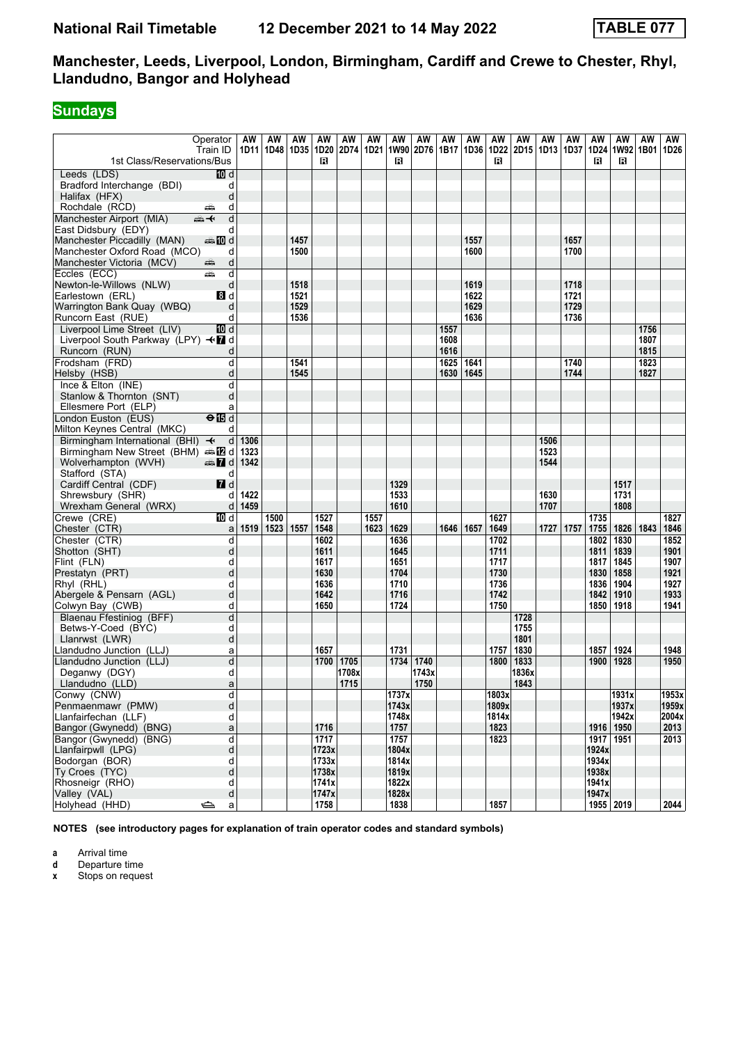**National Rail Timetable 12 December 2021 to 14 May 2022 TABLE 077**

## Manchester, Leeds, Liverpool, London, Birmingham, Cardiff and Crewe to Chester, Rhyl, Llandudno, Bangor and Holyhead

### Sundays

| Operator | | AW | AW | AW | AW | AW | AW | AW | AW | AW | AW | AW | AW | AW | AW | AW | AW | AW | AW |
|---|---|---|---|---|---|---|---|---|---|---|---|---|---|---|---|---|---|---|---|
| Train ID | | 1D11 | 1D48 | 1D35 | 1D20 | 2D74 | 1D21 | 1W90 | 2D76 | 1B17 | 1D36 | 1D22 | 2D15 | 1D13 | 1D37 | 1D24 | 1W92 | 1B01 | 1D26 |
| 1st Class/Reservations/Bus | | | | | R | | | R | | | | R | | | | R | R | | |
| Leeds (LDS) | d | | | | | | | | | | | | | | | | | | |
| Bradford Interchange (BDI) | d | | | | | | | | | | | | | | | | | | |
| Halifax (HFX) | d | | | | | | | | | | | | | | | | | | |
| Rochdale (RCD) | d | | | | | | | | | | | | | | | | | | |
| Manchester Airport (MIA) | d | | | | | | | | | | | | | | | | | | |
| East Didsbury (EDY) | d | | | | | | | | | | | | | | | | | | |
| Manchester Piccadilly (MAN) | d | | | 1457 | | | | | | | 1557 | | | | 1657 | | | | |
| Manchester Oxford Road (MCO) | d | | | 1500 | | | | | | | 1600 | | | | 1700 | | | | |
| Manchester Victoria (MCV) | d | | | | | | | | | | | | | | | | | | |
| Eccles (ECC) | d | | | | | | | | | | | | | | | | | | |
| Newton-le-Willows (NLW) | d | | | 1518 | | | | | | | 1619 | | | | 1718 | | | | |
| Earlestown (ERL) | d | | | 1521 | | | | | | | 1622 | | | | 1721 | | | | |
| Warrington Bank Quay (WBQ) | d | | | 1529 | | | | | | | 1629 | | | | 1729 | | | | |
| Runcorn East (RUE) | d | | | 1536 | | | | | | | 1636 | | | | 1736 | | | | |
| Liverpool Lime Street (LIV) | d | | | | | | | | | 1557 | | | | | | | | 1756 | |
| Liverpool South Parkway (LPY) | d | | | | | | | | | 1608 | | | | | | | | 1807 | |
| Runcorn (RUN) | d | | | | | | | | | 1616 | | | | | | | | 1815 | |
| Frodsham (FRD) | d | | | 1541 | | | | | | 1625 | 1641 | | | | 1740 | | | 1823 | |
| Helsby (HSB) | d | | | 1545 | | | | | | 1630 | 1645 | | | | 1744 | | | 1827 | |
| Ince & Elton (INE) | d | | | | | | | | | | | | | | | | | | |
| Stanlow & Thornton (SNT) | d | | | | | | | | | | | | | | | | | | |
| Ellesmere Port (ELP) | a | | | | | | | | | | | | | | | | | | |
| London Euston (EUS) | d | | | | | | | | | | | | | | | | | | |
| Milton Keynes Central (MKC) | d | | | | | | | | | | | | | | | | | | |
| Birmingham International (BHI) | d | 1306 | | | | | | | | | | | | 1506 | | | | | |
| Birmingham New Street (BHM) | d | 1323 | | | | | | | | | | | | 1523 | | | | | |
| Wolverhampton (WVH) | d | 1342 | | | | | | | | | | | | 1544 | | | | | |
| Stafford (STA) | d | | | | | | | | | | | | | | | | | | |
| Cardiff Central (CDF) | d | | | | | | | 1329 | | | | | | | | | 1517 | | |
| Shrewsbury (SHR) | d | 1422 | | | | | | 1533 | | | | | | 1630 | | | 1731 | | |
| Wrexham General (WRX) | d | 1459 | | | | | | 1610 | | | | | | 1707 | | | 1808 | | |
| Crewe (CRE) | d | | 1500 | | 1527 | | 1557 | | | | | 1627 | | | | 1735 | | | 1827 |
| Chester (CTR) | a | 1519 | 1523 | 1557 | 1548 | | 1623 | 1629 | | 1646 | 1657 | 1649 | | 1727 | 1757 | 1755 | 1826 | 1843 | 1846 |
| Chester (CTR) | d | | | | 1602 | | | 1636 | | | | 1702 | | | | 1802 | 1830 | | 1852 |
| Shotton (SHT) | d | | | | 1611 | | | 1645 | | | | 1711 | | | | 1811 | 1839 | | 1901 |
| Flint (FLN) | d | | | | 1617 | | | 1651 | | | | 1717 | | | | 1817 | 1845 | | 1907 |
| Prestatyn (PRT) | d | | | | 1630 | | | 1704 | | | | 1730 | | | | 1830 | 1858 | | 1921 |
| Rhyl (RHL) | d | | | | 1636 | | | 1710 | | | | 1736 | | | | 1836 | 1904 | | 1927 |
| Abergele & Pensarn (AGL) | d | | | | 1642 | | | 1716 | | | | 1742 | | | | 1842 | 1910 | | 1933 |
| Colwyn Bay (CWB) | d | | | | 1650 | | | 1724 | | | | 1750 | | | | 1850 | 1918 | | 1941 |
| Blaenau Ffestiniog (BFF) | d | | | | | | | | | | | | 1728 | | | | | | |
| Betws-Y-Coed (BYC) | d | | | | | | | | | | | | 1755 | | | | | | |
| Llanrwst (LWR) | d | | | | | | | | | | | | 1801 | | | | | | |
| Llandudno Junction (LLJ) | a | | | | 1657 | | | 1731 | | | | 1757 | 1830 | | | 1857 | 1924 | | 1948 |
| Llandudno Junction (LLJ) | d | | | | 1700 | 1705 | | 1734 | 1740 | | | 1800 | 1833 | | | 1900 | 1928 | | 1950 |
| Deganwy (DGY) | d | | | | | 1708x | | | 1743x | | | | 1836x | | | | | | |
| Llandudno (LLD) | a | | | | | 1715 | | | 1750 | | | | 1843 | | | | | | |
| Conwy (CNW) | d | | | | | | | 1737x | | | | 1803x | | | | | 1931x | | 1953x |
| Penmaenmawr (PMW) | d | | | | | | | 1743x | | | | 1809x | | | | | 1937x | | 1959x |
| Llanfairfechan (LLF) | d | | | | | | | 1748x | | | | 1814x | | | | | 1942x | | 2004x |
| Bangor (Gwynedd) (BNG) | a | | | | 1716 | | | 1757 | | | | 1823 | | | | 1916 | 1950 | | 2013 |
| Bangor (Gwynedd) (BNG) | d | | | | 1717 | | | 1757 | | | | 1823 | | | | 1917 | 1951 | | 2013 |
| Llanfairpwll (LPG) | d | | | | 1723x | | | 1804x | | | | | | | | 1924x | | | |
| Bodorgan (BOR) | d | | | | 1733x | | | 1814x | | | | | | | | 1934x | | | |
| Ty Croes (TYC) | d | | | | 1738x | | | 1819x | | | | | | | | 1938x | | | |
| Rhosneigr (RHO) | d | | | | 1741x | | | 1822x | | | | | | | | 1941x | | | |
| Valley (VAL) | d | | | | 1747x | | | 1828x | | | | | | | | 1947x | | | |
| Holyhead (HHD) | a | | | | 1758 | | | 1838 | | | | 1857 | | | | 1955 | 2019 | | 2044 |

**NOTES (see introductory pages for explanation of train operator codes and standard symbols)**

- **a** Arrival time
- **d** Departure time
- **x** Stops on request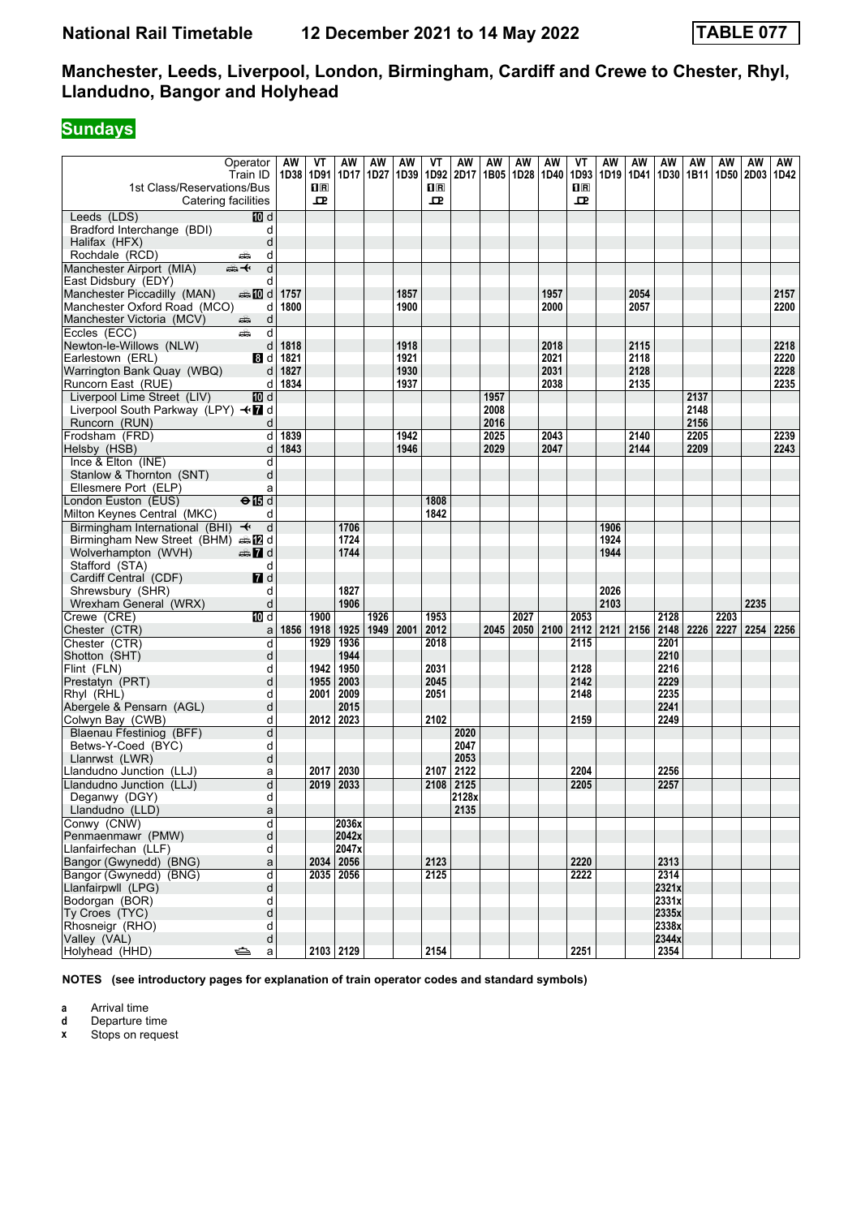# National Rail Timetable 12 December 2021 to 14 May 2022 TABLE 077

## Manchester, Leeds, Liverpool, London, Birmingham, Cardiff and Crewe to Chester, Rhyl, Llandudno, Bangor and Holyhead

**Sundays**

| Operator | | AW | VT | AW | AW | AW | VT | AW | AW | AW | AW | VT | AW | AW | AW | AW | AW | AW | AW |
|---|---|---|---|---|---|---|---|---|---|---|---|---|---|---|---|---|---|---|---|
| Train ID | | 1D38 | 1D91 | 1D17 | 1D27 | 1D39 | 1D92 | 2D17 | 1B05 | 1D28 | 1D40 | 1D93 | 1D19 | 1D41 | 1D30 | 1B11 | 1D50 | 2D03 | 1D42 |
| 1st Class/Reservations/Bus | | | 1R | | | | 1R | | | | | 1R | | | | | | | |
| Catering facilities | | | ⊡ | | | | ⊡ | | | | | ⊡ | | | | | | | |
| Leeds (LDS) | 10 d | | | | | | | | | | | | | | | | | | |
| Bradford Interchange (BDI) | d | | | | | | | | | | | | | | | | | | |
| Halifax (HFX) | d | | | | | | | | | | | | | | | | | | |
| Rochdale (RCD) | d | | | | | | | | | | | | | | | | | | |
| Manchester Airport (MIA) | d | | | | | | | | | | | | | | | | | | |
| East Didsbury (EDY) | d | | | | | | | | | | | | | | | | | | |
| Manchester Piccadilly (MAN) | 10 d | 1757 | | | | 1857 | | | | | 1957 | | | 2054 | | | | | 2157 |
| Manchester Oxford Road (MCO) | d | 1800 | | | | 1900 | | | | | 2000 | | | 2057 | | | | | 2200 |
| Manchester Victoria (MCV) | d | | | | | | | | | | | | | | | | | | |
| Eccles (ECC) | d | | | | | | | | | | | | | | | | | | |
| Newton-le-Willows (NLW) | d | 1818 | | | | 1918 | | | | | 2018 | | | 2115 | | | | | 2218 |
| Earlestown (ERL) | 8 d | 1821 | | | | 1921 | | | | | 2021 | | | 2118 | | | | | 2220 |
| Warrington Bank Quay (WBQ) | d | 1827 | | | | 1930 | | | | | 2031 | | | 2128 | | | | | 2228 |
| Runcorn East (RUE) | d | 1834 | | | | 1937 | | | | | 2038 | | | 2135 | | | | | 2235 |
| Liverpool Lime Street (LIV) | 10 d | | | | | | | | 1957 | | | | | | | 2137 | | | |
| Liverpool South Parkway (LPY) | 7 d | | | | | | | | 2008 | | | | | | | 2148 | | | |
| Runcorn (RUN) | d | | | | | | | | 2016 | | | | | | | 2156 | | | |
| Frodsham (FRD) | d | 1839 | | | | 1942 | | | 2025 | | 2043 | | | 2140 | | 2205 | | | 2239 |
| Helsby (HSB) | d | 1843 | | | | 1946 | | | 2029 | | 2047 | | | 2144 | | 2209 | | | 2243 |
| Ince & Elton (INE) | d | | | | | | | | | | | | | | | | | | |
| Stanlow & Thornton (SNT) | d | | | | | | | | | | | | | | | | | | |
| Ellesmere Port (ELP) | a | | | | | | | | | | | | | | | | | | |
| London Euston (EUS) | 15 d | | | | | | 1808 | | | | | | | | | | | | |
| Milton Keynes Central (MKC) | d | | | | | | 1842 | | | | | | | | | | | | |
| Birmingham International (BHI) | d | | | 1706 | | | | | | | | | 1906 | | | | | | |
| Birmingham New Street (BHM) | 12 d | | | 1724 | | | | | | | | | 1924 | | | | | | |
| Wolverhampton (WVH) | 7 d | | | 1744 | | | | | | | | | 1944 | | | | | | |
| Stafford (STA) | d | | | | | | | | | | | | | | | | | | |
| Cardiff Central (CDF) | 7 d | | | | | | | | | | | | | | | | | | |
| Shrewsbury (SHR) | d | | | 1827 | | | | | | | | | 2026 | | | | | | |
| Wrexham General (WRX) | d | | | 1906 | | | | | | | | | 2103 | | | | | 2235 | |
| Crewe (CRE) | 10 d | | 1900 | | 1926 | | 1953 | | | 2027 | | 2053 | | | 2128 | | 2203 | | |
| Chester (CTR) | a | 1856 | 1918 | 1925 | 1949 | 2001 | 2012 | | 2045 | 2050 | 2100 | 2112 | 2121 | 2156 | 2148 | 2226 | 2227 | 2254 | 2256 |
| Chester (CTR) | d | | 1929 | 1936 | | | 2018 | | | | | 2115 | | | 2201 | | | | |
| Shotton (SHT) | d | | | 1944 | | | | | | | | | | | 2210 | | | | |
| Flint (FLN) | d | | 1942 | 1950 | | | 2031 | | | | | 2128 | | | 2216 | | | | |
| Prestatyn (PRT) | d | | 1955 | 2003 | | | 2045 | | | | | 2142 | | | 2229 | | | | |
| Rhyl (RHL) | d | | 2001 | 2009 | | | 2051 | | | | | 2148 | | | 2235 | | | | |
| Abergele & Pensarn (AGL) | d | | | 2015 | | | | | | | | | | | 2241 | | | | |
| Colwyn Bay (CWB) | d | | 2012 | 2023 | | | 2102 | | | | | 2159 | | | 2249 | | | | |
| Blaenau Ffestiniog (BFF) | d | | | | | | | 2020 | | | | | | | | | | | |
| Betws-Y-Coed (BYC) | d | | | | | | | 2047 | | | | | | | | | | | |
| Llanrwst (LWR) | d | | | | | | | 2053 | | | | | | | | | | | |
| Llandudno Junction (LLJ) | a | | 2017 | 2030 | | | 2107 | 2122 | | | | 2204 | | | 2256 | | | | |
| Llandudno Junction (LLJ) | d | | 2019 | 2033 | | | 2108 | 2125 | | | | 2205 | | | 2257 | | | | |
| Deganwy (DGY) | d | | | | | | | 2128x | | | | | | | | | | | |
| Llandudno (LLD) | a | | | | | | | 2135 | | | | | | | | | | | |
| Conwy (CNW) | d | | | 2036x | | | | | | | | | | | | | | | |
| Penmaenmawr (PMW) | d | | | 2042x | | | | | | | | | | | | | | | |
| Llanfairfechan (LLF) | d | | | 2047x | | | | | | | | | | | | | | | |
| Bangor (Gwynedd) (BNG) | a | | 2034 | 2056 | | | 2123 | | | | | 2220 | | | 2313 | | | | |
| Bangor (Gwynedd) (BNG) | d | | 2035 | 2056 | | | 2125 | | | | | 2222 | | | 2314 | | | | |
| Llanfairpwll (LPG) | d | | | | | | | | | | | | | | 2321x | | | | |
| Bodorgan (BOR) | d | | | | | | | | | | | | | | 2331x | | | | |
| Ty Croes (TYC) | d | | | | | | | | | | | | | | 2335x | | | | |
| Rhosneigr (RHO) | d | | | | | | | | | | | | | | 2338x | | | | |
| Valley (VAL) | d | | | | | | | | | | | | | | 2344x | | | | |
| Holyhead (HHD) | a | | 2103 | 2129 | | | 2154 | | | | | 2251 | | | 2354 | | | | |

**NOTES (see introductory pages for explanation of train operator codes and standard symbols)**

**a** Arrival time
**d** Departure time
**x** Stops on request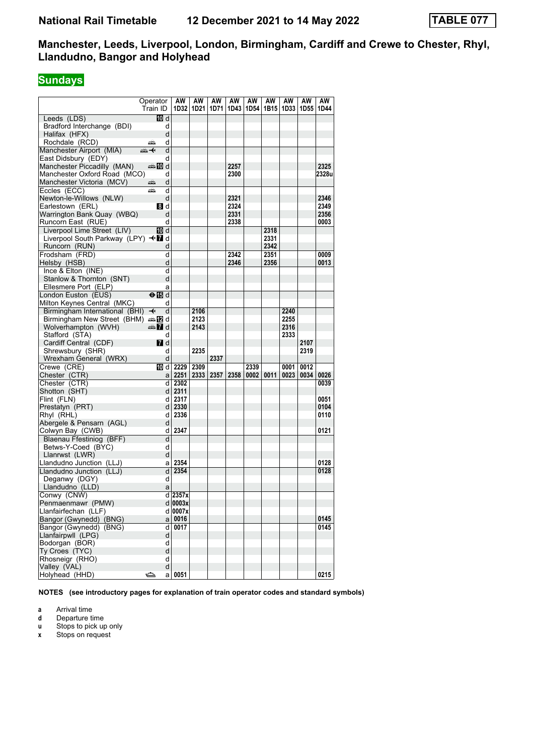**National Rail Timetable 12 December 2021 to 14 May 2022 TABLE 077**

## Manchester, Leeds, Liverpool, London, Birmingham, Cardiff and Crewe to Chester, Rhyl, Llandudno, Bangor and Holyhead

### Sundays

| Station | | AW 1D32 | AW 1D21 | AW 1D71 | AW 1D43 | AW 1D54 | AW 1B15 | AW 1D33 | AW 1D55 | AW 1D44 |
|---|---|---|---|---|---|---|---|---|---|---|
| Leeds (LDS) | d | | | | | | | | | |
| Bradford Interchange (BDI) | d | | | | | | | | | |
| Halifax (HFX) | d | | | | | | | | | |
| Rochdale (RCD) | d | | | | | | | | | |
| Manchester Airport (MIA) | d | | | | | | | | | |
| East Didsbury (EDY) | d | | | | | | | | | |
| Manchester Piccadilly (MAN) | d | | | | 2257 | | | | | 2325 |
| Manchester Oxford Road (MCO) | d | | | | 2300 | | | | | 2328u |
| Manchester Victoria (MCV) | d | | | | | | | | | |
| Eccles (ECC) | d | | | | | | | | | |
| Newton-le-Willows (NLW) | d | | | | 2321 | | | | | 2346 |
| Earlestown (ERL) | d | | | | 2324 | | | | | 2349 |
| Warrington Bank Quay (WBQ) | d | | | | 2331 | | | | | 2356 |
| Runcorn East (RUE) | d | | | | 2338 | | | | | 0003 |
| Liverpool Lime Street (LIV) | d | | | | | | 2318 | | | |
| Liverpool South Parkway (LPY) | d | | | | | | 2331 | | | |
| Runcorn (RUN) | d | | | | | | 2342 | | | |
| Frodsham (FRD) | d | | | | 2342 | | 2351 | | | 0009 |
| Helsby (HSB) | d | | | | 2346 | | 2356 | | | 0013 |
| Ince & Elton (INE) | d | | | | | | | | | |
| Stanlow & Thornton (SNT) | d | | | | | | | | | |
| Ellesmere Port (ELP) | a | | | | | | | | | |
| London Euston (EUS) | d | | | | | | | | | |
| Milton Keynes Central (MKC) | d | | | | | | | | | |
| Birmingham International (BHI) | d | | 2106 | | | | | 2240 | | |
| Birmingham New Street (BHM) | d | | 2123 | | | | | 2255 | | |
| Wolverhampton (WVH) | d | | 2143 | | | | | 2316 | | |
| Stafford (STA) | d | | | | | | | 2333 | | |
| Cardiff Central (CDF) | d | | | | | | | | 2107 | |
| Shrewsbury (SHR) | d | | 2235 | | | | | | 2319 | |
| Wrexham General (WRX) | d | | | 2337 | | | | | | |
| Crewe (CRE) | d | 2229 | 2309 | | | 2339 | | 0001 | 0012 | |
| Chester (CTR) | a | 2251 | 2333 | 2357 | 2358 | 0002 | 0011 | 0023 | 0034 | 0026 |
| Chester (CTR) | d | 2302 | | | | | | | | 0039 |
| Shotton (SHT) | d | 2311 | | | | | | | | |
| Flint (FLN) | d | 2317 | | | | | | | | 0051 |
| Prestatyn (PRT) | d | 2330 | | | | | | | | 0104 |
| Rhyl (RHL) | d | 2336 | | | | | | | | 0110 |
| Abergele & Pensarn (AGL) | d | | | | | | | | | |
| Colwyn Bay (CWB) | d | 2347 | | | | | | | | 0121 |
| Blaenau Ffestiniog (BFF) | d | | | | | | | | | |
| Betws-Y-Coed (BYC) | d | | | | | | | | | |
| Llanrwst (LWR) | d | | | | | | | | | |
| Llandudno Junction (LLJ) | a | 2354 | | | | | | | | 0128 |
| Llandudno Junction (LLJ) | d | 2354 | | | | | | | | 0128 |
| Deganwy (DGY) | d | | | | | | | | | |
| Llandudno (LLD) | a | | | | | | | | | |
| Conwy (CNW) | d | 2357x | | | | | | | | |
| Penmaenmawr (PMW) | d | 0003x | | | | | | | | |
| Llanfairfechan (LLF) | d | 0007x | | | | | | | | |
| Bangor (Gwynedd) (BNG) | a | 0016 | | | | | | | | 0145 |
| Bangor (Gwynedd) (BNG) | d | 0017 | | | | | | | | 0145 |
| Llanfairpwll (LPG) | d | | | | | | | | | |
| Bodorgan (BOR) | d | | | | | | | | | |
| Ty Croes (TYC) | d | | | | | | | | | |
| Rhosneigr (RHO) | d | | | | | | | | | |
| Valley (VAL) | d | | | | | | | | | |
| Holyhead (HHD) | a | 0051 | | | | | | | | 0215 |

**NOTES (see introductory pages for explanation of train operator codes and standard symbols)**

- **a** Arrival time
- **d** Departure time
- **u** Stops to pick up only
- **x** Stops on request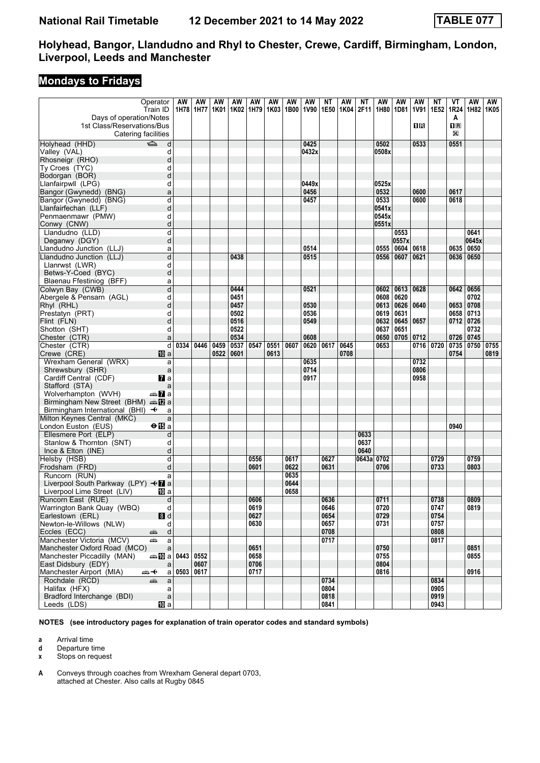# National Rail Timetable 12 December 2021 to 14 May 2022 TABLE 077

## Holyhead, Bangor, Llandudno and Rhyl to Chester, Crewe, Cardiff, Birmingham, London, Liverpool, Leeds and Manchester

## Mondays to Fridays

| Operator | | AW | AW | AW | AW | AW | AW | AW | AW | NT | AW | NT | AW | AW | AW | NT | VT | AW | AW |
|---|---|---|---|---|---|---|---|---|---|---|---|---|---|---|---|---|---|---|---|
| Train ID | | 1H78 | 1H77 | 1K01 | 1K02 | 1H79 | 1K03 | 1B00 | 1V90 | 1E50 | 1K04 | 2F11 | 1H80 | 1D81 | 1V91 | 1E52 | 1R24 | 1H82 | 1K05 |
| Days of operation/Notes | | | | | | | | | | | | | | | | | A | | |
| 1st Class/Reservations/Bus | | | | | | | | | | | | | | | 1R | | 1R | | |
| Catering facilities | | | | | | | | | | | | | | | | | ⊠ | | |
| Holyhead (HHD) | d | | | | | | | | 0425 | | | | 0502 | | 0533 | | 0551 | | |
| Valley (VAL) | d | | | | | | | | 0432x | | | | 0508x | | | | | | |
| Rhosneigr (RHO) | d | | | | | | | | | | | | | | | | | | |
| Ty Croes (TYC) | d | | | | | | | | | | | | | | | | | | |
| Bodorgan (BOR) | d | | | | | | | | | | | | | | | | | | |
| Llanfairpwll (LPG) | d | | | | | | | | 0449x | | | | 0525x | | | | | | |
| Bangor (Gwynedd) (BNG) | a | | | | | | | | 0456 | | | | 0532 | | 0600 | | 0617 | | |
| Bangor (Gwynedd) (BNG) | d | | | | | | | | 0457 | | | | 0533 | | 0600 | | 0618 | | |
| Llanfairfechan (LLF) | d | | | | | | | | | | | | 0541x | | | | | | |
| Penmaenmawr (PMW) | d | | | | | | | | | | | | 0545x | | | | | | |
| Conwy (CNW) | d | | | | | | | | | | | | 0551x | | | | | | |
| Llandudno (LLD) | d | | | | | | | | | | | | | 0553 | | | | 0641 | |
| Deganwy (DGY) | d | | | | | | | | | | | | | 0557x | | | | 0645x | |
| Llandudno Junction (LLJ) | a | | | | | | | | 0514 | | | | 0555 | 0604 | 0618 | | 0635 | 0650 | |
| Llandudno Junction (LLJ) | d | | | | 0438 | | | | 0515 | | | | 0556 | 0607 | 0621 | | 0636 | 0650 | |
| Llanrwst (LWR) | d | | | | | | | | | | | | | | | | | | |
| Betws-Y-Coed (BYC) | d | | | | | | | | | | | | | | | | | | |
| Blaenau Ffestiniog (BFF) | a | | | | | | | | | | | | | | | | | | |
| Colwyn Bay (CWB) | d | | | | 0444 | | | | 0521 | | | | 0602 | 0613 | 0628 | | 0642 | 0656 | |
| Abergele & Pensarn (AGL) | d | | | | 0451 | | | | | | | | 0608 | 0620 | | | | 0702 | |
| Rhyl (RHL) | d | | | | 0457 | | | | 0530 | | | | 0613 | 0626 | 0640 | | 0653 | 0708 | |
| Prestatyn (PRT) | d | | | | 0502 | | | | 0536 | | | | 0619 | 0631 | | | 0658 | 0713 | |
| Flint (FLN) | d | | | | 0516 | | | | 0549 | | | | 0632 | 0645 | 0657 | | 0712 | 0726 | |
| Shotton (SHT) | d | | | | 0522 | | | | | | | | 0637 | 0651 | | | | 0732 | |
| Chester (CTR) | a | | | | 0534 | | | | 0608 | | | | 0650 | 0705 | 0712 | | 0726 | 0745 | |
| Chester (CTR) | d | 0334 | 0446 | 0459 | 0537 | 0547 | 0551 | 0607 | 0620 | 0617 | 0645 | | 0653 | | 0716 | 0720 | 0735 | 0750 | 0755 |
| Crewe (CRE) | 10 a | | | 0522 | 0601 | | 0613 | | | | 0708 | | | | | | 0754 | | 0819 |
| Wrexham General (WRX) | a | | | | | | | | 0635 | | | | | | 0732 | | | | |
| Shrewsbury (SHR) | a | | | | | | | | 0714 | | | | | | 0806 | | | | |
| Cardiff Central (CDF) | 7 a | | | | | | | | 0917 | | | | | | 0958 | | | | |
| Stafford (STA) | a | | | | | | | | | | | | | | | | | | |
| Wolverhampton (WVH) | 7 a | | | | | | | | | | | | | | | | | | |
| Birmingham New Street (BHM) | 12 a | | | | | | | | | | | | | | | | | | |
| Birmingham International (BHI) ✈ | a | | | | | | | | | | | | | | | | | | |
| Milton Keynes Central (MKC) | a | | | | | | | | | | | | | | | | | | |
| London Euston (EUS) | ⊖15 a | | | | | | | | | | | | | | | | 0940 | | |
| Ellesmere Port (ELP) | d | | | | | | | | | | | 0633 | | | | | | | |
| Stanlow & Thornton (SNT) | d | | | | | | | | | | | 0637 | | | | | | | |
| Ince & Elton (INE) | d | | | | | | | | | | | 0640 | | | | | | | |
| Helsby (HSB) | d | | | | | 0556 | | 0617 | | 0627 | | 0643a | 0702 | | | 0729 | | 0759 | |
| Frodsham (FRD) | d | | | | | 0601 | | 0622 | | 0631 | | | 0706 | | | 0733 | | 0803 | |
| Runcorn (RUN) | a | | | | | | | 0635 | | | | | | | | | | | |
| Liverpool South Parkway (LPY) ✈7 | a | | | | | | | 0644 | | | | | | | | | | | |
| Liverpool Lime Street (LIV) | 10 a | | | | | | | 0658 | | | | | | | | | | | |
| Runcorn East (RUE) | d | | | | | 0606 | | | | 0636 | | | 0711 | | | 0738 | | 0809 | |
| Warrington Bank Quay (WBQ) | d | | | | | 0619 | | | | 0646 | | | 0720 | | | 0747 | | 0819 | |
| Earlestown (ERL) | 8 d | | | | | 0627 | | | | 0654 | | | 0729 | | | 0754 | | | |
| Newton-le-Willows (NLW) | d | | | | | 0630 | | | | 0657 | | | 0731 | | | 0757 | | | |
| Eccles (ECC) | d | | | | | | | | | 0708 | | | | | | 0808 | | | |
| Manchester Victoria (MCV) | a | | | | | | | | | 0717 | | | | | | 0817 | | | |
| Manchester Oxford Road (MCO) | a | | | | | 0651 | | | | | | | 0750 | | | | | 0851 | |
| Manchester Piccadilly (MAN) | 10 a | 0443 | 0552 | | | 0658 | | | | | | | 0755 | | | | | 0855 | |
| East Didsbury (EDY) | a | | 0607 | | | 0706 | | | | | | | 0804 | | | | | | |
| Manchester Airport (MIA) ✈ | a | 0503 | 0617 | | | 0717 | | | | | | | 0816 | | | | | 0916 | |
| Rochdale (RCD) | a | | | | | | | | | 0734 | | | | | | 0834 | | | |
| Halifax (HFX) | a | | | | | | | | | 0804 | | | | | | 0905 | | | |
| Bradford Interchange (BDI) | a | | | | | | | | | 0818 | | | | | | 0919 | | | |
| Leeds (LDS) | 10 a | | | | | | | | | 0841 | | | | | | 0943 | | | |

**NOTES (see introductory pages for explanation of train operator codes and standard symbols)**

- **a** Arrival time
- **d** Departure time
- **x** Stops on request

**A** Conveys through coaches from Wrexham General depart 0703, attached at Chester. Also calls at Rugby 0845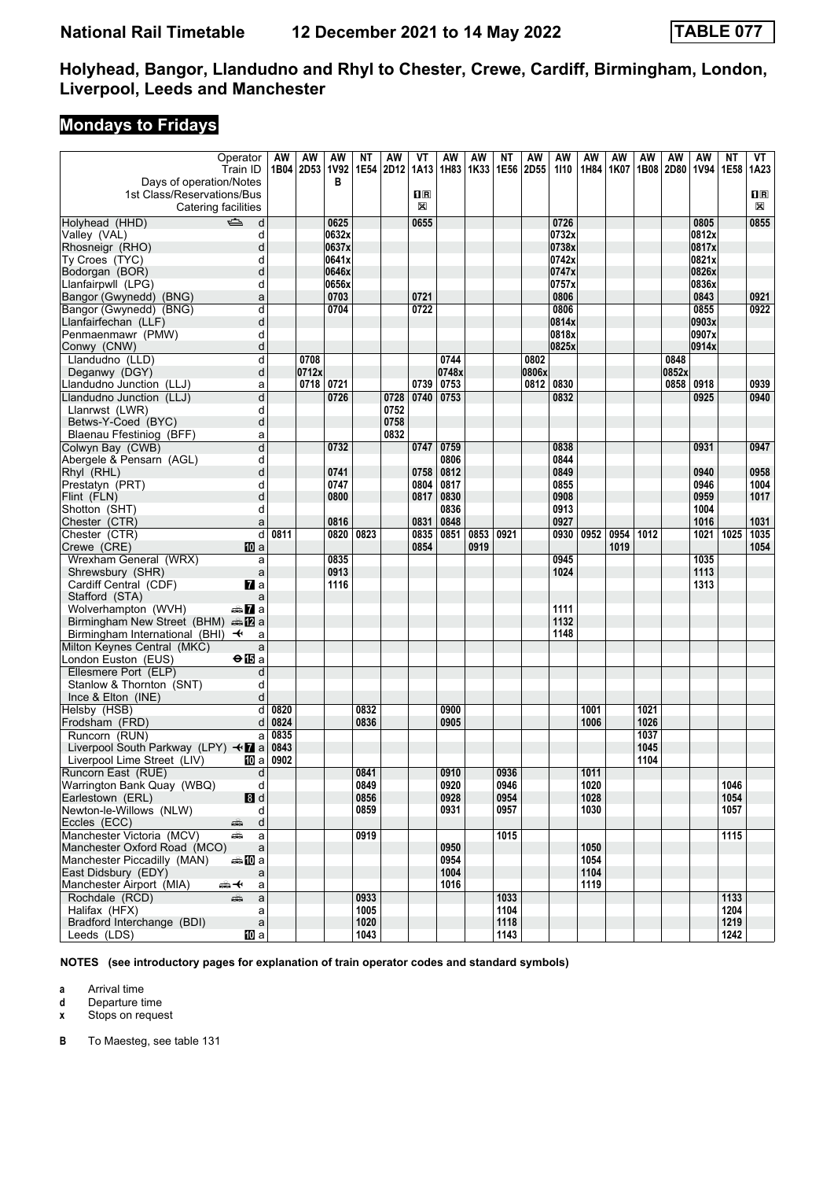# Holyhead, Bangor, Llandudno and Rhyl to Chester, Crewe, Cardiff, Birmingham, London, Liverpool, Leeds and Manchester

National Rail Timetable 12 December 2021 to 14 May 2022 — TABLE 077

## Mondays to Fridays

| Operator | | AW | AW | AW | NT | AW | VT | AW | AW | NT | AW | AW | AW | AW | AW | AW | AW | NT | VT |
|---|---|---|---|---|---|---|---|---|---|---|---|---|---|---|---|---|---|---|---|
| Train ID | | 1B04 | 2D53 | 1V92 | 1E54 | 2D12 | 1A13 | 1H83 | 1K33 | 1E56 | 2D55 | 1I10 | 1H84 | 1K07 | 1B08 | 2D80 | 1V94 | 1E58 | 1A23 |
| Days of operation/Notes | | | | B | | | | | | | | | | | | | | | |
| 1st Class/Reservations/Bus | | | | | | | 1R | | | | | | | | | | | | 1R |
| Catering facilities | | | | | | | ✕ | | | | | | | | | | | | ✕ |
| Holyhead (HHD) | d | | | 0625 | | | 0655 | | | | | 0726 | | | | | 0805 | | 0855 |
| Valley (VAL) | d | | | 0632x | | | | | | | | 0732x | | | | | 0812x | | |
| Rhosneigr (RHO) | d | | | 0637x | | | | | | | | 0738x | | | | | 0817x | | |
| Ty Croes (TYC) | d | | | 0641x | | | | | | | | 0742x | | | | | 0821x | | |
| Bodorgan (BOR) | d | | | 0646x | | | | | | | | 0747x | | | | | 0826x | | |
| Llanfairpwll (LPG) | d | | | 0656x | | | | | | | | 0757x | | | | | 0836x | | |
| Bangor (Gwynedd) (BNG) | a | | | 0703 | | | 0721 | | | | | 0806 | | | | | 0843 | | 0921 |
| Bangor (Gwynedd) (BNG) | d | | | 0704 | | | 0722 | | | | | 0806 | | | | | 0855 | | 0922 |
| Llanfairfechan (LLF) | d | | | | | | | | | | | 0814x | | | | | 0903x | | |
| Penmaenmawr (PMW) | d | | | | | | | | | | | 0818x | | | | | 0907x | | |
| Conwy (CNW) | d | | | | | | | | | | | 0825x | | | | | 0914x | | |
| Llandudno (LLD) | d | | 0708 | | | | | 0744 | | | 0802 | | | | | 0848 | | | |
| Deganwy (DGY) | d | | 0712x | | | | | 0748x | | | 0806x | | | | | 0852x | | | |
| Llandudno Junction (LLJ) | a | | 0718 | 0721 | | | 0739 | 0753 | | | 0812 | 0830 | | | | 0858 | 0918 | | 0939 |
| Llandudno Junction (LLJ) | d | | | 0726 | | 0728 | 0740 | 0753 | | | | 0832 | | | | | 0925 | | 0940 |
| Llanrwst (LWR) | d | | | | | 0752 | | | | | | | | | | | | | |
| Betws-Y-Coed (BYC) | d | | | | | 0758 | | | | | | | | | | | | | |
| Blaenau Ffestiniog (BFF) | a | | | | | 0832 | | | | | | | | | | | | | |
| Colwyn Bay (CWB) | d | | | 0732 | | | 0747 | 0759 | | | | 0838 | | | | | 0931 | | 0947 |
| Abergele & Pensarn (AGL) | d | | | | | | | 0806 | | | | 0844 | | | | | | | |
| Rhyl (RHL) | d | | | 0741 | | | 0758 | 0812 | | | | 0849 | | | | | 0940 | | 0958 |
| Prestatyn (PRT) | d | | | 0747 | | | 0804 | 0817 | | | | 0855 | | | | | 0946 | | 1004 |
| Flint (FLN) | d | | | 0800 | | | 0817 | 0830 | | | | 0908 | | | | | 0959 | | 1017 |
| Shotton (SHT) | d | | | | | | | 0836 | | | | 0913 | | | | | 1004 | | |
| Chester (CTR) | a | | | 0816 | | | 0831 | 0848 | | | | 0927 | | | | | 1016 | | 1031 |
| Chester (CTR) | d | 0811 | | 0820 | 0823 | | 0835 | 0851 | 0853 | 0921 | | 0930 | 0952 | 0954 | 1012 | | 1021 | 1025 | 1035 |
| Crewe (CRE) | 10 a | | | | | | 0854 | | 0919 | | | | | 1019 | | | | | 1054 |
| Wrexham General (WRX) | a | | | 0835 | | | | | | | | 0945 | | | | | 1035 | | |
| Shrewsbury (SHR) | a | | | 0913 | | | | | | | | 1024 | | | | | 1113 | | |
| Cardiff Central (CDF) | 7 a | | | 1116 | | | | | | | | | | | | | 1313 | | |
| Stafford (STA) | a | | | | | | | | | | | | | | | | | | |
| Wolverhampton (WVH) | 7 a | | | | | | | | | | | 1111 | | | | | | | |
| Birmingham New Street (BHM) | 12 a | | | | | | | | | | | 1132 | | | | | | | |
| Birmingham International (BHI) ✈ | a | | | | | | | | | | | 1148 | | | | | | | |
| Milton Keynes Central (MKC) | a | | | | | | | | | | | | | | | | | | |
| London Euston (EUS) | 15 a | | | | | | | | | | | | | | | | | | |
| Ellesmere Port (ELP) | d | | | | | | | | | | | | | | | | | | |
| Stanlow & Thornton (SNT) | d | | | | | | | | | | | | | | | | | | |
| Ince & Elton (INE) | d | | | | | | | | | | | | | | | | | | |
| Helsby (HSB) | d | 0820 | | | 0832 | | | 0900 | | | | | 1001 | | 1021 | | | | |
| Frodsham (FRD) | d | 0824 | | | 0836 | | | 0905 | | | | | 1006 | | 1026 | | | | |
| Runcorn (RUN) | a | 0835 | | | | | | | | | | | | | 1037 | | | | |
| Liverpool South Parkway (LPY) ✈ | 7 a | 0843 | | | | | | | | | | | | | 1045 | | | | |
| Liverpool Lime Street (LIV) | 10 a | 0902 | | | | | | | | | | | | | 1104 | | | | |
| Runcorn East (RUE) | d | | | | 0841 | | | 0910 | | 0936 | | | 1011 | | | | | | |
| Warrington Bank Quay (WBQ) | d | | | | 0849 | | | 0920 | | 0946 | | | 1020 | | | | | 1046 | |
| Earlestown (ERL) | 8 d | | | | 0856 | | | 0928 | | 0954 | | | 1028 | | | | | 1054 | |
| Newton-le-Willows (NLW) | d | | | | 0859 | | | 0931 | | 0957 | | | 1030 | | | | | 1057 | |
| Eccles (ECC) | d | | | | | | | | | | | | | | | | | | |
| Manchester Victoria (MCV) | a | | | | 0919 | | | | | 1015 | | | | | | | | 1115 | |
| Manchester Oxford Road (MCO) | a | | | | | | | 0950 | | | | | 1050 | | | | | | |
| Manchester Piccadilly (MAN) | 10 a | | | | | | | 0954 | | | | | 1054 | | | | | | |
| East Didsbury (EDY) | a | | | | | | | 1004 | | | | | 1104 | | | | | | |
| Manchester Airport (MIA) ✈ | a | | | | | | | 1016 | | | | | 1119 | | | | | | |
| Rochdale (RCD) | a | | | | 0933 | | | | | 1033 | | | | | | | | 1133 | |
| Halifax (HFX) | a | | | | 1005 | | | | | 1104 | | | | | | | | 1204 | |
| Bradford Interchange (BDI) | a | | | | 1020 | | | | | 1118 | | | | | | | | 1219 | |
| Leeds (LDS) | 10 a | | | | 1043 | | | | | 1143 | | | | | | | | 1242 | |

**NOTES (see introductory pages for explanation of train operator codes and standard symbols)**

- **a** Arrival time
- **d** Departure time
- **x** Stops on request

- **B** To Maesteg, see table 131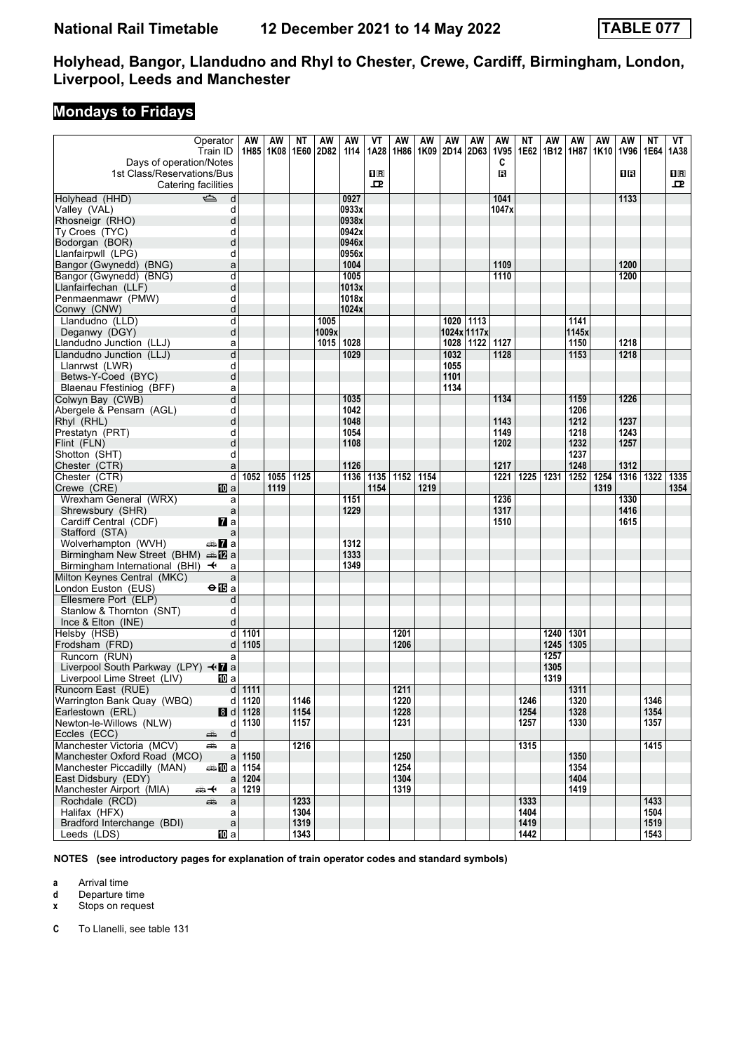# National Rail Timetable 12 December 2021 to 14 May 2022 TABLE 077

## Holyhead, Bangor, Llandudno and Rhyl to Chester, Crewe, Cardiff, Birmingham, London, Liverpool, Leeds and Manchester

## Mondays to Fridays

| Operator | | AW | AW | NT | AW | AW | VT | AW | AW | AW | AW | AW | NT | AW | AW | AW | AW | NT | VT |
|---|---|---|---|---|---|---|---|---|---|---|---|---|---|---|---|---|---|---|---|
| Train ID | | 1H85 | 1K08 | 1E60 | 2D82 | 1I14 | 1A28 | 1H86 | 1K09 | 2D14 | 2D63 | 1V95 | 1E62 | 1B12 | 1H87 | 1K10 | 1V96 | 1E64 | 1A38 |
| Days of operation/Notes | | | | | | | | | | | | C | | | | | | | |
| 1st Class/Reservations/Bus | | | | | | | 1R | | | | | R | | | | | 1R | | 1R |
| Catering facilities | | | | | | | ⇌ | | | | | | | | | | | | ⇌ |
| Holyhead (HHD) ⛴ | d | | | | | 0927 | | | | | | 1041 | | | | | 1133 | | |
| Valley (VAL) | d | | | | | 0933x | | | | | | 1047x | | | | | | | |
| Rhosneigr (RHO) | d | | | | | 0938x | | | | | | | | | | | | | |
| Ty Croes (TYC) | d | | | | | 0942x | | | | | | | | | | | | | |
| Bodorgan (BOR) | d | | | | | 0946x | | | | | | | | | | | | | |
| Llanfairpwll (LPG) | d | | | | | 0956x | | | | | | | | | | | | | |
| Bangor (Gwynedd) (BNG) | a | | | | | 1004 | | | | | | 1109 | | | | | 1200 | | |
| Bangor (Gwynedd) (BNG) | d | | | | | 1005 | | | | | | 1110 | | | | | 1200 | | |
| Llanfairfechan (LLF) | d | | | | | 1013x | | | | | | | | | | | | | |
| Penmaenmawr (PMW) | d | | | | | 1018x | | | | | | | | | | | | | |
| Conwy (CNW) | d | | | | | 1024x | | | | | | | | | | | | | |
| Llandudno (LLD) | d | | | | 1005 | | | | | 1020 | 1113 | | | | 1141 | | | | |
| Deganwy (DGY) | d | | | | 1009x | | | | | 1024x | 1117x | | | | 1145x | | | | |
| Llandudno Junction (LLJ) | a | | | | 1015 | 1028 | | | | 1028 | 1122 | 1127 | | | 1150 | | 1218 | | |
| Llandudno Junction (LLJ) | d | | | | | 1029 | | | | 1032 | | 1128 | | | 1153 | | 1218 | | |
| Llanrwst (LWR) | d | | | | | | | | | 1055 | | | | | | | | | |
| Betws-Y-Coed (BYC) | d | | | | | | | | | 1101 | | | | | | | | | |
| Blaenau Ffestiniog (BFF) | a | | | | | | | | | 1134 | | | | | | | | | |
| Colwyn Bay (CWB) | d | | | | | 1035 | | | | | | 1134 | | | 1159 | | 1226 | | |
| Abergele & Pensarn (AGL) | d | | | | | 1042 | | | | | | | | | 1206 | | | | |
| Rhyl (RHL) | d | | | | | 1048 | | | | | | 1143 | | | 1212 | | 1237 | | |
| Prestatyn (PRT) | d | | | | | 1054 | | | | | | 1149 | | | 1218 | | 1243 | | |
| Flint (FLN) | d | | | | | 1108 | | | | | | 1202 | | | 1232 | | 1257 | | |
| Shotton (SHT) | d | | | | | | | | | | | | | | 1237 | | | | |
| Chester (CTR) | a | | | | | 1126 | | | | | | 1217 | | | 1248 | | 1312 | | |
| Chester (CTR) | d | 1052 | 1055 | 1125 | | 1136 | 1135 | 1152 | 1154 | | | 1221 | 1225 | 1231 | 1252 | 1254 | 1316 | 1322 | 1335 |
| Crewe (CRE) 10 | a | | 1119 | | | | 1154 | | 1219 | | | | | | | 1319 | | | 1354 |
| Wrexham General (WRX) | a | | | | | 1151 | | | | | | 1236 | | | | | 1330 | | |
| Shrewsbury (SHR) | a | | | | | 1229 | | | | | | 1317 | | | | | 1416 | | |
| Cardiff Central (CDF) 7 | a | | | | | | | | | | | 1510 | | | | | 1615 | | |
| Stafford (STA) | a | | | | | | | | | | | | | | | | | | |
| Wolverhampton (WVH) 🚌 7 | a | | | | | 1312 | | | | | | | | | | | | | |
| Birmingham New Street (BHM) 🚌 12 | a | | | | | 1333 | | | | | | | | | | | | | |
| Birmingham International (BHI) ✈ | a | | | | | 1349 | | | | | | | | | | | | | |
| Milton Keynes Central (MKC) | a | | | | | | | | | | | | | | | | | | |
| London Euston (EUS) ⊖ 15 | a | | | | | | | | | | | | | | | | | | |
| Ellesmere Port (ELP) | d | | | | | | | | | | | | | | | | | | |
| Stanlow & Thornton (SNT) | d | | | | | | | | | | | | | | | | | | |
| Ince & Elton (INE) | d | | | | | | | | | | | | | | | | | | |
| Helsby (HSB) | d | 1101 | | | | | | 1201 | | | | | | 1240 | 1301 | | | | |
| Frodsham (FRD) | d | 1105 | | | | | | 1206 | | | | | | 1245 | 1305 | | | | |
| Runcorn (RUN) | a | | | | | | | | | | | | | 1257 | | | | | |
| Liverpool South Parkway (LPY) ✈ 7 | a | | | | | | | | | | | | | 1305 | | | | | |
| Liverpool Lime Street (LIV) 10 | a | | | | | | | | | | | | | 1319 | | | | | |
| Runcorn East (RUE) | d | 1111 | | | | | | 1211 | | | | | | | 1311 | | | | |
| Warrington Bank Quay (WBQ) | d | 1120 | | 1146 | | | | 1220 | | | | | 1246 | | 1320 | | | 1346 | |
| Earlestown (ERL) 8 | d | 1128 | | 1154 | | | | 1228 | | | | | 1254 | | 1328 | | | 1354 | |
| Newton-le-Willows (NLW) | d | 1130 | | 1157 | | | | 1231 | | | | | 1257 | | 1330 | | | 1357 | |
| Eccles (ECC) 🚌 | d | | | | | | | | | | | | | | | | | | |
| Manchester Victoria (MCV) 🚌 | a | | | 1216 | | | | | | | | | 1315 | | | | | 1415 | |
| Manchester Oxford Road (MCO) | a | 1150 | | | | | | 1250 | | | | | | | 1350 | | | | |
| Manchester Piccadilly (MAN) 🚌 10 | a | 1154 | | | | | | 1254 | | | | | | | 1354 | | | | |
| East Didsbury (EDY) | a | 1204 | | | | | | 1304 | | | | | | | 1404 | | | | |
| Manchester Airport (MIA) 🚌✈ | a | 1219 | | | | | | 1319 | | | | | | | 1419 | | | | |
| Rochdale (RCD) 🚌 | a | | | 1233 | | | | | | | | | 1333 | | | | | 1433 | |
| Halifax (HFX) | a | | | 1304 | | | | | | | | | 1404 | | | | | 1504 | |
| Bradford Interchange (BDI) | a | | | 1319 | | | | | | | | | 1419 | | | | | 1519 | |
| Leeds (LDS) 10 | a | | | 1343 | | | | | | | | | 1442 | | | | | 1543 | |

**NOTES (see introductory pages for explanation of train operator codes and standard symbols)**

- **a** Arrival time
- **d** Departure time
- **x** Stops on request

- **C** To Llanelli, see table 131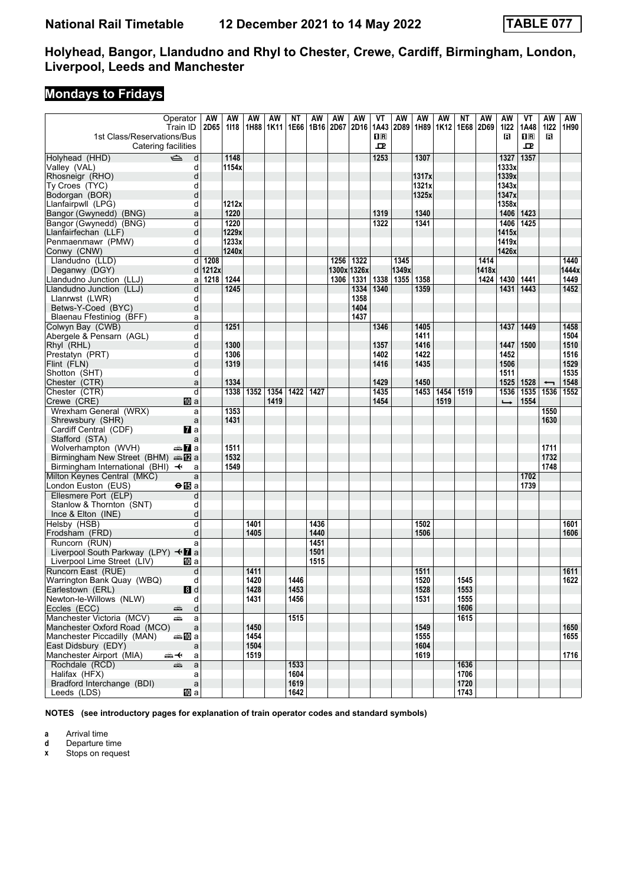# National Rail Timetable 12 December 2021 to 14 May 2022 TABLE 077

## Holyhead, Bangor, Llandudno and Rhyl to Chester, Crewe, Cardiff, Birmingham, London, Liverpool, Leeds and Manchester

## Mondays to Fridays

| Operator | | AW | AW | AW | AW | NT | AW | AW | AW | VT | AW | AW | AW | NT | AW | AW | VT | AW | AW |
|---|---|---|---|---|---|---|---|---|---|---|---|---|---|---|---|---|---|---|---|
| Train ID | | 2D65 | 1I18 | 1H88 | 1K11 | 1E66 | 1B16 | 2D67 | 2D16 | 1A43 | 2D89 | 1H89 | 1K12 | 1E68 | 2D69 | 1I22 | 1A48 | 1I22 | 1H90 |
| 1st Class/Reservations/Bus | | | | | | | | | | 1R | | | | | | R | 1R | R | |
| Catering facilities | | | | | | | | | | ⊞ | | | | | | | ⊞ | | |
| Holyhead (HHD) | d | | 1148 | | | | | | | 1253 | | 1307 | | | | 1327 | 1357 | | |
| Valley (VAL) | d | | 1154x | | | | | | | | | | | | | 1333x | | | |
| Rhosneigr (RHO) | d | | | | | | | | | | | 1317x | | | | 1339x | | | |
| Ty Croes (TYC) | d | | | | | | | | | | | 1321x | | | | 1343x | | | |
| Bodorgan (BOR) | d | | | | | | | | | | | 1325x | | | | 1347x | | | |
| Llanfairpwll (LPG) | d | | 1212x | | | | | | | | | | | | | 1358x | | | |
| Bangor (Gwynedd) (BNG) | a | | 1220 | | | | | | | 1319 | | 1340 | | | | 1406 | 1423 | | |
| Bangor (Gwynedd) (BNG) | d | | 1220 | | | | | | | 1322 | | 1341 | | | | 1406 | 1425 | | |
| Llanfairfechan (LLF) | d | | 1229x | | | | | | | | | | | | | 1415x | | | |
| Penmaenmawr (PMW) | d | | 1233x | | | | | | | | | | | | | 1419x | | | |
| Conwy (CNW) | d | | 1240x | | | | | | | | | | | | | 1426x | | | |
| Llandudno (LLD) | d | 1208 | | | | | | 1256 | 1322 | | 1345 | | | | 1414 | | | | 1440 |
| Deganwy (DGY) | d | 1212x | | | | | | 1300x | 1326x | | 1349x | | | | 1418x | | | | 1444x |
| Llandudno Junction (LLJ) | a | 1218 | 1244 | | | | | 1306 | 1331 | 1338 | 1355 | 1358 | | | 1424 | 1430 | 1441 | | 1449 |
| Llandudno Junction (LLJ) | d | | 1245 | | | | | | 1334 | 1340 | | 1359 | | | | 1431 | 1443 | | 1452 |
| Llanrwst (LWR) | d | | | | | | | | 1358 | | | | | | | | | | |
| Betws-Y-Coed (BYC) | d | | | | | | | | 1404 | | | | | | | | | | |
| Blaenau Ffestiniog (BFF) | a | | | | | | | | 1437 | | | | | | | | | | |
| Colwyn Bay (CWB) | d | | 1251 | | | | | | | 1346 | | 1405 | | | | 1437 | 1449 | | 1458 |
| Abergele & Pensarn (AGL) | d | | | | | | | | | | | 1411 | | | | | | | 1504 |
| Rhyl (RHL) | d | | 1300 | | | | | | | 1357 | | 1416 | | | | 1447 | 1500 | | 1510 |
| Prestatyn (PRT) | d | | 1306 | | | | | | | 1402 | | 1422 | | | | 1452 | | | 1516 |
| Flint (FLN) | d | | 1319 | | | | | | | 1416 | | 1435 | | | | 1506 | | | 1529 |
| Shotton (SHT) | d | | | | | | | | | | | | | | | 1511 | | | 1535 |
| Chester (CTR) | a | | 1334 | | | | | | | 1429 | | 1450 | | | | 1525 | 1528 | ⟵ | 1548 |
| Chester (CTR) | d | | 1338 | 1352 | 1354 | 1422 | 1427 | | | 1435 | | 1453 | 1454 | 1519 | | 1536 | 1535 | 1536 | 1552 |
| Crewe (CRE) | a | | | | 1419 | | | | | 1454 | | | 1519 | | | ⟶ | 1554 | | |
| Wrexham General (WRX) | a | | 1353 | | | | | | | | | | | | | | | 1550 | |
| Shrewsbury (SHR) | a | | 1431 | | | | | | | | | | | | | | | 1630 | |
| Cardiff Central (CDF) | a | | | | | | | | | | | | | | | | | | |
| Stafford (STA) | a | | | | | | | | | | | | | | | | | | |
| Wolverhampton (WVH) | a | | 1511 | | | | | | | | | | | | | | | 1711 | |
| Birmingham New Street (BHM) | a | | 1532 | | | | | | | | | | | | | | | 1732 | |
| Birmingham International (BHI) ✈ | a | | 1549 | | | | | | | | | | | | | | | 1748 | |
| Milton Keynes Central (MKC) | a | | | | | | | | | | | | | | | | 1702 | | |
| London Euston (EUS) | a | | | | | | | | | | | | | | | | 1739 | | |
| Ellesmere Port (ELP) | d | | | | | | | | | | | | | | | | | | |
| Stanlow & Thornton (SNT) | d | | | | | | | | | | | | | | | | | | |
| Ince & Elton (INE) | d | | | | | | | | | | | | | | | | | | |
| Helsby (HSB) | d | | | 1401 | | | 1436 | | | | | 1502 | | | | | | | 1601 |
| Frodsham (FRD) | d | | | 1405 | | | 1440 | | | | | 1506 | | | | | | | 1606 |
| Runcorn (RUN) | a | | | | | | 1451 | | | | | | | | | | | | |
| Liverpool South Parkway (LPY) ✈ | a | | | | | | 1501 | | | | | | | | | | | | |
| Liverpool Lime Street (LIV) | a | | | | | | 1515 | | | | | | | | | | | | |
| Runcorn East (RUE) | d | | | 1411 | | | | | | | | 1511 | | | | | | | 1611 |
| Warrington Bank Quay (WBQ) | d | | | 1420 | | 1446 | | | | | | 1520 | | 1545 | | | | | 1622 |
| Earlestown (ERL) | d | | | 1428 | | 1453 | | | | | | 1528 | | 1553 | | | | | |
| Newton-le-Willows (NLW) | d | | | 1431 | | 1456 | | | | | | 1531 | | 1555 | | | | | |
| Eccles (ECC) | d | | | | | | | | | | | | | 1606 | | | | | |
| Manchester Victoria (MCV) | a | | | | | 1515 | | | | | | | | 1615 | | | | | |
| Manchester Oxford Road (MCO) | a | | | 1450 | | | | | | | | 1549 | | | | | | | 1650 |
| Manchester Piccadilly (MAN) | a | | | 1454 | | | | | | | | 1555 | | | | | | | 1655 |
| East Didsbury (EDY) | a | | | 1504 | | | | | | | | 1604 | | | | | | | |
| Manchester Airport (MIA) ✈ | a | | | 1519 | | | | | | | | 1619 | | | | | | | 1716 |
| Rochdale (RCD) | a | | | | | 1533 | | | | | | | | 1636 | | | | | |
| Halifax (HFX) | a | | | | | 1604 | | | | | | | | 1706 | | | | | |
| Bradford Interchange (BDI) | a | | | | | 1619 | | | | | | | | 1720 | | | | | |
| Leeds (LDS) | a | | | | | 1642 | | | | | | | | 1743 | | | | | |

**NOTES (see introductory pages for explanation of train operator codes and standard symbols)**

- **a** Arrival time
- **d** Departure time
- **x** Stops on request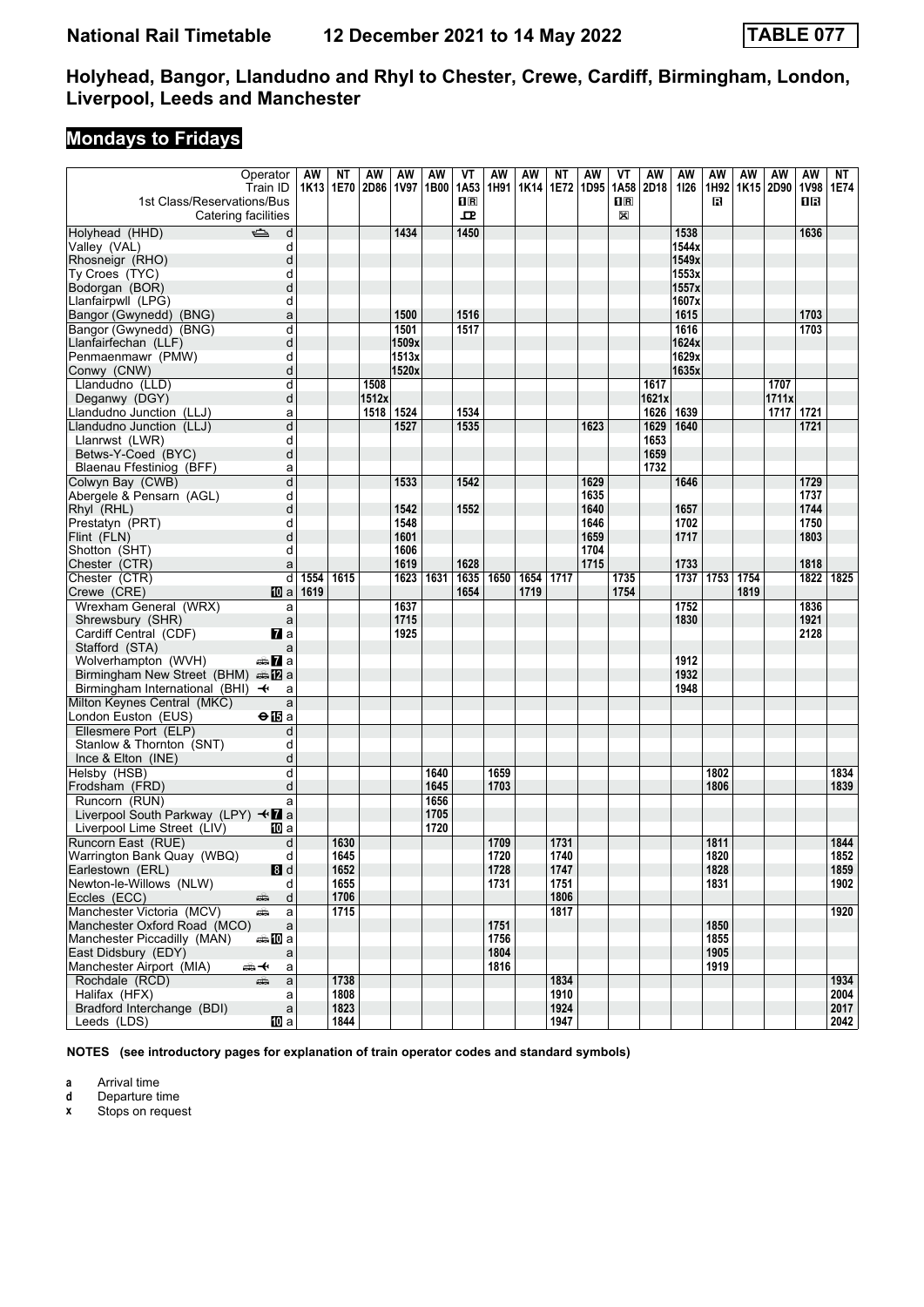# National Rail Timetable 12 December 2021 to 14 May 2022 TABLE 077

## Holyhead, Bangor, Llandudno and Rhyl to Chester, Crewe, Cardiff, Birmingham, London, Liverpool, Leeds and Manchester

### Mondays to Fridays

| Operator | | AW | NT | AW | AW | AW | VT | AW | AW | NT | AW | VT | AW | AW | AW | AW | AW | AW | NT |
|---|---|---|---|---|---|---|---|---|---|---|---|---|---|---|---|---|---|---|---|
| Train ID | | 1K13 | 1E70 | 2D86 | 1V97 | 1B00 | 1A53 | 1H91 | 1K14 | 1E72 | 1D95 | 1A58 | 2D18 | 1I26 | 1H92 | 1K15 | 2D90 | 1V98 | 1E74 |
| 1st Class/Reservations/Bus | | | | | | | 1R | | | | | 1R | | | R | | | 1R | |
| Catering facilities | | | | | | | ⊡ | | | | | ⊠ | | | | | | | |
| Holyhead (HHD) ⛴ | d | | | | 1434 | | 1450 | | | | | | | 1538 | | | | 1636 | |
| Valley (VAL) | d | | | | | | | | | | | | | 1544x | | | | | |
| Rhosneigr (RHO) | d | | | | | | | | | | | | | 1549x | | | | | |
| Ty Croes (TYC) | d | | | | | | | | | | | | | 1553x | | | | | |
| Bodorgan (BOR) | d | | | | | | | | | | | | | 1557x | | | | | |
| Llanfairpwll (LPG) | d | | | | | | | | | | | | | 1607x | | | | | |
| Bangor (Gwynedd) (BNG) | a | | | | 1500 | | 1516 | | | | | | | 1615 | | | | 1703 | |
| Bangor (Gwynedd) (BNG) | d | | | | 1501 | | 1517 | | | | | | | 1616 | | | | 1703 | |
| Llanfairfechan (LLF) | d | | | | 1509x | | | | | | | | | 1624x | | | | | |
| Penmaenmawr (PMW) | d | | | | 1513x | | | | | | | | | 1629x | | | | | |
| Conwy (CNW) | d | | | | 1520x | | | | | | | | | 1635x | | | | | |
| Llandudno (LLD) | d | | | 1508 | | | | | | | | | 1617 | | | | 1707 | | |
| Deganwy (DGY) | d | | | 1512x | | | | | | | | | 1621x | | | | 1711x | | |
| Llandudno Junction (LLJ) | a | | | 1518 | 1524 | | 1534 | | | | | | 1626 | 1639 | | | 1717 | 1721 | |
| Llandudno Junction (LLJ) | d | | | | 1527 | | 1535 | | | | 1623 | | 1629 | 1640 | | | | 1721 | |
| Llanrwst (LWR) | d | | | | | | | | | | | | 1653 | | | | | | |
| Betws-Y-Coed (BYC) | d | | | | | | | | | | | | 1659 | | | | | | |
| Blaenau Ffestiniog (BFF) | a | | | | | | | | | | | | 1732 | | | | | | |
| Colwyn Bay (CWB) | d | | | | 1533 | | 1542 | | | | 1629 | | | 1646 | | | | 1729 | |
| Abergele & Pensarn (AGL) | d | | | | | | | | | | 1635 | | | | | | | 1737 | |
| Rhyl (RHL) | d | | | | 1542 | | 1552 | | | | 1640 | | | 1657 | | | | 1744 | |
| Prestatyn (PRT) | d | | | | 1548 | | | | | | 1646 | | | 1702 | | | | 1750 | |
| Flint (FLN) | d | | | | 1601 | | | | | | 1659 | | | 1717 | | | | 1803 | |
| Shotton (SHT) | d | | | | 1606 | | | | | | 1704 | | | | | | | | |
| Chester (CTR) | a | | | | 1619 | | 1628 | | | | 1715 | | | 1733 | | | | 1818 | |
| Chester (CTR) | d | 1554 | 1615 | | 1623 | 1631 | 1635 | 1650 | 1654 | 1717 | | 1735 | | 1737 | 1753 | 1754 | | 1822 | 1825 |
| Crewe (CRE) 10 | a | 1619 | | | | | 1654 | | 1719 | | | 1754 | | | | 1819 | | | |
| Wrexham General (WRX) | a | | | | 1637 | | | | | | | | | 1752 | | | | 1836 | |
| Shrewsbury (SHR) | a | | | | 1715 | | | | | | | | | 1830 | | | | 1921 | |
| Cardiff Central (CDF) 7 | a | | | | 1925 | | | | | | | | | | | | | 2128 | |
| Stafford (STA) | a | | | | | | | | | | | | | | | | | | |
| Wolverhampton (WVH) 🚌 7 | a | | | | | | | | | | | | | 1912 | | | | | |
| Birmingham New Street (BHM) 🚌 12 | a | | | | | | | | | | | | | 1932 | | | | | |
| Birmingham International (BHI) ✈ | a | | | | | | | | | | | | | 1948 | | | | | |
| Milton Keynes Central (MKC) | a | | | | | | | | | | | | | | | | | | |
| London Euston (EUS) ⊖ 15 | a | | | | | | | | | | | | | | | | | | |
| Ellesmere Port (ELP) | d | | | | | | | | | | | | | | | | | | |
| Stanlow & Thornton (SNT) | d | | | | | | | | | | | | | | | | | | |
| Ince & Elton (INE) | d | | | | | | | | | | | | | | | | | | |
| Helsby (HSB) | d | | | | | 1640 | | 1659 | | | | | | | 1802 | | | | 1834 |
| Frodsham (FRD) | d | | | | | 1645 | | 1703 | | | | | | | 1806 | | | | 1839 |
| Runcorn (RUN) | a | | | | | 1656 | | | | | | | | | | | | | |
| Liverpool South Parkway (LPY) ✈ 7 | a | | | | | 1705 | | | | | | | | | | | | | |
| Liverpool Lime Street (LIV) 10 | a | | | | | 1720 | | | | | | | | | | | | | |
| Runcorn East (RUE) | d | | 1630 | | | | | 1709 | | 1731 | | | | | 1811 | | | | 1844 |
| Warrington Bank Quay (WBQ) | d | | 1645 | | | | | 1720 | | 1740 | | | | | 1820 | | | | 1852 |
| Earlestown (ERL) 8 | d | | 1652 | | | | | 1728 | | 1747 | | | | | 1828 | | | | 1859 |
| Newton-le-Willows (NLW) | d | | 1655 | | | | | 1731 | | 1751 | | | | | 1831 | | | | 1902 |
| Eccles (ECC) 🚌 | d | | 1706 | | | | | | | 1806 | | | | | | | | | |
| Manchester Victoria (MCV) 🚌 | a | | 1715 | | | | | | | 1817 | | | | | | | | | 1920 |
| Manchester Oxford Road (MCO) | a | | | | | | | 1751 | | | | | | | 1850 | | | | |
| Manchester Piccadilly (MAN) 🚌 10 | a | | | | | | | 1756 | | | | | | | 1855 | | | | |
| East Didsbury (EDY) | a | | | | | | | 1804 | | | | | | | 1905 | | | | |
| Manchester Airport (MIA) 🚌 ✈ | a | | | | | | | 1816 | | | | | | | 1919 | | | | |
| Rochdale (RCD) 🚌 | a | | 1738 | | | | | | | 1834 | | | | | | | | | 1934 |
| Halifax (HFX) | a | | 1808 | | | | | | | 1910 | | | | | | | | | 2004 |
| Bradford Interchange (BDI) | a | | 1823 | | | | | | | 1924 | | | | | | | | | 2017 |
| Leeds (LDS) 10 | a | | 1844 | | | | | | | 1947 | | | | | | | | | 2042 |

**NOTES (see introductory pages for explanation of train operator codes and standard symbols)**

**a** Arrival time
**d** Departure time
**x** Stops on request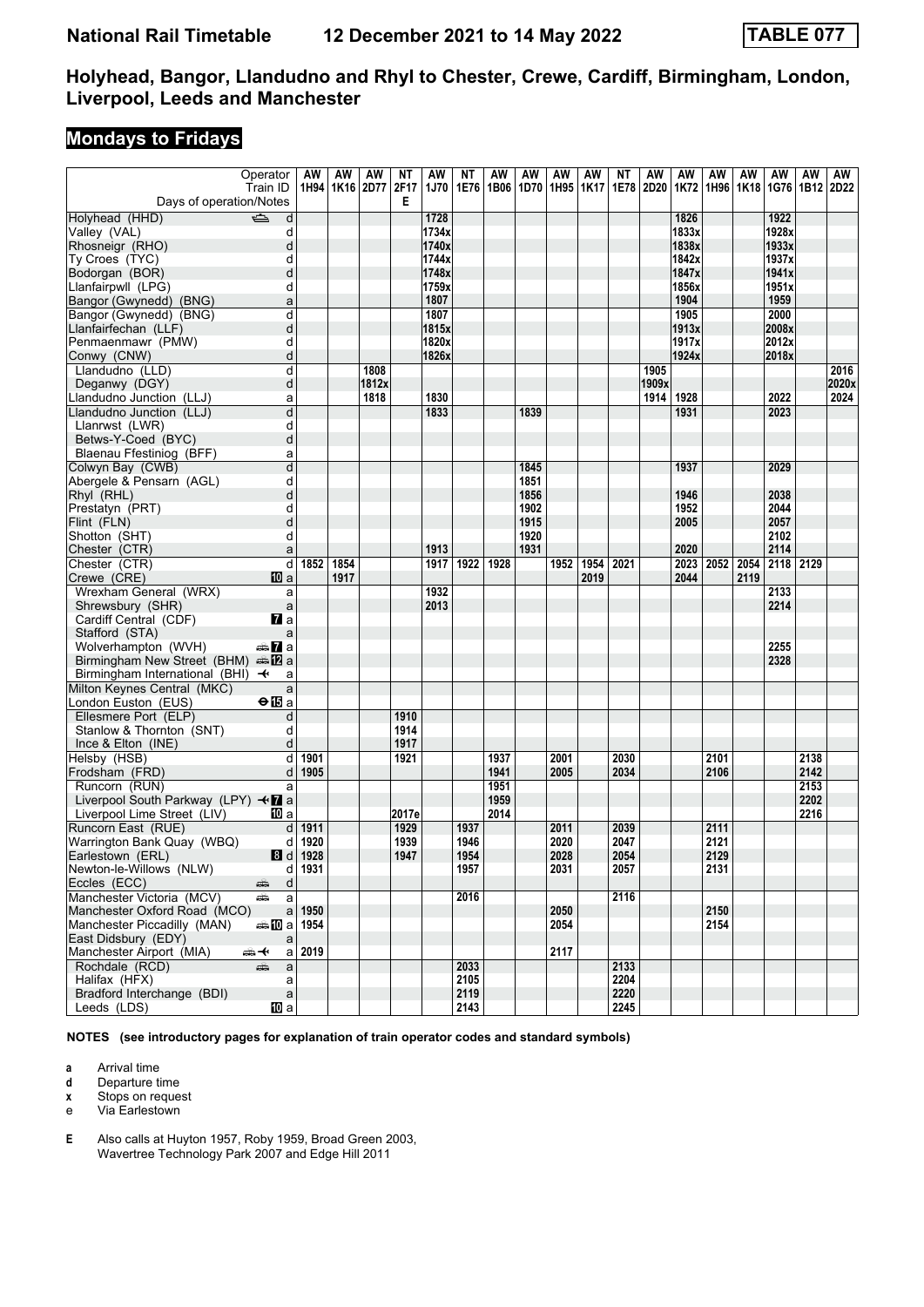# National Rail Timetable 12 December 2021 to 14 May 2022 TABLE 077

## Holyhead, Bangor, Llandudno and Rhyl to Chester, Crewe, Cardiff, Birmingham, London, Liverpool, Leeds and Manchester

## Mondays to Fridays

| Operator | | AW | AW | AW | NT | AW | NT | AW | AW | AW | AW | NT | AW | AW | AW | AW | AW | AW | AW |
|---|---|---|---|---|---|---|---|---|---|---|---|---|---|---|---|---|---|---|---|
| Train ID | | 1H94 | 1K16 | 2D77 | 2F17 | 1J70 | 1E76 | 1B06 | 1D70 | 1H95 | 1K17 | 1E78 | 2D20 | 1K72 | 1H96 | 1K18 | 1G76 | 1B12 | 2D22 |
| Days of operation/Notes | | | | | E | | | | | | | | | | | | | | |
| Holyhead (HHD) ⛴ | d | | | | | 1728 | | | | | | | | 1826 | | | 1922 | | |
| Valley (VAL) | d | | | | | 1734x | | | | | | | | 1833x | | | 1928x | | |
| Rhosneigr (RHO) | d | | | | | 1740x | | | | | | | | 1838x | | | 1933x | | |
| Ty Croes (TYC) | d | | | | | 1744x | | | | | | | | 1842x | | | 1937x | | |
| Bodorgan (BOR) | d | | | | | 1748x | | | | | | | | 1847x | | | 1941x | | |
| Llanfairpwll (LPG) | d | | | | | 1759x | | | | | | | | 1856x | | | 1951x | | |
| Bangor (Gwynedd) (BNG) | a | | | | | 1807 | | | | | | | | 1904 | | | 1959 | | |
| Bangor (Gwynedd) (BNG) | d | | | | | 1807 | | | | | | | | 1905 | | | 2000 | | |
| Llanfairfechan (LLF) | d | | | | | 1815x | | | | | | | | 1913x | | | 2008x | | |
| Penmaenmawr (PMW) | d | | | | | 1820x | | | | | | | | 1917x | | | 2012x | | |
| Conwy (CNW) | d | | | | | 1826x | | | | | | | | 1924x | | | 2018x | | |
| Llandudno (LLD) | d | | | 1808 | | | | | | | | | 1905 | | | | | | 2016 |
| Deganwy (DGY) | d | | | 1812x | | | | | | | | | 1909x | | | | | | 2020x |
| Llandudno Junction (LLJ) | a | | | 1818 | | 1830 | | | | | | | 1914 | 1928 | | | 2022 | | 2024 |
| Llandudno Junction (LLJ) | d | | | | | 1833 | | | 1839 | | | | | 1931 | | | 2023 | | |
| Llanrwst (LWR) | d | | | | | | | | | | | | | | | | | | |
| Betws-Y-Coed (BYC) | d | | | | | | | | | | | | | | | | | | |
| Blaenau Ffestiniog (BFF) | a | | | | | | | | | | | | | | | | | | |
| Colwyn Bay (CWB) | d | | | | | | | | 1845 | | | | | 1937 | | | 2029 | | |
| Abergele & Pensarn (AGL) | d | | | | | | | | 1851 | | | | | | | | | | |
| Rhyl (RHL) | d | | | | | | | | 1856 | | | | | 1946 | | | 2038 | | |
| Prestatyn (PRT) | d | | | | | | | | 1902 | | | | | 1952 | | | 2044 | | |
| Flint (FLN) | d | | | | | | | | 1915 | | | | | 2005 | | | 2057 | | |
| Shotton (SHT) | d | | | | | | | | 1920 | | | | | | | | 2102 | | |
| Chester (CTR) | a | | | | | 1913 | | | 1931 | | | | | 2020 | | | 2114 | | |
| Chester (CTR) | d | 1852 | 1854 | | | 1917 | 1922 | 1928 | | 1952 | 1954 | 2021 | | 2023 | 2052 | 2054 | 2118 | 2129 | |
| Crewe (CRE) 10 | a | | 1917 | | | | | | | | 2019 | | | 2044 | | 2119 | | | |
| Wrexham General (WRX) | a | | | | | 1932 | | | | | | | | | | | 2133 | | |
| Shrewsbury (SHR) | a | | | | | 2013 | | | | | | | | | | | 2214 | | |
| Cardiff Central (CDF) 7 | a | | | | | | | | | | | | | | | | | | |
| Stafford (STA) | a | | | | | | | | | | | | | | | | | | |
| Wolverhampton (WVH) 🚌 7 | a | | | | | | | | | | | | | | | | 2255 | | |
| Birmingham New Street (BHM) 🚌 12 | a | | | | | | | | | | | | | | | | 2328 | | |
| Birmingham International (BHI) ✈ | a | | | | | | | | | | | | | | | | | | |
| Milton Keynes Central (MKC) | a | | | | | | | | | | | | | | | | | | |
| London Euston (EUS) ⊖ 15 | a | | | | | | | | | | | | | | | | | | |
| Ellesmere Port (ELP) | d | | | | 1910 | | | | | | | | | | | | | | |
| Stanlow & Thornton (SNT) | d | | | | 1914 | | | | | | | | | | | | | | |
| Ince & Elton (INE) | d | | | | 1917 | | | | | | | | | | | | | | |
| Helsby (HSB) | d | 1901 | | | 1921 | | | 1937 | | 2001 | | 2030 | | | 2101 | | | 2138 | |
| Frodsham (FRD) | d | 1905 | | | | | | 1941 | | 2005 | | 2034 | | | 2106 | | | 2142 | |
| Runcorn (RUN) | a | | | | | | | 1951 | | | | | | | | | | 2153 | |
| Liverpool South Parkway (LPY) ✈ 7 | a | | | | | | | 1959 | | | | | | | | | | 2202 | |
| Liverpool Lime Street (LIV) 10 | a | | | | 2017e | | | 2014 | | | | | | | | | | 2216 | |
| Runcorn East (RUE) | d | 1911 | | | 1929 | | 1937 | | | 2011 | | 2039 | | | 2111 | | | | |
| Warrington Bank Quay (WBQ) | d | 1920 | | | 1939 | | 1946 | | | 2020 | | 2047 | | | 2121 | | | | |
| Earlestown (ERL) 8 | d | 1928 | | | 1947 | | 1954 | | | 2028 | | 2054 | | | 2129 | | | | |
| Newton-le-Willows (NLW) | d | 1931 | | | | | 1957 | | | 2031 | | 2057 | | | 2131 | | | | |
| Eccles (ECC) 🚌 | d | | | | | | | | | | | | | | | | | | |
| Manchester Victoria (MCV) 🚌 | a | | | | | | 2016 | | | | | 2116 | | | | | | | |
| Manchester Oxford Road (MCO) | a | 1950 | | | | | | | | 2050 | | | | | 2150 | | | | |
| Manchester Piccadilly (MAN) 🚌 10 | a | 1954 | | | | | | | | 2054 | | | | | 2154 | | | | |
| East Didsbury (EDY) | a | | | | | | | | | | | | | | | | | | |
| Manchester Airport (MIA) 🚌 ✈ | a | 2019 | | | | | | | | 2117 | | | | | | | | | |
| Rochdale (RCD) 🚌 | a | | | | | | 2033 | | | | | 2133 | | | | | | | |
| Halifax (HFX) | a | | | | | | 2105 | | | | | 2204 | | | | | | | |
| Bradford Interchange (BDI) | a | | | | | | 2119 | | | | | 2220 | | | | | | | |
| Leeds (LDS) 10 | a | | | | | | 2143 | | | | | 2245 | | | | | | | |

**NOTES (see introductory pages for explanation of train operator codes and standard symbols)**

- **a** Arrival time
- **d** Departure time
- **x** Stops on request
- **e** Via Earlestown

**E** Also calls at Huyton 1957, Roby 1959, Broad Green 2003, Wavertree Technology Park 2007 and Edge Hill 2011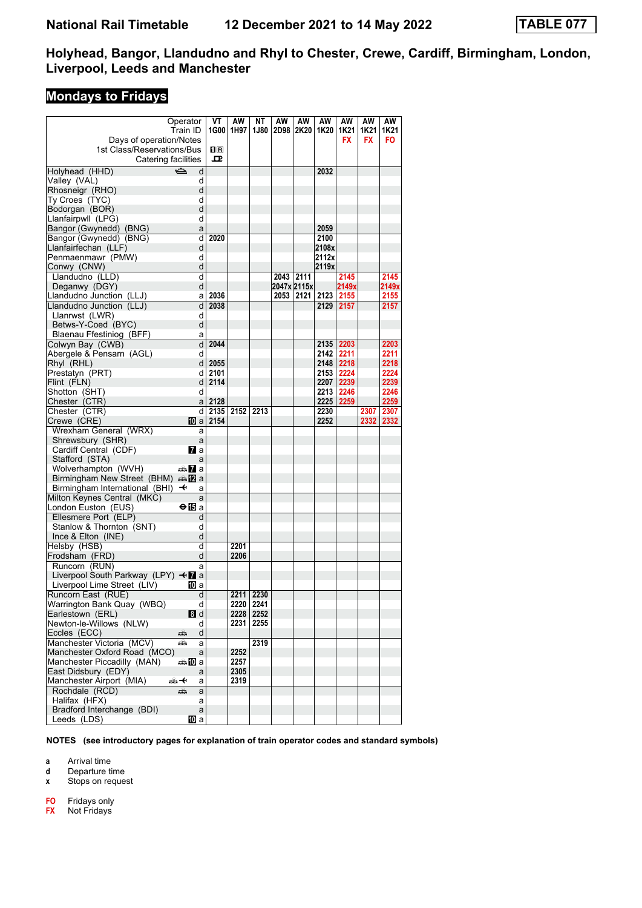# National Rail Timetable 12 December 2021 to 14 May 2022 TABLE 077

## Holyhead, Bangor, Llandudno and Rhyl to Chester, Crewe, Cardiff, Birmingham, London, Liverpool, Leeds and Manchester

### Mondays to Fridays

| Operator | | VT | AW | NT | AW | AW | AW | AW | AW | AW |
|---|---|---|---|---|---|---|---|---|---|---|
| Train ID | | 1G00 | 1H97 | 1J80 | 2D98 | 2K20 | 1K20 | 1K21 | 1K21 | 1K21 |
| Days of operation/Notes | | | | | | | | FX | FX | FO |
| 1st Class/Reservations/Bus | | 1R | | | | | | | | |
| Catering facilities | | | | | | | | | | |
| Holyhead (HHD) | d | | | | | | 2032 | | | |
| Valley (VAL) | d | | | | | | | | | |
| Rhosneigr (RHO) | d | | | | | | | | | |
| Ty Croes (TYC) | d | | | | | | | | | |
| Bodorgan (BOR) | d | | | | | | | | | |
| Llanfairpwll (LPG) | d | | | | | | | | | |
| Bangor (Gwynedd) (BNG) | a | | | | | | 2059 | | | |
| Bangor (Gwynedd) (BNG) | d | 2020 | | | | | 2100 | | | |
| Llanfairfechan (LLF) | d | | | | | | 2108x | | | |
| Penmaenmawr (PMW) | d | | | | | | 2112x | | | |
| Conwy (CNW) | d | | | | | | 2119x | | | |
| Llandudno (LLD) | d | | | | 2043 | 2111 | | 2145 | | 2145 |
| Deganwy (DGY) | d | | | | 2047x | 2115x | | 2149x | | 2149x |
| Llandudno Junction (LLJ) | a | 2036 | | | 2053 | 2121 | 2123 | 2155 | | 2155 |
| Llandudno Junction (LLJ) | d | 2038 | | | | | 2129 | 2157 | | 2157 |
| Llanrwst (LWR) | d | | | | | | | | | |
| Betws-Y-Coed (BYC) | d | | | | | | | | | |
| Blaenau Ffestiniog (BFF) | a | | | | | | | | | |
| Colwyn Bay (CWB) | d | 2044 | | | | | 2135 | 2203 | | 2203 |
| Abergele & Pensarn (AGL) | d | | | | | | 2142 | 2211 | | 2211 |
| Rhyl (RHL) | d | 2055 | | | | | 2148 | 2218 | | 2218 |
| Prestatyn (PRT) | d | 2101 | | | | | 2153 | 2224 | | 2224 |
| Flint (FLN) | d | 2114 | | | | | 2207 | 2239 | | 2239 |
| Shotton (SHT) | d | | | | | | 2213 | 2246 | | 2246 |
| Chester (CTR) | a | 2128 | | | | | 2225 | 2259 | | 2259 |
| Chester (CTR) | d | 2135 | 2152 | 2213 | | | 2230 | | 2307 | 2307 |
| Crewe (CRE) | a | 2154 | | | | | 2252 | | 2332 | 2332 |
| Wrexham General (WRX) | a | | | | | | | | | |
| Shrewsbury (SHR) | a | | | | | | | | | |
| Cardiff Central (CDF) | a | | | | | | | | | |
| Stafford (STA) | a | | | | | | | | | |
| Wolverhampton (WVH) | a | | | | | | | | | |
| Birmingham New Street (BHM) | a | | | | | | | | | |
| Birmingham International (BHI) | a | | | | | | | | | |
| Milton Keynes Central (MKC) | a | | | | | | | | | |
| London Euston (EUS) | a | | | | | | | | | |
| Ellesmere Port (ELP) | d | | | | | | | | | |
| Stanlow & Thornton (SNT) | d | | | | | | | | | |
| Ince & Elton (INE) | d | | | | | | | | | |
| Helsby (HSB) | d | | 2201 | | | | | | | |
| Frodsham (FRD) | d | | 2206 | | | | | | | |
| Runcorn (RUN) | a | | | | | | | | | |
| Liverpool South Parkway (LPY) | a | | | | | | | | | |
| Liverpool Lime Street (LIV) | a | | | | | | | | | |
| Runcorn East (RUE) | d | | 2211 | 2230 | | | | | | |
| Warrington Bank Quay (WBQ) | d | | 2220 | 2241 | | | | | | |
| Earlestown (ERL) | d | | 2228 | 2252 | | | | | | |
| Newton-le-Willows (NLW) | d | | 2231 | 2255 | | | | | | |
| Eccles (ECC) | d | | | | | | | | | |
| Manchester Victoria (MCV) | a | | | 2319 | | | | | | |
| Manchester Oxford Road (MCO) | a | | 2252 | | | | | | | |
| Manchester Piccadilly (MAN) | a | | 2257 | | | | | | | |
| East Didsbury (EDY) | a | | 2305 | | | | | | | |
| Manchester Airport (MIA) | a | | 2319 | | | | | | | |
| Rochdale (RCD) | a | | | | | | | | | |
| Halifax (HFX) | a | | | | | | | | | |
| Bradford Interchange (BDI) | a | | | | | | | | | |
| Leeds (LDS) | a | | | | | | | | | |

**NOTES (see introductory pages for explanation of train operator codes and standard symbols)**

- **a** Arrival time
- **d** Departure time
- **x** Stops on request

- **FO** Fridays only
- **FX** Not Fridays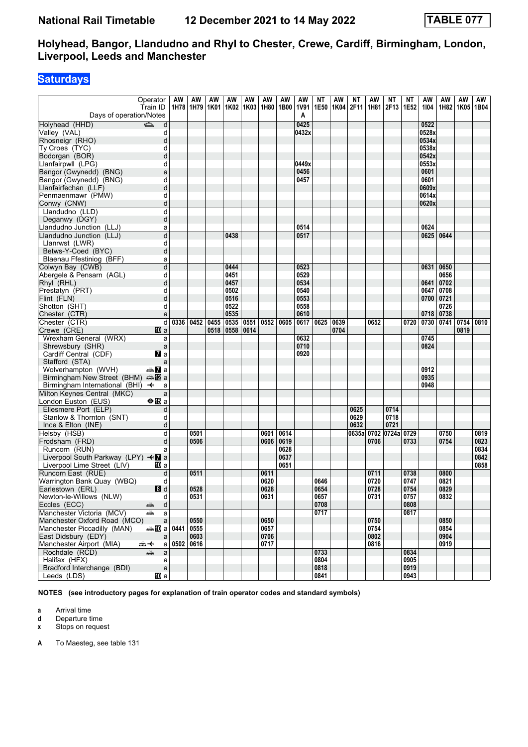# National Rail Timetable — 12 December 2021 to 14 May 2022 — TABLE 077

## Holyhead, Bangor, Llandudno and Rhyl to Chester, Crewe, Cardiff, Birmingham, London, Liverpool, Leeds and Manchester

## Saturdays

| Operator | | AW | AW | AW | AW | AW | AW | AW | AW | NT | AW | NT | AW | NT | NT | AW | AW | AW | AW |
|---|---|---|---|---|---|---|---|---|---|---|---|---|---|---|---|---|---|---|---|
| Train ID | | 1H78 | 1H79 | 1K01 | 1K02 | 1K03 | 1H80 | 1B00 | 1V91 | 1E50 | 1K04 | 2F11 | 1H81 | 2F13 | 1E52 | 1I04 | 1H82 | 1K05 | 1B04 |
| Days of operation/Notes | | | | | | | | | A | | | | | | | | | | |
| Holyhead (HHD) ⛴ | d | | | | | | | | 0425 | | | | | | | 0522 | | | |
| Valley (VAL) | d | | | | | | | | 0432x | | | | | | | 0528x | | | |
| Rhosneigr (RHO) | d | | | | | | | | | | | | | | | 0534x | | | |
| Ty Croes (TYC) | d | | | | | | | | | | | | | | | 0538x | | | |
| Bodorgan (BOR) | d | | | | | | | | | | | | | | | 0542x | | | |
| Llanfairpwll (LPG) | d | | | | | | | | 0449x | | | | | | | 0553x | | | |
| Bangor (Gwynedd) (BNG) | a | | | | | | | | 0456 | | | | | | | 0601 | | | |
| Bangor (Gwynedd) (BNG) | d | | | | | | | | 0457 | | | | | | | 0601 | | | |
| Llanfairfechan (LLF) | d | | | | | | | | | | | | | | | 0609x | | | |
| Penmaenmawr (PMW) | d | | | | | | | | | | | | | | | 0614x | | | |
| Conwy (CNW) | d | | | | | | | | | | | | | | | 0620x | | | |
| Llandudno (LLD) | d | | | | | | | | | | | | | | | | | | |
| Deganwy (DGY) | d | | | | | | | | | | | | | | | | | | |
| Llandudno Junction (LLJ) | a | | | | | | | | 0514 | | | | | | | 0624 | | | |
| Llandudno Junction (LLJ) | d | | | | 0438 | | | | 0517 | | | | | | | 0625 | 0644 | | |
| Llanrwst (LWR) | d | | | | | | | | | | | | | | | | | | |
| Betws-Y-Coed (BYC) | d | | | | | | | | | | | | | | | | | | |
| Blaenau Ffestiniog (BFF) | a | | | | | | | | | | | | | | | | | | |
| Colwyn Bay (CWB) | d | | | | 0444 | | | | 0523 | | | | | | | 0631 | 0650 | | |
| Abergele & Pensarn (AGL) | d | | | | 0451 | | | | 0529 | | | | | | | | 0656 | | |
| Rhyl (RHL) | d | | | | 0457 | | | | 0534 | | | | | | | 0641 | 0702 | | |
| Prestatyn (PRT) | d | | | | 0502 | | | | 0540 | | | | | | | 0647 | 0708 | | |
| Flint (FLN) | d | | | | 0516 | | | | 0553 | | | | | | | 0700 | 0721 | | |
| Shotton (SHT) | d | | | | 0522 | | | | 0558 | | | | | | | | 0726 | | |
| Chester (CTR) | a | | | | 0535 | | | | 0610 | | | | | | | 0718 | 0738 | | |
| Chester (CTR) | d | 0336 | 0452 | 0455 | 0535 | 0551 | 0552 | 0605 | 0617 | 0625 | 0639 | | 0652 | | 0720 | 0730 | 0741 | 0754 | 0810 |
| Crewe (CRE) 10 | a | | | 0518 | 0558 | 0614 | | | | | 0704 | | | | | | | 0819 | |
| Wrexham General (WRX) | a | | | | | | | | 0632 | | | | | | | 0745 | | | |
| Shrewsbury (SHR) | a | | | | | | | | 0710 | | | | | | | 0824 | | | |
| Cardiff Central (CDF) 7 | a | | | | | | | | 0920 | | | | | | | | | | |
| Stafford (STA) | a | | | | | | | | | | | | | | | | | | |
| Wolverhampton (WVH) 🚌 7 | a | | | | | | | | | | | | | | | 0912 | | | |
| Birmingham New Street (BHM) 🚌 12 | a | | | | | | | | | | | | | | | 0935 | | | |
| Birmingham International (BHI) ✈ | a | | | | | | | | | | | | | | | 0948 | | | |
| Milton Keynes Central (MKC) | a | | | | | | | | | | | | | | | | | | |
| London Euston (EUS) ⊖ 15 | a | | | | | | | | | | | | | | | | | | |
| Ellesmere Port (ELP) | d | | | | | | | | | | | 0625 | | 0714 | | | | | |
| Stanlow & Thornton (SNT) | d | | | | | | | | | | | 0629 | | 0718 | | | | | |
| Ince & Elton (INE) | d | | | | | | | | | | | 0632 | | 0721 | | | | | |
| Helsby (HSB) | d | | 0501 | | | | 0601 | 0614 | | | | 0635a | 0702 | 0724a | 0729 | | 0750 | | 0819 |
| Frodsham (FRD) | d | | 0506 | | | | 0606 | 0619 | | | | | 0706 | | 0733 | | 0754 | | 0823 |
| Runcorn (RUN) | a | | | | | | | 0628 | | | | | | | | | | | 0834 |
| Liverpool South Parkway (LPY) ✈ 7 | a | | | | | | | 0637 | | | | | | | | | | | 0842 |
| Liverpool Lime Street (LIV) 10 | a | | | | | | | 0651 | | | | | | | | | | | 0858 |
| Runcorn East (RUE) | d | | 0511 | | | | 0611 | | | | | | 0711 | | 0738 | | 0800 | | |
| Warrington Bank Quay (WBQ) | d | | | | | | 0620 | | | 0646 | | | 0720 | | 0747 | | 0821 | | |
| Earlestown (ERL) 8 | d | | 0528 | | | | 0628 | | | 0654 | | | 0728 | | 0754 | | 0829 | | |
| Newton-le-Willows (NLW) | d | | 0531 | | | | 0631 | | | 0657 | | | 0731 | | 0757 | | 0832 | | |
| Eccles (ECC) 🚌 | d | | | | | | | | | 0708 | | | | | 0808 | | | | |
| Manchester Victoria (MCV) 🚌 | a | | | | | | | | | 0717 | | | | | 0817 | | | | |
| Manchester Oxford Road (MCO) | a | | 0550 | | | | 0650 | | | | | | 0750 | | | | 0850 | | |
| Manchester Piccadilly (MAN) 🚌 10 | a | 0441 | 0555 | | | | 0657 | | | | | | 0754 | | | | 0854 | | |
| East Didsbury (EDY) | a | | 0603 | | | | 0706 | | | | | | 0802 | | | | 0904 | | |
| Manchester Airport (MIA) 🚌 ✈ | a | 0502 | 0616 | | | | 0717 | | | | | | 0816 | | | | 0919 | | |
| Rochdale (RCD) 🚌 | a | | | | | | | | | 0733 | | | | | 0834 | | | | |
| Halifax (HFX) | a | | | | | | | | | 0804 | | | | | 0905 | | | | |
| Bradford Interchange (BDI) | a | | | | | | | | | 0818 | | | | | 0919 | | | | |
| Leeds (LDS) 10 | a | | | | | | | | | 0841 | | | | | 0943 | | | | |

**NOTES (see introductory pages for explanation of train operator codes and standard symbols)**

- **a** Arrival time
- **d** Departure time
- **x** Stops on request

**A** To Maesteg, see table 131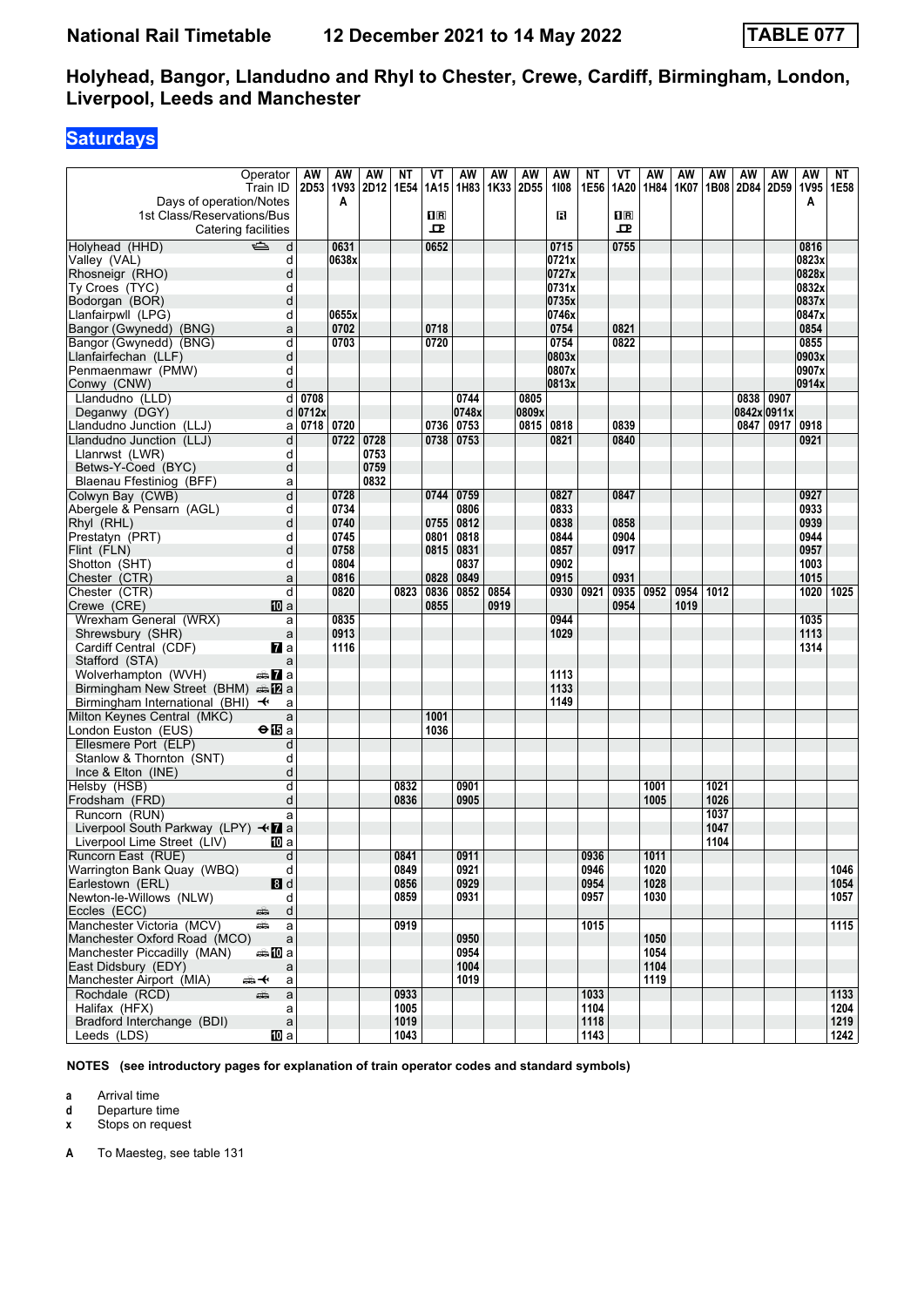# National Rail Timetable 12 December 2021 to 14 May 2022 TABLE 077

## Holyhead, Bangor, Llandudno and Rhyl to Chester, Crewe, Cardiff, Birmingham, London, Liverpool, Leeds and Manchester

### Saturdays

| Operator | | AW | AW | AW | NT | VT | AW | AW | AW | AW | NT | VT | AW | AW | AW | AW | AW | AW | NT |
|---|---|---|---|---|---|---|---|---|---|---|---|---|---|---|---|---|---|---|---|
| Train ID | | 2D53 | 1V93 | 2D12 | 1E54 | 1A15 | 1H83 | 1K33 | 2D55 | 1I08 | 1E56 | 1A20 | 1H84 | 1K07 | 1B08 | 2D84 | 2D59 | 1V95 | 1E58 |
| Days of operation/Notes | | | A | | | | | | | | | | | | | | | A | |
| 1st Class/Reservations/Bus | | | | | | 1R | | | | R | | 1R | | | | | | | |
| Catering facilities | | | | | | ⊡ | | | | | | ⊡ | | | | | | | |
| Holyhead (HHD) | d | | 0631 | | | 0652 | | | | 0715 | | 0755 | | | | | | 0816 | |
| Valley (VAL) | d | | 0638x | | | | | | | 0721x | | | | | | | | 0823x | |
| Rhosneigr (RHO) | d | | | | | | | | | 0727x | | | | | | | | 0828x | |
| Ty Croes (TYC) | d | | | | | | | | | 0731x | | | | | | | | 0832x | |
| Bodorgan (BOR) | d | | | | | | | | | 0735x | | | | | | | | 0837x | |
| Llanfairpwll (LPG) | d | | 0655x | | | | | | | 0746x | | | | | | | | 0847x | |
| Bangor (Gwynedd) (BNG) | a | | 0702 | | | 0718 | | | | 0754 | | 0821 | | | | | | 0854 | |
| Bangor (Gwynedd) (BNG) | d | | 0703 | | | 0720 | | | | 0754 | | 0822 | | | | | | 0855 | |
| Llanfairfechan (LLF) | d | | | | | | | | | 0803x | | | | | | | | 0903x | |
| Penmaenmawr (PMW) | d | | | | | | | | | 0807x | | | | | | | | 0907x | |
| Conwy (CNW) | d | | | | | | | | | 0813x | | | | | | | | 0914x | |
| Llandudno (LLD) | d | 0708 | | | | | 0744 | | 0805 | | | | | | | 0838 | 0907 | | |
| Deganwy (DGY) | d | 0712x | | | | | 0748x | | 0809x | | | | | | | 0842x | 0911x | | |
| Llandudno Junction (LLJ) | a | 0718 | 0720 | | | 0736 | 0753 | | 0815 | 0818 | | 0839 | | | | 0847 | 0917 | 0918 | |
| Llandudno Junction (LLJ) | d | | 0722 | 0728 | | 0738 | 0753 | | | 0821 | | 0840 | | | | | | 0921 | |
| Llanrwst (LWR) | d | | | 0753 | | | | | | | | | | | | | | | |
| Betws-Y-Coed (BYC) | d | | | 0759 | | | | | | | | | | | | | | | |
| Blaenau Ffestiniog (BFF) | a | | | 0832 | | | | | | | | | | | | | | | |
| Colwyn Bay (CWB) | d | | 0728 | | | 0744 | 0759 | | | 0827 | | 0847 | | | | | | 0927 | |
| Abergele & Pensarn (AGL) | d | | 0734 | | | | 0806 | | | 0833 | | | | | | | | 0933 | |
| Rhyl (RHL) | d | | 0740 | | | 0755 | 0812 | | | 0838 | | 0858 | | | | | | 0939 | |
| Prestatyn (PRT) | d | | 0745 | | | 0801 | 0818 | | | 0844 | | 0904 | | | | | | 0944 | |
| Flint (FLN) | d | | 0758 | | | 0815 | 0831 | | | 0857 | | 0917 | | | | | | 0957 | |
| Shotton (SHT) | d | | 0804 | | | | 0837 | | | 0902 | | | | | | | | 1003 | |
| Chester (CTR) | a | | 0816 | | | 0828 | 0849 | | | 0915 | | 0931 | | | | | | 1015 | |
| Chester (CTR) | d | | 0820 | | 0823 | 0836 | 0852 | 0854 | | 0930 | 0921 | 0935 | 0952 | 0954 | 1012 | | | 1020 | 1025 |
| Crewe (CRE) | 10 a | | | | | 0855 | | 0919 | | | | 0954 | | 1019 | | | | | |
| Wrexham General (WRX) | a | | 0835 | | | | | | | 0944 | | | | | | | | 1035 | |
| Shrewsbury (SHR) | a | | 0913 | | | | | | | 1029 | | | | | | | | 1113 | |
| Cardiff Central (CDF) | 7 a | | 1116 | | | | | | | | | | | | | | | 1314 | |
| Stafford (STA) | a | | | | | | | | | | | | | | | | | | |
| Wolverhampton (WVH) | 7 a | | | | | | | | | 1113 | | | | | | | | | |
| Birmingham New Street (BHM) | 12 a | | | | | | | | | 1133 | | | | | | | | | |
| Birmingham International (BHI) ✈ | a | | | | | | | | | 1149 | | | | | | | | | |
| Milton Keynes Central (MKC) | a | | | | | 1001 | | | | | | | | | | | | | |
| London Euston (EUS) | 15 a | | | | | 1036 | | | | | | | | | | | | | |
| Ellesmere Port (ELP) | d | | | | | | | | | | | | | | | | | | |
| Stanlow & Thornton (SNT) | d | | | | | | | | | | | | | | | | | | |
| Ince & Elton (INE) | d | | | | | | | | | | | | | | | | | | |
| Helsby (HSB) | d | | | | 0832 | | 0901 | | | | | | 1001 | | 1021 | | | | |
| Frodsham (FRD) | d | | | | 0836 | | 0905 | | | | | | 1005 | | 1026 | | | | |
| Runcorn (RUN) | a | | | | | | | | | | | | | | 1037 | | | | |
| Liverpool South Parkway (LPY) ✈ 7 | a | | | | | | | | | | | | | | 1047 | | | | |
| Liverpool Lime Street (LIV) | 10 a | | | | | | | | | | | | | | 1104 | | | | |
| Runcorn East (RUE) | d | | | | 0841 | | 0911 | | | | 0936 | | 1011 | | | | | | |
| Warrington Bank Quay (WBQ) | d | | | | 0849 | | 0921 | | | | 0946 | | 1020 | | | | | | 1046 |
| Earlestown (ERL) | 8 d | | | | 0856 | | 0929 | | | | 0954 | | 1028 | | | | | | 1054 |
| Newton-le-Willows (NLW) | d | | | | 0859 | | 0931 | | | | 0957 | | 1030 | | | | | | 1057 |
| Eccles (ECC) | d | | | | | | | | | | | | | | | | | | |
| Manchester Victoria (MCV) | a | | | | 0919 | | | | | | 1015 | | | | | | | | 1115 |
| Manchester Oxford Road (MCO) | a | | | | | | 0950 | | | | | | 1050 | | | | | | |
| Manchester Piccadilly (MAN) | 10 a | | | | | | 0954 | | | | | | 1054 | | | | | | |
| East Didsbury (EDY) | a | | | | | | 1004 | | | | | | 1104 | | | | | | |
| Manchester Airport (MIA) ✈ | a | | | | | | 1019 | | | | | | 1119 | | | | | | |
| Rochdale (RCD) | a | | | | 0933 | | | | | | 1033 | | | | | | | | 1133 |
| Halifax (HFX) | a | | | | 1005 | | | | | | 1104 | | | | | | | | 1204 |
| Bradford Interchange (BDI) | a | | | | 1019 | | | | | | 1118 | | | | | | | | 1219 |
| Leeds (LDS) | 10 a | | | | 1043 | | | | | | 1143 | | | | | | | | 1242 |

**NOTES (see introductory pages for explanation of train operator codes and standard symbols)**

- **a** Arrival time
- **d** Departure time
- **x** Stops on request

**A** To Maesteg, see table 131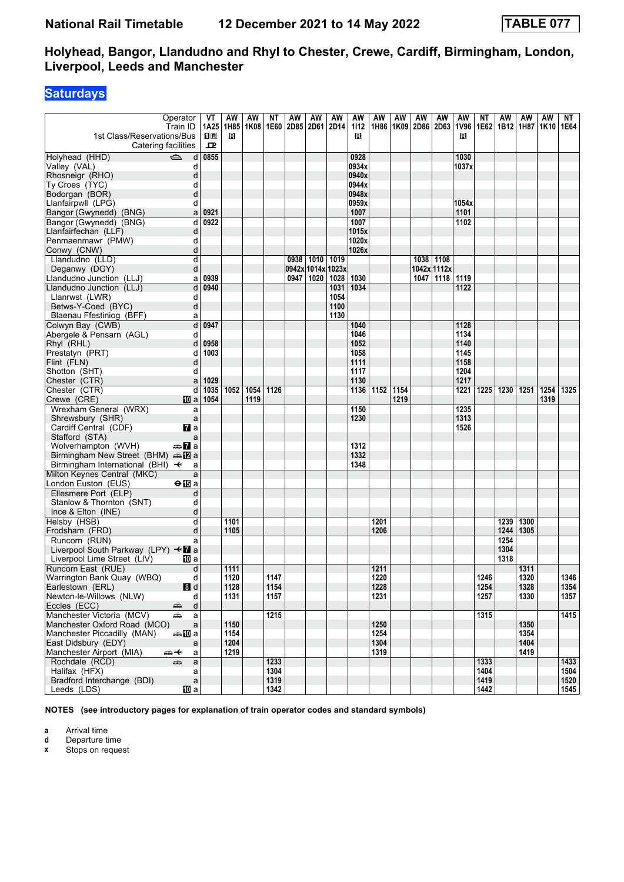# National Rail Timetable 12 December 2021 to 14 May 2022 TABLE 077

## Holyhead, Bangor, Llandudno and Rhyl to Chester, Crewe, Cardiff, Birmingham, London, Liverpool, Leeds and Manchester

### Saturdays

| Operator | | VT | AW | AW | NT | AW | AW | AW | AW | AW | AW | AW | AW | AW | NT | AW | AW | AW | NT |
|---|---|---|---|---|---|---|---|---|---|---|---|---|---|---|---|---|---|---|---|
| Train ID | | 1A25 | 1H85 | 1K08 | 1E60 | 2D85 | 2D61 | 2D14 | 1I12 | 1H86 | 1K09 | 2D86 | 2D63 | 1V96 | 1E62 | 1B12 | 1H87 | 1K10 | 1E64 |
| 1st Class/Reservations/Bus | | 1 R | R | | | | | | R | | | | | R | | | | | |
| Catering facilities | | ⊡ | | | | | | | | | | | | | | | | | |
| Holyhead (HHD) | d | 0855 | | | | | | | 0928 | | | | | 1030 | | | | | |
| Valley (VAL) | d | | | | | | | | 0934x | | | | | 1037x | | | | | |
| Rhosneigr (RHO) | d | | | | | | | | 0940x | | | | | | | | | | |
| Ty Croes (TYC) | d | | | | | | | | 0944x | | | | | | | | | | |
| Bodorgan (BOR) | d | | | | | | | | 0948x | | | | | | | | | | |
| Llanfairpwll (LPG) | d | | | | | | | | 0959x | | | | | 1054x | | | | | |
| Bangor (Gwynedd) (BNG) | a | 0921 | | | | | | | 1007 | | | | | 1101 | | | | | |
| Bangor (Gwynedd) (BNG) | d | 0922 | | | | | | | 1007 | | | | | 1102 | | | | | |
| Llanfairfechan (LLF) | d | | | | | | | | 1015x | | | | | | | | | | |
| Penmaenmawr (PMW) | d | | | | | | | | 1020x | | | | | | | | | | |
| Conwy (CNW) | d | | | | | | | | 1026x | | | | | | | | | | |
| Llandudno (LLD) | d | | | | | 0938 | 1010 | 1019 | | | | 1038 | 1108 | | | | | | |
| Deganwy (DGY) | d | | | | | 0942x | 1014x | 1023x | | | | 1042x | 1112x | | | | | | |
| Llandudno Junction (LLJ) | a | 0939 | | | | 0947 | 1020 | 1028 | 1030 | | | 1047 | 1118 | 1119 | | | | | |
| Llandudno Junction (LLJ) | d | 0940 | | | | | | 1031 | 1034 | | | | | 1122 | | | | | |
| Llanrwst (LWR) | d | | | | | | | 1054 | | | | | | | | | | | |
| Betws-Y-Coed (BYC) | d | | | | | | | 1100 | | | | | | | | | | | |
| Blaenau Ffestiniog (BFF) | a | | | | | | | 1130 | | | | | | | | | | | |
| Colwyn Bay (CWB) | d | 0947 | | | | | | | 1040 | | | | | 1128 | | | | | |
| Abergele & Pensarn (AGL) | d | | | | | | | | 1046 | | | | | 1134 | | | | | |
| Rhyl (RHL) | d | 0958 | | | | | | | 1052 | | | | | 1140 | | | | | |
| Prestatyn (PRT) | d | 1003 | | | | | | | 1058 | | | | | 1145 | | | | | |
| Flint (FLN) | d | | | | | | | | 1111 | | | | | 1158 | | | | | |
| Shotton (SHT) | d | | | | | | | | 1117 | | | | | 1204 | | | | | |
| Chester (CTR) | a | 1029 | | | | | | | 1130 | | | | | 1217 | | | | | |
| Chester (CTR) | d | 1035 | 1052 | 1054 | 1126 | | | | 1136 | 1152 | 1154 | | | 1221 | 1225 | 1230 | 1251 | 1254 | 1325 |
| Crewe (CRE) | a | 1054 | | 1119 | | | | | | | 1219 | | | | | | | 1319 | |
| Wrexham General (WRX) | a | | | | | | | | 1150 | | | | | 1235 | | | | | |
| Shrewsbury (SHR) | a | | | | | | | | 1230 | | | | | 1313 | | | | | |
| Cardiff Central (CDF) | a | | | | | | | | | | | | | 1526 | | | | | |
| Stafford (STA) | a | | | | | | | | | | | | | | | | | | |
| Wolverhampton (WVH) | a | | | | | | | | 1312 | | | | | | | | | | |
| Birmingham New Street (BHM) | a | | | | | | | | 1332 | | | | | | | | | | |
| Birmingham International (BHI) | a | | | | | | | | 1348 | | | | | | | | | | |
| Milton Keynes Central (MKC) | a | | | | | | | | | | | | | | | | | | |
| London Euston (EUS) | a | | | | | | | | | | | | | | | | | | |
| Ellesmere Port (ELP) | d | | | | | | | | | | | | | | | | | | |
| Stanlow & Thornton (SNT) | d | | | | | | | | | | | | | | | | | | |
| Ince & Elton (INE) | d | | | | | | | | | | | | | | | | | | |
| Helsby (HSB) | d | | 1101 | | | | | | | 1201 | | | | | | 1239 | 1300 | | |
| Frodsham (FRD) | d | | 1105 | | | | | | | 1206 | | | | | | 1244 | 1305 | | |
| Runcorn (RUN) | a | | | | | | | | | | | | | | | 1254 | | | |
| Liverpool South Parkway (LPY) | a | | | | | | | | | | | | | | | 1304 | | | |
| Liverpool Lime Street (LIV) | a | | | | | | | | | | | | | | | 1318 | | | |
| Runcorn East (RUE) | d | | 1111 | | | | | | | 1211 | | | | | | | 1311 | | |
| Warrington Bank Quay (WBQ) | d | | 1120 | | 1147 | | | | | 1220 | | | | | 1246 | | 1320 | | 1346 |
| Earlestown (ERL) | d | | 1128 | | 1154 | | | | | 1228 | | | | | 1254 | | 1328 | | 1354 |
| Newton-le-Willows (NLW) | d | | 1131 | | 1157 | | | | | 1231 | | | | | 1257 | | 1330 | | 1357 |
| Eccles (ECC) | d | | | | | | | | | | | | | | | | | | |
| Manchester Victoria (MCV) | a | | | | 1215 | | | | | | | | | | 1315 | | | | 1415 |
| Manchester Oxford Road (MCO) | a | | 1150 | | | | | | | 1250 | | | | | | | 1350 | | |
| Manchester Piccadilly (MAN) | a | | 1154 | | | | | | | 1254 | | | | | | | 1354 | | |
| East Didsbury (EDY) | a | | 1204 | | | | | | | 1304 | | | | | | | 1404 | | |
| Manchester Airport (MIA) | a | | 1219 | | | | | | | 1319 | | | | | | | 1419 | | |
| Rochdale (RCD) | a | | | | 1233 | | | | | | | | | | 1333 | | | | 1433 |
| Halifax (HFX) | a | | | | 1304 | | | | | | | | | | 1404 | | | | 1504 |
| Bradford Interchange (BDI) | a | | | | 1319 | | | | | | | | | | 1419 | | | | 1520 |
| Leeds (LDS) | a | | | | 1342 | | | | | | | | | | 1442 | | | | 1545 |

**NOTES (see introductory pages for explanation of train operator codes and standard symbols)**

- **a** Arrival time
- **d** Departure time
- **x** Stops on request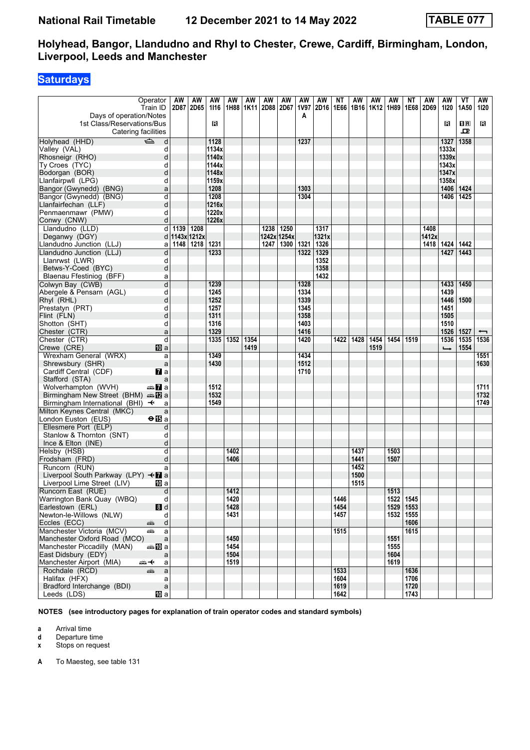# National Rail Timetable — 12 December 2021 to 14 May 2022 — TABLE 077

## Holyhead, Bangor, Llandudno and Rhyl to Chester, Crewe, Cardiff, Birmingham, London, Liverpool, Leeds and Manchester

## Saturdays

| Operator | | AW | AW | AW | AW | AW | AW | AW | AW | AW | NT | AW | AW | AW | NT | AW | AW | VT | AW |
|---|---|---|---|---|---|---|---|---|---|---|---|---|---|---|---|---|---|---|---|
| Train ID | | 2D87 | 2D65 | 1I16 | 1H88 | 1K11 | 2D88 | 2D67 | 1V97 | 2D16 | 1E66 | 1B16 | 1K12 | 1H89 | 1E68 | 2D69 | 1I20 | 1A50 | 1I20 |
| Days of operation/Notes | | | | | | | | | A | | | | | | | | | | |
| 1st Class/Reservations/Bus | | | | R | | | | | | | | | | | | | R | 1R | R |
| Catering facilities | | | | | | | | | | | | | | | | | | ⊡ | |
| Holyhead (HHD) ⛴ | d | | | 1128 | | | | | 1237 | | | | | | | | 1327 | 1358 | |
| Valley (VAL) | d | | | 1134x | | | | | | | | | | | | | 1333x | | |
| Rhosneigr (RHO) | d | | | 1140x | | | | | | | | | | | | | 1339x | | |
| Ty Croes (TYC) | d | | | 1144x | | | | | | | | | | | | | 1343x | | |
| Bodorgan (BOR) | d | | | 1148x | | | | | | | | | | | | | 1347x | | |
| Llanfairpwll (LPG) | d | | | 1159x | | | | | | | | | | | | | 1358x | | |
| Bangor (Gwynedd) (BNG) | a | | | 1208 | | | | | 1303 | | | | | | | | 1406 | 1424 | |
| Bangor (Gwynedd) (BNG) | d | | | 1208 | | | | | 1304 | | | | | | | | 1406 | 1425 | |
| Llanfairfechan (LLF) | d | | | 1216x | | | | | | | | | | | | | | | |
| Penmaenmawr (PMW) | d | | | 1220x | | | | | | | | | | | | | | | |
| Conwy (CNW) | d | | | 1226x | | | | | | | | | | | | | | | |
| Llandudno (LLD) | d | 1139 | 1208 | | | | 1238 | 1250 | | 1317 | | | | | | 1408 | | | |
| Deganwy (DGY) | d | 1143x | 1212x | | | | 1242x | 1254x | | 1321x | | | | | | 1412x | | | |
| Llandudno Junction (LLJ) | a | 1148 | 1218 | 1231 | | | 1247 | 1300 | 1321 | 1326 | | | | | | 1418 | 1424 | 1442 | |
| Llandudno Junction (LLJ) | d | | | 1233 | | | | | 1322 | 1329 | | | | | | | 1427 | 1443 | |
| Llanrwst (LWR) | d | | | | | | | | | 1352 | | | | | | | | | |
| Betws-Y-Coed (BYC) | d | | | | | | | | | 1358 | | | | | | | | | |
| Blaenau Ffestiniog (BFF) | a | | | | | | | | | 1432 | | | | | | | | | |
| Colwyn Bay (CWB) | d | | | 1239 | | | | | 1328 | | | | | | | | 1433 | 1450 | |
| Abergele & Pensarn (AGL) | d | | | 1245 | | | | | 1334 | | | | | | | | 1439 | | |
| Rhyl (RHL) | d | | | 1252 | | | | | 1339 | | | | | | | | 1446 | 1500 | |
| Prestatyn (PRT) | d | | | 1257 | | | | | 1345 | | | | | | | | 1451 | | |
| Flint (FLN) | d | | | 1311 | | | | | 1358 | | | | | | | | 1505 | | |
| Shotton (SHT) | d | | | 1316 | | | | | 1403 | | | | | | | | 1510 | | |
| Chester (CTR) | a | | | 1329 | | | | | 1416 | | | | | | | | 1526 | 1527 | ← |
| Chester (CTR) | d | | | 1335 | 1352 | 1354 | | | 1420 | | 1422 | 1428 | 1454 | 1454 | 1519 | | 1536 | 1535 | 1536 |
| Crewe (CRE) 10 | a | | | | | 1419 | | | | | | | 1519 | | | | ↳ | 1554 | |
| Wrexham General (WRX) | a | | | 1349 | | | | | 1434 | | | | | | | | | | 1551 |
| Shrewsbury (SHR) | a | | | 1430 | | | | | 1512 | | | | | | | | | | 1630 |
| Cardiff Central (CDF) 7 | a | | | | | | | | 1710 | | | | | | | | | | |
| Stafford (STA) | a | | | | | | | | | | | | | | | | | | |
| Wolverhampton (WVH) 🚌 7 | a | | | 1512 | | | | | | | | | | | | | | | 1711 |
| Birmingham New Street (BHM) 🚌 12 | a | | | 1532 | | | | | | | | | | | | | | | 1732 |
| Birmingham International (BHI) ✈ | a | | | 1549 | | | | | | | | | | | | | | | 1749 |
| Milton Keynes Central (MKC) | a | | | | | | | | | | | | | | | | | | |
| London Euston (EUS) ⊖ 15 | a | | | | | | | | | | | | | | | | | | |
| Ellesmere Port (ELP) | d | | | | | | | | | | | | | | | | | | |
| Stanlow & Thornton (SNT) | d | | | | | | | | | | | | | | | | | | |
| Ince & Elton (INE) | d | | | | | | | | | | | | | | | | | | |
| Helsby (HSB) | d | | | | 1402 | | | | | | | 1437 | | 1503 | | | | | |
| Frodsham (FRD) | d | | | | 1406 | | | | | | | 1441 | | 1507 | | | | | |
| Runcorn (RUN) | a | | | | | | | | | | | 1452 | | | | | | | |
| Liverpool South Parkway (LPY) ✈ 7 | a | | | | | | | | | | | 1500 | | | | | | | |
| Liverpool Lime Street (LIV) 10 | a | | | | | | | | | | | 1515 | | | | | | | |
| Runcorn East (RUE) | d | | | | 1412 | | | | | | | | | 1513 | | | | | |
| Warrington Bank Quay (WBQ) | d | | | | 1420 | | | | | | 1446 | | | 1522 | 1545 | | | | |
| Earlestown (ERL) 8 | d | | | | 1428 | | | | | | 1454 | | | 1529 | 1553 | | | | |
| Newton-le-Willows (NLW) | d | | | | 1431 | | | | | | 1457 | | | 1532 | 1555 | | | | |
| Eccles (ECC) 🚌 | d | | | | | | | | | | | | | | 1606 | | | | |
| Manchester Victoria (MCV) 🚌 | a | | | | | | | | | | 1515 | | | | 1615 | | | | |
| Manchester Oxford Road (MCO) | a | | | | 1450 | | | | | | | | | 1551 | | | | | |
| Manchester Piccadilly (MAN) 🚌 10 | a | | | | 1454 | | | | | | | | | 1555 | | | | | |
| East Didsbury (EDY) | a | | | | 1504 | | | | | | | | | 1604 | | | | | |
| Manchester Airport (MIA) 🚌 ✈ | a | | | | 1519 | | | | | | | | | 1619 | | | | | |
| Rochdale (RCD) 🚌 | a | | | | | | | | | | 1533 | | | | 1636 | | | | |
| Halifax (HFX) | a | | | | | | | | | | 1604 | | | | 1706 | | | | |
| Bradford Interchange (BDI) | a | | | | | | | | | | 1619 | | | | 1720 | | | | |
| Leeds (LDS) 10 | a | | | | | | | | | | 1642 | | | | 1743 | | | | |

**NOTES (see introductory pages for explanation of train operator codes and standard symbols)**

- **a** Arrival time
- **d** Departure time
- **x** Stops on request

**A** To Maesteg, see table 131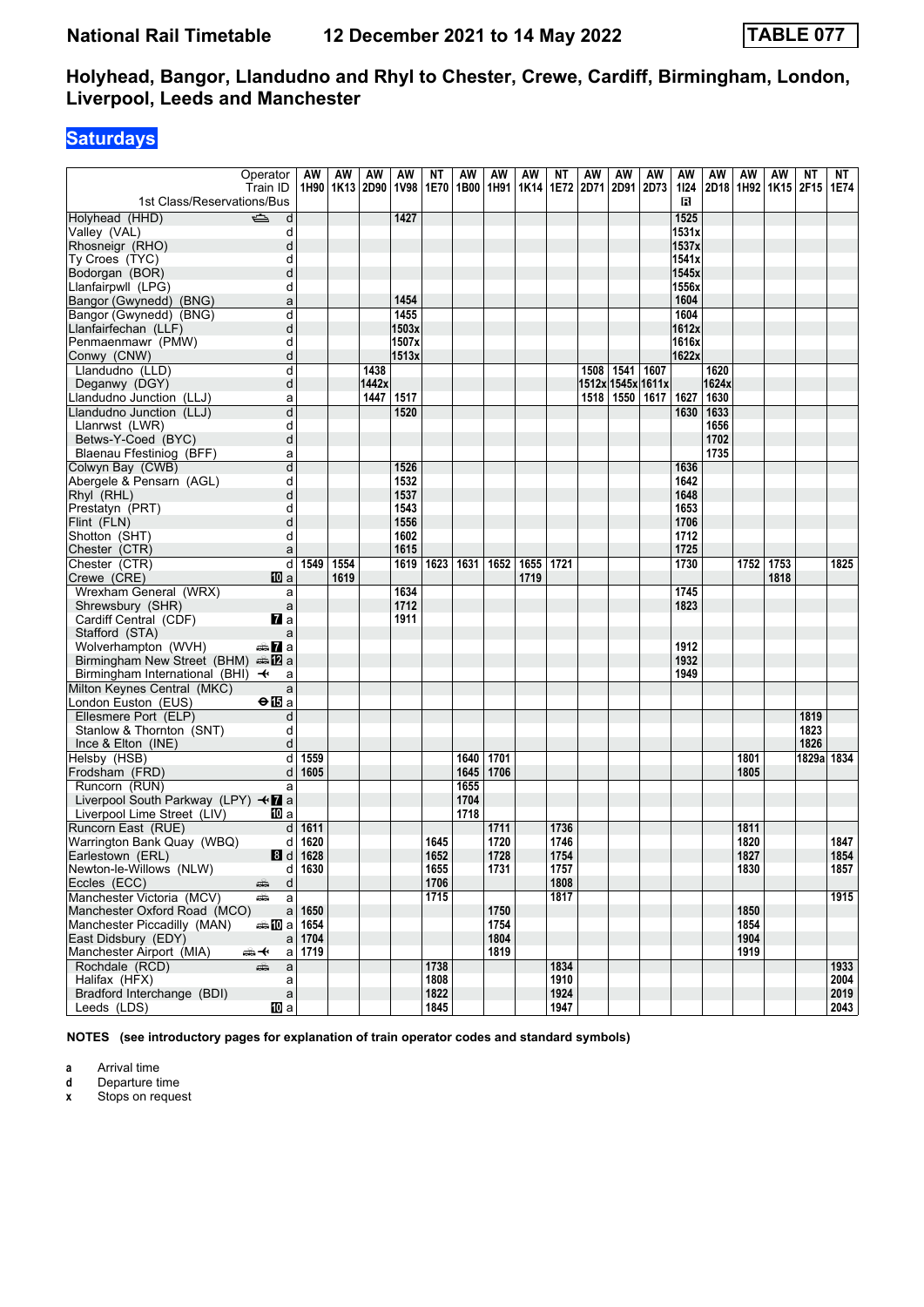**National Rail Timetable** **12 December 2021 to 14 May 2022** **TABLE 077**

## Holyhead, Bangor, Llandudno and Rhyl to Chester, Crewe, Cardiff, Birmingham, London, Liverpool, Leeds and Manchester

### Saturdays

| Operator | | AW | AW | AW | AW | NT | AW | AW | AW | NT | AW | AW | AW | AW | AW | AW | AW | NT | NT |
|---|---|---|---|---|---|---|---|---|---|---|---|---|---|---|---|---|---|---|---|
| Train ID | | 1H90 | 1K13 | 2D90 | 1V98 | 1E70 | 1B00 | 1H91 | 1K14 | 1E72 | 2D71 | 2D91 | 2D73 | 1I24 | 2D18 | 1H92 | 1K15 | 2F15 | 1E74 |
| 1st Class/Reservations/Bus | | | | | | | | | | | | | | R | | | | | |
| Holyhead (HHD) | d | | | | 1427 | | | | | | | | | 1525 | | | | | |
| Valley (VAL) | d | | | | | | | | | | | | | 1531x | | | | | |
| Rhosneigr (RHO) | d | | | | | | | | | | | | | 1537x | | | | | |
| Ty Croes (TYC) | d | | | | | | | | | | | | | 1541x | | | | | |
| Bodorgan (BOR) | d | | | | | | | | | | | | | 1545x | | | | | |
| Llanfairpwll (LPG) | d | | | | | | | | | | | | | 1556x | | | | | |
| Bangor (Gwynedd) (BNG) | a | | | | 1454 | | | | | | | | | 1604 | | | | | |
| Bangor (Gwynedd) (BNG) | d | | | | 1455 | | | | | | | | | 1604 | | | | | |
| Llanfairfechan (LLF) | d | | | | 1503x | | | | | | | | | 1612x | | | | | |
| Penmaenmawr (PMW) | d | | | | 1507x | | | | | | | | | 1616x | | | | | |
| Conwy (CNW) | d | | | | 1513x | | | | | | | | | 1622x | | | | | |
| Llandudno (LLD) | d | | | 1438 | | | | | | | 1508 | 1541 | 1607 | | 1620 | | | | |
| Deganwy (DGY) | d | | | 1442x | | | | | | | 1512x | 1545x | 1611x | | 1624x | | | | |
| Llandudno Junction (LLJ) | a | | | 1447 | 1517 | | | | | | 1518 | 1550 | 1617 | 1627 | 1630 | | | | |
| Llandudno Junction (LLJ) | d | | | | 1520 | | | | | | | | | 1630 | 1633 | | | | |
| Llanrwst (LWR) | d | | | | | | | | | | | | | | 1656 | | | | |
| Betws-Y-Coed (BYC) | d | | | | | | | | | | | | | | 1702 | | | | |
| Blaenau Ffestiniog (BFF) | a | | | | | | | | | | | | | | 1735 | | | | |
| Colwyn Bay (CWB) | d | | | | 1526 | | | | | | | | | 1636 | | | | | |
| Abergele & Pensarn (AGL) | d | | | | 1532 | | | | | | | | | 1642 | | | | | |
| Rhyl (RHL) | d | | | | 1537 | | | | | | | | | 1648 | | | | | |
| Prestatyn (PRT) | d | | | | 1543 | | | | | | | | | 1653 | | | | | |
| Flint (FLN) | d | | | | 1556 | | | | | | | | | 1706 | | | | | |
| Shotton (SHT) | d | | | | 1602 | | | | | | | | | 1712 | | | | | |
| Chester (CTR) | a | | | | 1615 | | | | | | | | | 1725 | | | | | |
| Chester (CTR) | d | 1549 | 1554 | | 1619 | 1623 | 1631 | 1652 | 1655 | 1721 | | | | 1730 | | 1752 | 1753 | | 1825 |
| Crewe (CRE) | 10 a | | 1619 | | | | | | 1719 | | | | | | | | 1818 | | |
| Wrexham General (WRX) | a | | | | 1634 | | | | | | | | | 1745 | | | | | |
| Shrewsbury (SHR) | a | | | | 1712 | | | | | | | | | 1823 | | | | | |
| Cardiff Central (CDF) | 7 a | | | | 1911 | | | | | | | | | | | | | | |
| Stafford (STA) | a | | | | | | | | | | | | | | | | | | |
| Wolverhampton (WVH) | 7 a | | | | | | | | | | | | | 1912 | | | | | |
| Birmingham New Street (BHM) | 12 a | | | | | | | | | | | | | 1932 | | | | | |
| Birmingham International (BHI) | a | | | | | | | | | | | | | 1949 | | | | | |
| Milton Keynes Central (MKC) | a | | | | | | | | | | | | | | | | | | |
| London Euston (EUS) | 15 a | | | | | | | | | | | | | | | | | | |
| Ellesmere Port (ELP) | d | | | | | | | | | | | | | | | | | 1819 | |
| Stanlow & Thornton (SNT) | d | | | | | | | | | | | | | | | | | 1823 | |
| Ince & Elton (INE) | d | | | | | | | | | | | | | | | | | 1826 | |
| Helsby (HSB) | d | 1559 | | | | | 1640 | 1701 | | | | | | | | 1801 | | 1829a | 1834 |
| Frodsham (FRD) | d | 1605 | | | | | 1645 | 1706 | | | | | | | | 1805 | | | |
| Runcorn (RUN) | a | | | | | | 1655 | | | | | | | | | | | | |
| Liverpool South Parkway (LPY) | 7 a | | | | | | 1704 | | | | | | | | | | | | |
| Liverpool Lime Street (LIV) | 10 a | | | | | | 1718 | | | | | | | | | | | | |
| Runcorn East (RUE) | d | 1611 | | | | | | 1711 | | 1736 | | | | | | 1811 | | | |
| Warrington Bank Quay (WBQ) | d | 1620 | | | | 1645 | | 1720 | | 1746 | | | | | | 1820 | | | 1847 |
| Earlestown (ERL) | 8 d | 1628 | | | | 1652 | | 1728 | | 1754 | | | | | | 1827 | | | 1854 |
| Newton-le-Willows (NLW) | d | 1630 | | | | 1655 | | 1731 | | 1757 | | | | | | 1830 | | | 1857 |
| Eccles (ECC) | d | | | | | 1706 | | | | 1808 | | | | | | | | | |
| Manchester Victoria (MCV) | a | | | | | 1715 | | | | 1817 | | | | | | | | | 1915 |
| Manchester Oxford Road (MCO) | a | 1650 | | | | | | 1750 | | | | | | | | 1850 | | | |
| Manchester Piccadilly (MAN) | 10 a | 1654 | | | | | | 1754 | | | | | | | | 1854 | | | |
| East Didsbury (EDY) | a | 1704 | | | | | | 1804 | | | | | | | | 1904 | | | |
| Manchester Airport (MIA) | a | 1719 | | | | | | 1819 | | | | | | | | 1919 | | | |
| Rochdale (RCD) | a | | | | | 1738 | | | | 1834 | | | | | | | | | 1933 |
| Halifax (HFX) | a | | | | | 1808 | | | | 1910 | | | | | | | | | 2004 |
| Bradford Interchange (BDI) | a | | | | | 1822 | | | | 1924 | | | | | | | | | 2019 |
| Leeds (LDS) | 10 a | | | | | 1845 | | | | 1947 | | | | | | | | | 2043 |

**NOTES (see introductory pages for explanation of train operator codes and standard symbols)**

- **a** Arrival time
- **d** Departure time
- **x** Stops on request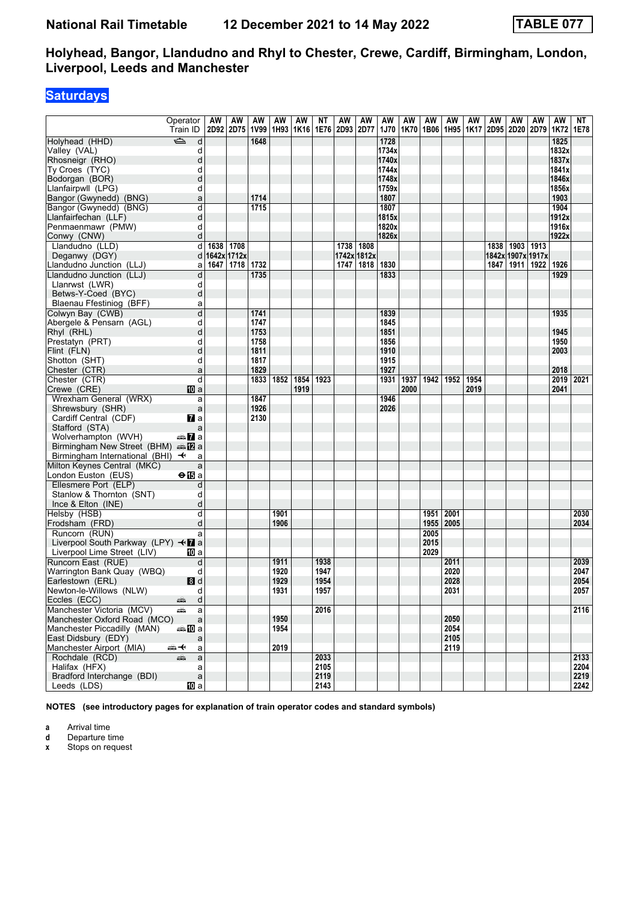# National Rail Timetable 12 December 2021 to 14 May 2022 TABLE 077

## Holyhead, Bangor, Llandudno and Rhyl to Chester, Crewe, Cardiff, Birmingham, London, Liverpool, Leeds and Manchester

### Saturdays

| Operator | | AW | AW | AW | AW | AW | NT | AW | AW | AW | AW | AW | AW | AW | AW | AW | AW | AW | NT |
|---|---|---|---|---|---|---|---|---|---|---|---|---|---|---|---|---|---|---|---|
| Train ID | | 2D92 | 2D75 | 1V99 | 1H93 | 1K16 | 1E76 | 2D93 | 2D77 | 1J70 | 1K70 | 1B06 | 1H95 | 1K17 | 2D95 | 2D20 | 2D79 | 1K72 | 1E78 |
| Holyhead (HHD) | d | | | 1648 | | | | | | 1728 | | | | | | | | 1825 | |
| Valley (VAL) | d | | | | | | | | | 1734x | | | | | | | | 1832x | |
| Rhosneigr (RHO) | d | | | | | | | | | 1740x | | | | | | | | 1837x | |
| Ty Croes (TYC) | d | | | | | | | | | 1744x | | | | | | | | 1841x | |
| Bodorgan (BOR) | d | | | | | | | | | 1748x | | | | | | | | 1846x | |
| Llanfairpwll (LPG) | d | | | | | | | | | 1759x | | | | | | | | 1856x | |
| Bangor (Gwynedd) (BNG) | a | | | 1714 | | | | | | 1807 | | | | | | | | 1903 | |
| Bangor (Gwynedd) (BNG) | d | | | 1715 | | | | | | 1807 | | | | | | | | 1904 | |
| Llanfairfechan (LLF) | d | | | | | | | | | 1815x | | | | | | | | 1912x | |
| Penmaenmawr (PMW) | d | | | | | | | | | 1820x | | | | | | | | 1916x | |
| Conwy (CNW) | d | | | | | | | | | 1826x | | | | | | | | 1922x | |
| Llandudno (LLD) | d | 1638 | 1708 | | | | | 1738 | 1808 | | | | | | 1838 | 1903 | 1913 | | |
| Deganwy (DGY) | d | 1642x | 1712x | | | | | 1742x | 1812x | | | | | | 1842x | 1907x | 1917x | | |
| Llandudno Junction (LLJ) | a | 1647 | 1718 | 1732 | | | | 1747 | 1818 | 1830 | | | | | 1847 | 1911 | 1922 | 1926 | |
| Llandudno Junction (LLJ) | d | | | 1735 | | | | | | 1833 | | | | | | | | 1929 | |
| Llanrwst (LWR) | d | | | | | | | | | | | | | | | | | | |
| Betws-Y-Coed (BYC) | d | | | | | | | | | | | | | | | | | | |
| Blaenau Ffestiniog (BFF) | a | | | | | | | | | | | | | | | | | | |
| Colwyn Bay (CWB) | d | | | 1741 | | | | | | 1839 | | | | | | | | 1935 | |
| Abergele & Pensarn (AGL) | d | | | 1747 | | | | | | 1845 | | | | | | | | | |
| Rhyl (RHL) | d | | | 1753 | | | | | | 1851 | | | | | | | | 1945 | |
| Prestatyn (PRT) | d | | | 1758 | | | | | | 1856 | | | | | | | | 1950 | |
| Flint (FLN) | d | | | 1811 | | | | | | 1910 | | | | | | | | 2003 | |
| Shotton (SHT) | d | | | 1817 | | | | | | 1915 | | | | | | | | | |
| Chester (CTR) | a | | | 1829 | | | | | | 1927 | | | | | | | | 2018 | |
| Chester (CTR) | d | | | 1833 | 1852 | 1854 | 1923 | | | 1931 | 1937 | 1942 | 1952 | 1954 | | | | 2019 | 2021 |
| Crewe (CRE) | a | | | | | 1919 | | | | | 2000 | | | 2019 | | | | 2041 | |
| Wrexham General (WRX) | a | | | 1847 | | | | | | 1946 | | | | | | | | | |
| Shrewsbury (SHR) | a | | | 1926 | | | | | | 2026 | | | | | | | | | |
| Cardiff Central (CDF) | a | | | 2130 | | | | | | | | | | | | | | | |
| Stafford (STA) | a | | | | | | | | | | | | | | | | | | |
| Wolverhampton (WVH) | a | | | | | | | | | | | | | | | | | | |
| Birmingham New Street (BHM) | a | | | | | | | | | | | | | | | | | | |
| Birmingham International (BHI) | a | | | | | | | | | | | | | | | | | | |
| Milton Keynes Central (MKC) | a | | | | | | | | | | | | | | | | | | |
| London Euston (EUS) | a | | | | | | | | | | | | | | | | | | |
| Ellesmere Port (ELP) | d | | | | | | | | | | | | | | | | | | |
| Stanlow & Thornton (SNT) | d | | | | | | | | | | | | | | | | | | |
| Ince & Elton (INE) | d | | | | | | | | | | | | | | | | | | |
| Helsby (HSB) | d | | | | 1901 | | | | | | | 1951 | 2001 | | | | | | 2030 |
| Frodsham (FRD) | d | | | | 1906 | | | | | | | 1955 | 2005 | | | | | | 2034 |
| Runcorn (RUN) | a | | | | | | | | | | | 2005 | | | | | | | |
| Liverpool South Parkway (LPY) | a | | | | | | | | | | | 2015 | | | | | | | |
| Liverpool Lime Street (LIV) | a | | | | | | | | | | | 2029 | | | | | | | |
| Runcorn East (RUE) | d | | | | 1911 | | 1938 | | | | | | 2011 | | | | | | 2039 |
| Warrington Bank Quay (WBQ) | d | | | | 1920 | | 1947 | | | | | | 2020 | | | | | | 2047 |
| Earlestown (ERL) | d | | | | 1929 | | 1954 | | | | | | 2028 | | | | | | 2054 |
| Newton-le-Willows (NLW) | d | | | | 1931 | | 1957 | | | | | | 2031 | | | | | | 2057 |
| Eccles (ECC) | d | | | | | | | | | | | | | | | | | | |
| Manchester Victoria (MCV) | a | | | | | | 2016 | | | | | | | | | | | | 2116 |
| Manchester Oxford Road (MCO) | a | | | | 1950 | | | | | | | | 2050 | | | | | | |
| Manchester Piccadilly (MAN) | a | | | | 1954 | | | | | | | | 2054 | | | | | | |
| East Didsbury (EDY) | a | | | | | | | | | | | | 2105 | | | | | | |
| Manchester Airport (MIA) | a | | | | 2019 | | | | | | | | 2119 | | | | | | |
| Rochdale (RCD) | a | | | | | | 2033 | | | | | | | | | | | | 2133 |
| Halifax (HFX) | a | | | | | | 2105 | | | | | | | | | | | | 2204 |
| Bradford Interchange (BDI) | a | | | | | | 2119 | | | | | | | | | | | | 2219 |
| Leeds (LDS) | a | | | | | | 2143 | | | | | | | | | | | | 2242 |

**NOTES (see introductory pages for explanation of train operator codes and standard symbols)**

- **a** Arrival time
- **d** Departure time
- **x** Stops on request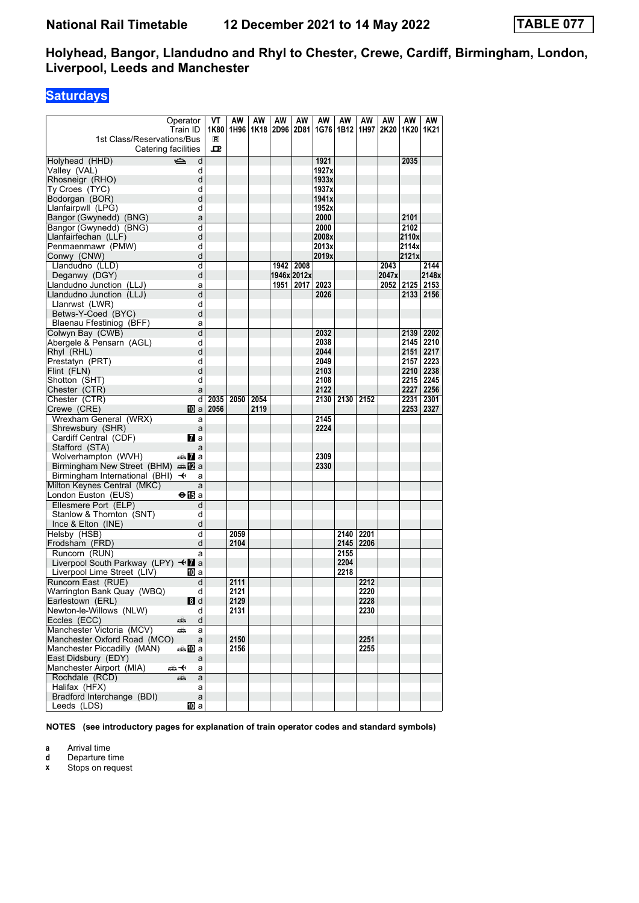# National Rail Timetable    12 December 2021 to 14 May 2022    TABLE 077

## Holyhead, Bangor, Llandudno and Rhyl to Chester, Crewe, Cardiff, Birmingham, London, Liverpool, Leeds and Manchester

### Saturdays

| Operator | | VT | AW | AW | AW | AW | AW | AW | AW | AW | AW | AW |
|---|---|---|---|---|---|---|---|---|---|---|---|---|
| Train ID | | 1K80 | 1H96 | 1K18 | 2D96 | 2D81 | 1G76 | 1B12 | 1H97 | 2K20 | 1K20 | 1K21 |
| 1st Class/Reservations/Bus | | R | | | | | | | | | | |
| Catering facilities | | ⊡ | | | | | | | | | | |
| Holyhead (HHD) | d | | | | | | 1921 | | | | 2035 | |
| Valley (VAL) | d | | | | | | 1927x | | | | | |
| Rhosneigr (RHO) | d | | | | | | 1933x | | | | | |
| Ty Croes (TYC) | d | | | | | | 1937x | | | | | |
| Bodorgan (BOR) | d | | | | | | 1941x | | | | | |
| Llanfairpwll (LPG) | d | | | | | | 1952x | | | | | |
| Bangor (Gwynedd) (BNG) | a | | | | | | 2000 | | | | 2101 | |
| Bangor (Gwynedd) (BNG) | d | | | | | | 2000 | | | | 2102 | |
| Llanfairfechan (LLF) | d | | | | | | 2008x | | | | 2110x | |
| Penmaenmawr (PMW) | d | | | | | | 2013x | | | | 2114x | |
| Conwy (CNW) | d | | | | | | 2019x | | | | 2121x | |
| Llandudno (LLD) | d | | | | 1942 | 2008 | | | | 2043 | | 2144 |
| Deganwy (DGY) | d | | | | 1946x | 2012x | | | | 2047x | | 2148x |
| Llandudno Junction (LLJ) | a | | | | 1951 | 2017 | 2023 | | | 2052 | 2125 | 2153 |
| Llandudno Junction (LLJ) | d | | | | | | 2026 | | | | 2133 | 2156 |
| Llanrwst (LWR) | d | | | | | | | | | | | |
| Betws-Y-Coed (BYC) | d | | | | | | | | | | | |
| Blaenau Ffestiniog (BFF) | a | | | | | | | | | | | |
| Colwyn Bay (CWB) | d | | | | | | 2032 | | | | 2139 | 2202 |
| Abergele & Pensarn (AGL) | d | | | | | | 2038 | | | | 2145 | 2210 |
| Rhyl (RHL) | d | | | | | | 2044 | | | | 2151 | 2217 |
| Prestatyn (PRT) | d | | | | | | 2049 | | | | 2157 | 2223 |
| Flint (FLN) | d | | | | | | 2103 | | | | 2210 | 2238 |
| Shotton (SHT) | d | | | | | | 2108 | | | | 2215 | 2245 |
| Chester (CTR) | a | | | | | | 2122 | | | | 2227 | 2256 |
| Chester (CTR) | d | 2035 | 2050 | 2054 | | | 2130 | 2130 | 2152 | | 2231 | 2301 |
| Crewe (CRE) | 10 a | 2056 | | 2119 | | | | | | | 2253 | 2327 |
| Wrexham General (WRX) | a | | | | | | 2145 | | | | | |
| Shrewsbury (SHR) | a | | | | | | 2224 | | | | | |
| Cardiff Central (CDF) | 7 a | | | | | | | | | | | |
| Stafford (STA) | a | | | | | | | | | | | |
| Wolverhampton (WVH) | 7 a | | | | | | 2309 | | | | | |
| Birmingham New Street (BHM) | 12 a | | | | | | 2330 | | | | | |
| Birmingham International (BHI) | a | | | | | | | | | | | |
| Milton Keynes Central (MKC) | a | | | | | | | | | | | |
| London Euston (EUS) | 15 a | | | | | | | | | | | |
| Ellesmere Port (ELP) | d | | | | | | | | | | | |
| Stanlow & Thornton (SNT) | d | | | | | | | | | | | |
| Ince & Elton (INE) | d | | | | | | | | | | | |
| Helsby (HSB) | d | | 2059 | | | | | 2140 | 2201 | | | |
| Frodsham (FRD) | d | | 2104 | | | | | 2145 | 2206 | | | |
| Runcorn (RUN) | a | | | | | | | 2155 | | | | |
| Liverpool South Parkway (LPY) | 7 a | | | | | | | 2204 | | | | |
| Liverpool Lime Street (LIV) | 10 a | | | | | | | 2218 | | | | |
| Runcorn East (RUE) | d | | 2111 | | | | | | 2212 | | | |
| Warrington Bank Quay (WBQ) | d | | 2121 | | | | | | 2220 | | | |
| Earlestown (ERL) | 8 d | | 2129 | | | | | | 2228 | | | |
| Newton-le-Willows (NLW) | d | | 2131 | | | | | | 2230 | | | |
| Eccles (ECC) | d | | | | | | | | | | | |
| Manchester Victoria (MCV) | a | | | | | | | | | | | |
| Manchester Oxford Road (MCO) | a | | 2150 | | | | | | 2251 | | | |
| Manchester Piccadilly (MAN) | 10 a | | 2156 | | | | | | 2255 | | | |
| East Didsbury (EDY) | a | | | | | | | | | | | |
| Manchester Airport (MIA) | a | | | | | | | | | | | |
| Rochdale (RCD) | a | | | | | | | | | | | |
| Halifax (HFX) | a | | | | | | | | | | | |
| Bradford Interchange (BDI) | a | | | | | | | | | | | |
| Leeds (LDS) | 10 a | | | | | | | | | | | |

**NOTES (see introductory pages for explanation of train operator codes and standard symbols)**

- **a** Arrival time
- **d** Departure time
- **x** Stops on request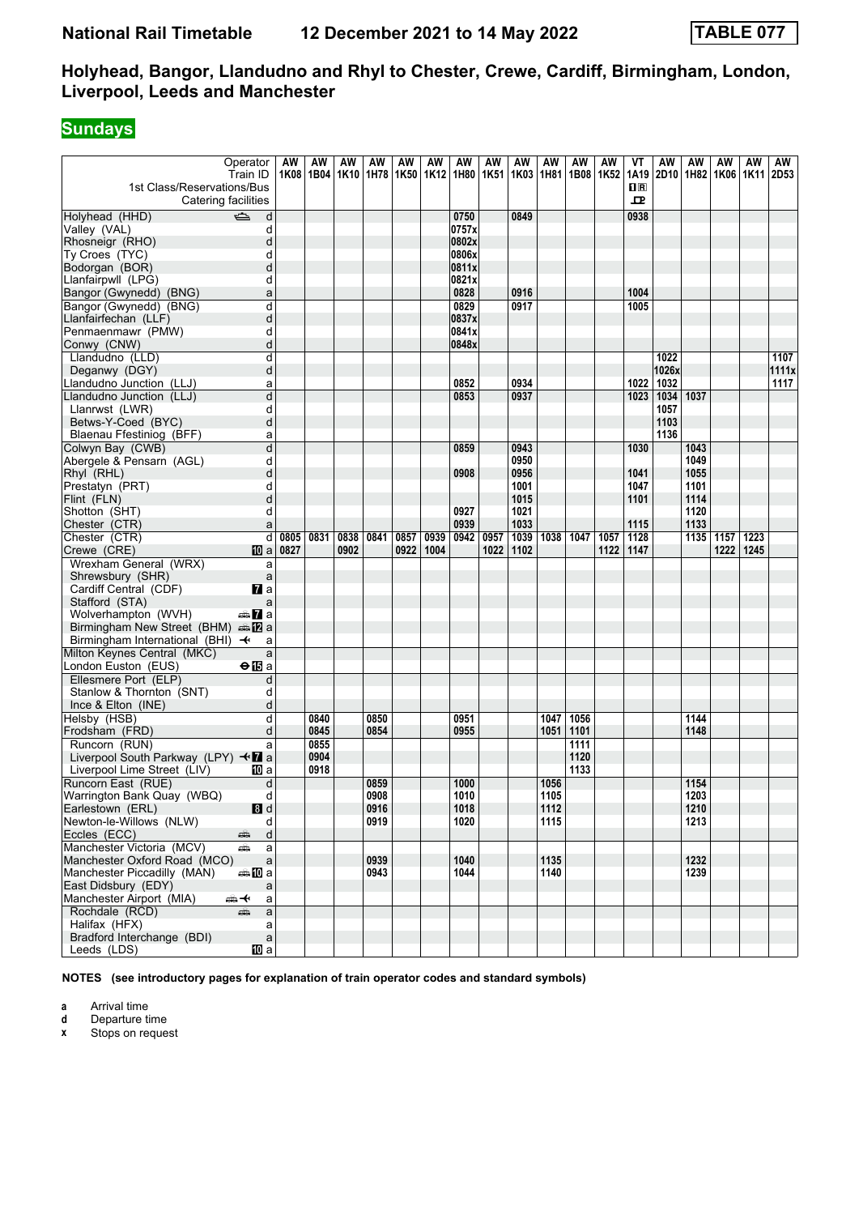# National Rail Timetable 12 December 2021 to 14 May 2022 TABLE 077

## Holyhead, Bangor, Llandudno and Rhyl to Chester, Crewe, Cardiff, Birmingham, London, Liverpool, Leeds and Manchester

**Sundays**

| Operator | | AW | AW | AW | AW | AW | AW | AW | AW | AW | AW | AW | AW | VT | AW | AW | AW | AW | AW |
|---|---|---|---|---|---|---|---|---|---|---|---|---|---|---|---|---|---|---|---|
| Train ID | | 1K08 | 1B04 | 1K10 | 1H78 | 1K50 | 1K12 | 1H80 | 1K51 | 1K03 | 1H81 | 1B08 | 1K52 | 1A19 | 2D10 | 1H82 | 1K06 | 1K11 | 2D53 |
| 1st Class/Reservations/Bus | | | | | | | | | | | | | | 1 R | | | | | |
| Catering facilities | | | | | | | | | | | | | | ꟷ | | | | | |
| Holyhead (HHD) | d | | | | | | | 0750 | | 0849 | | | | 0938 | | | | | |
| Valley (VAL) | d | | | | | | | 0757x | | | | | | | | | | | |
| Rhosneigr (RHO) | d | | | | | | | 0802x | | | | | | | | | | | |
| Ty Croes (TYC) | d | | | | | | | 0806x | | | | | | | | | | | |
| Bodorgan (BOR) | d | | | | | | | 0811x | | | | | | | | | | | |
| Llanfairpwll (LPG) | d | | | | | | | 0821x | | | | | | | | | | | |
| Bangor (Gwynedd) (BNG) | a | | | | | | | 0828 | | 0916 | | | | 1004 | | | | | |
| Bangor (Gwynedd) (BNG) | d | | | | | | | 0829 | | 0917 | | | | 1005 | | | | | |
| Llanfairfechan (LLF) | d | | | | | | | 0837x | | | | | | | | | | | |
| Penmaenmawr (PMW) | d | | | | | | | 0841x | | | | | | | | | | | |
| Conwy (CNW) | d | | | | | | | 0848x | | | | | | | | | | | |
| Llandudno (LLD) | d | | | | | | | | | | | | | | 1022 | | | | 1107 |
| Deganwy (DGY) | d | | | | | | | | | | | | | | 1026x | | | | 1111x |
| Llandudno Junction (LLJ) | a | | | | | | | 0852 | | 0934 | | | | 1022 | 1032 | | | | 1117 |
| Llandudno Junction (LLJ) | d | | | | | | | 0853 | | 0937 | | | | 1023 | 1034 | 1037 | | | |
| Llanrwst (LWR) | d | | | | | | | | | | | | | | 1057 | | | | |
| Betws-Y-Coed (BYC) | d | | | | | | | | | | | | | | 1103 | | | | |
| Blaenau Ffestiniog (BFF) | a | | | | | | | | | | | | | | 1136 | | | | |
| Colwyn Bay (CWB) | d | | | | | | | 0859 | | 0943 | | | | 1030 | | 1043 | | | |
| Abergele & Pensarn (AGL) | d | | | | | | | | | 0950 | | | | | | 1049 | | | |
| Rhyl (RHL) | d | | | | | | | 0908 | | 0956 | | | | 1041 | | 1055 | | | |
| Prestatyn (PRT) | d | | | | | | | | | 1001 | | | | 1047 | | 1101 | | | |
| Flint (FLN) | d | | | | | | | | | 1015 | | | | 1101 | | 1114 | | | |
| Shotton (SHT) | d | | | | | | | 0927 | | 1021 | | | | | | 1120 | | | |
| Chester (CTR) | a | | | | | | | 0939 | | 1033 | | | | 1115 | | 1133 | | | |
| Chester (CTR) | d | 0805 | 0831 | 0838 | 0841 | 0857 | 0939 | 0942 | 0957 | 1039 | 1038 | 1047 | 1057 | 1128 | | 1135 | 1157 | 1223 | |
| Crewe (CRE) | 10 a | 0827 | | 0902 | | 0922 | 1004 | | 1022 | 1102 | | | 1122 | 1147 | | | 1222 | 1245 | |
| Wrexham General (WRX) | a | | | | | | | | | | | | | | | | | | |
| Shrewsbury (SHR) | a | | | | | | | | | | | | | | | | | | |
| Cardiff Central (CDF) | 7 a | | | | | | | | | | | | | | | | | | |
| Stafford (STA) | a | | | | | | | | | | | | | | | | | | |
| Wolverhampton (WVH) | 7 a | | | | | | | | | | | | | | | | | | |
| Birmingham New Street (BHM) | 12 a | | | | | | | | | | | | | | | | | | |
| Birmingham International (BHI) | a | | | | | | | | | | | | | | | | | | |
| Milton Keynes Central (MKC) | a | | | | | | | | | | | | | | | | | | |
| London Euston (EUS) | 15 a | | | | | | | | | | | | | | | | | | |
| Ellesmere Port (ELP) | d | | | | | | | | | | | | | | | | | | |
| Stanlow & Thornton (SNT) | d | | | | | | | | | | | | | | | | | | |
| Ince & Elton (INE) | d | | | | | | | | | | | | | | | | | | |
| Helsby (HSB) | d | | 0840 | | 0850 | | | 0951 | | | 1047 | 1056 | | | | 1144 | | | |
| Frodsham (FRD) | d | | 0845 | | 0854 | | | 0955 | | | 1051 | 1101 | | | | 1148 | | | |
| Runcorn (RUN) | a | | 0855 | | | | | | | | | 1111 | | | | | | | |
| Liverpool South Parkway (LPY) | 7 a | | 0904 | | | | | | | | | 1120 | | | | | | | |
| Liverpool Lime Street (LIV) | 10 a | | 0918 | | | | | | | | | 1133 | | | | | | | |
| Runcorn East (RUE) | d | | | | 0859 | | | 1000 | | | 1056 | | | | | 1154 | | | |
| Warrington Bank Quay (WBQ) | d | | | | 0908 | | | 1010 | | | 1105 | | | | | 1203 | | | |
| Earlestown (ERL) | 8 d | | | | 0916 | | | 1018 | | | 1112 | | | | | 1210 | | | |
| Newton-le-Willows (NLW) | d | | | | 0919 | | | 1020 | | | 1115 | | | | | 1213 | | | |
| Eccles (ECC) | d | | | | | | | | | | | | | | | | | | |
| Manchester Victoria (MCV) | a | | | | | | | | | | | | | | | | | | |
| Manchester Oxford Road (MCO) | a | | | | 0939 | | | 1040 | | | 1135 | | | | | 1232 | | | |
| Manchester Piccadilly (MAN) | 10 a | | | | 0943 | | | 1044 | | | 1140 | | | | | 1239 | | | |
| East Didsbury (EDY) | a | | | | | | | | | | | | | | | | | | |
| Manchester Airport (MIA) | a | | | | | | | | | | | | | | | | | | |
| Rochdale (RCD) | a | | | | | | | | | | | | | | | | | | |
| Halifax (HFX) | a | | | | | | | | | | | | | | | | | | |
| Bradford Interchange (BDI) | a | | | | | | | | | | | | | | | | | | |
| Leeds (LDS) | 10 a | | | | | | | | | | | | | | | | | | |

**NOTES (see introductory pages for explanation of train operator codes and standard symbols)**

- **a** Arrival time
- **d** Departure time
- **x** Stops on request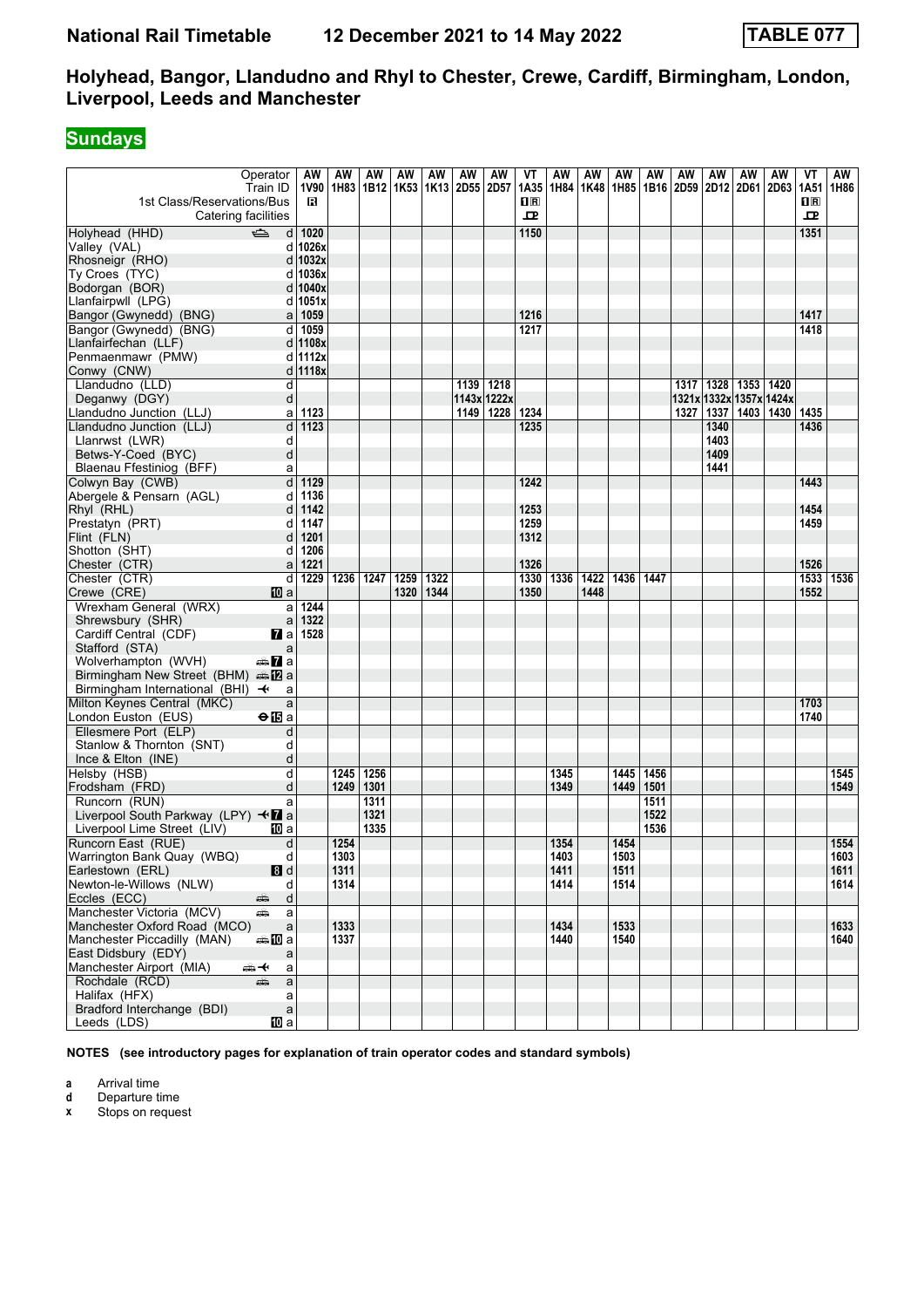**National Rail Timetable 12 December 2021 to 14 May 2022 TABLE 077**

## Holyhead, Bangor, Llandudno and Rhyl to Chester, Crewe, Cardiff, Birmingham, London, Liverpool, Leeds and Manchester

### Sundays

| Operator | | AW | AW | AW | AW | AW | AW | AW | VT | AW | AW | AW | AW | AW | AW | AW | AW | VT | AW |
|---|---|---|---|---|---|---|---|---|---|---|---|---|---|---|---|---|---|---|---|
| Train ID | | 1V90 | 1H83 | 1B12 | 1K53 | 1K13 | 2D55 | 2D57 | 1A35 | 1H84 | 1K48 | 1H85 | 1B16 | 2D59 | 2D12 | 2D61 | 2D63 | 1A51 | 1H86 |
| 1st Class/Reservations/Bus | | R | | | | | | | 1R | | | | | | | | | 1R | |
| Catering facilities | | | | | | | | | 🍴 | | | | | | | | | 🍴 | |
| Holyhead (HHD) ⛴ | d | 1020 | | | | | | | 1150 | | | | | | | | | 1351 | |
| Valley (VAL) | d | 1026x | | | | | | | | | | | | | | | | | |
| Rhosneigr (RHO) | d | 1032x | | | | | | | | | | | | | | | | | |
| Ty Croes (TYC) | d | 1036x | | | | | | | | | | | | | | | | | |
| Bodorgan (BOR) | d | 1040x | | | | | | | | | | | | | | | | | |
| Llanfairpwll (LPG) | d | 1051x | | | | | | | | | | | | | | | | | |
| Bangor (Gwynedd) (BNG) | a | 1059 | | | | | | | 1216 | | | | | | | | | 1417 | |
| Bangor (Gwynedd) (BNG) | d | 1059 | | | | | | | 1217 | | | | | | | | | 1418 | |
| Llanfairfechan (LLF) | d | 1108x | | | | | | | | | | | | | | | | | |
| Penmaenmawr (PMW) | d | 1112x | | | | | | | | | | | | | | | | | |
| Conwy (CNW) | d | 1118x | | | | | | | | | | | | | | | | | |
| Llandudno (LLD) | d | | | | | | 1139 | 1218 | | | | | | 1317 | 1328 | 1353 | 1420 | | |
| Deganwy (DGY) | d | | | | | | 1143x | 1222x | | | | | | 1321x | 1332x | 1357x | 1424x | | |
| Llandudno Junction (LLJ) | a | 1123 | | | | | 1149 | 1228 | 1234 | | | | | 1327 | 1337 | 1403 | 1430 | 1435 | |
| Llandudno Junction (LLJ) | d | 1123 | | | | | | | 1235 | | | | | | 1340 | | | 1436 | |
| Llanrwst (LWR) | d | | | | | | | | | | | | | | 1403 | | | | |
| Betws-Y-Coed (BYC) | d | | | | | | | | | | | | | | 1409 | | | | |
| Blaenau Ffestiniog (BFF) | a | | | | | | | | | | | | | | 1441 | | | | |
| Colwyn Bay (CWB) | d | 1129 | | | | | | | 1242 | | | | | | | | | 1443 | |
| Abergele & Pensarn (AGL) | d | 1136 | | | | | | | | | | | | | | | | | |
| Rhyl (RHL) | d | 1142 | | | | | | | 1253 | | | | | | | | | 1454 | |
| Prestatyn (PRT) | d | 1147 | | | | | | | 1259 | | | | | | | | | 1459 | |
| Flint (FLN) | d | 1201 | | | | | | | 1312 | | | | | | | | | | |
| Shotton (SHT) | d | 1206 | | | | | | | | | | | | | | | | | |
| Chester (CTR) | a | 1221 | | | | | | | 1326 | | | | | | | | | 1526 | |
| Chester (CTR) | d | 1229 | 1236 | 1247 | 1259 | 1322 | | | 1330 | 1336 | 1422 | 1436 | 1447 | | | | | 1533 | 1536 |
| Crewe (CRE) 10 | a | | | | 1320 | 1344 | | | 1350 | | 1448 | | | | | | | 1552 | |
| Wrexham General (WRX) | a | 1244 | | | | | | | | | | | | | | | | | |
| Shrewsbury (SHR) | a | 1322 | | | | | | | | | | | | | | | | | |
| Cardiff Central (CDF) 7 | a | 1528 | | | | | | | | | | | | | | | | | |
| Stafford (STA) | a | | | | | | | | | | | | | | | | | | |
| Wolverhampton (WVH) 🚌 7 | a | | | | | | | | | | | | | | | | | | |
| Birmingham New Street (BHM) 🚌 12 | a | | | | | | | | | | | | | | | | | | |
| Birmingham International (BHI) ✈ | a | | | | | | | | | | | | | | | | | | |
| Milton Keynes Central (MKC) | a | | | | | | | | | | | | | | | | | 1703 | |
| London Euston (EUS) ⊖ 15 | a | | | | | | | | | | | | | | | | | 1740 | |
| Ellesmere Port (ELP) | d | | | | | | | | | | | | | | | | | | |
| Stanlow & Thornton (SNT) | d | | | | | | | | | | | | | | | | | | |
| Ince & Elton (INE) | d | | | | | | | | | | | | | | | | | | |
| Helsby (HSB) | d | | 1245 | 1256 | | | | | | 1345 | | 1445 | 1456 | | | | | | 1545 |
| Frodsham (FRD) | d | | 1249 | 1301 | | | | | | 1349 | | 1449 | 1501 | | | | | | 1549 |
| Runcorn (RUN) | a | | | 1311 | | | | | | | | | 1511 | | | | | | |
| Liverpool South Parkway (LPY) ✈ 7 | a | | | 1321 | | | | | | | | | 1522 | | | | | | |
| Liverpool Lime Street (LIV) 10 | a | | | 1335 | | | | | | | | | 1536 | | | | | | |
| Runcorn East (RUE) | d | | 1254 | | | | | | | 1354 | | 1454 | | | | | | | 1554 |
| Warrington Bank Quay (WBQ) | d | | 1303 | | | | | | | 1403 | | 1503 | | | | | | | 1603 |
| Earlestown (ERL) 8 | d | | 1311 | | | | | | | 1411 | | 1511 | | | | | | | 1611 |
| Newton-le-Willows (NLW) | d | | 1314 | | | | | | | 1414 | | 1514 | | | | | | | 1614 |
| Eccles (ECC) 🚌 | d | | | | | | | | | | | | | | | | | | |
| Manchester Victoria (MCV) 🚌 | a | | | | | | | | | | | | | | | | | | |
| Manchester Oxford Road (MCO) | a | | 1333 | | | | | | | 1434 | | 1533 | | | | | | | 1633 |
| Manchester Piccadilly (MAN) 🚌 10 | a | | 1337 | | | | | | | 1440 | | 1540 | | | | | | | 1640 |
| East Didsbury (EDY) | a | | | | | | | | | | | | | | | | | | |
| Manchester Airport (MIA) 🚌✈ | a | | | | | | | | | | | | | | | | | | |
| Rochdale (RCD) 🚌 | a | | | | | | | | | | | | | | | | | | |
| Halifax (HFX) | a | | | | | | | | | | | | | | | | | | |
| Bradford Interchange (BDI) | a | | | | | | | | | | | | | | | | | | |
| Leeds (LDS) 10 | a | | | | | | | | | | | | | | | | | | |

**NOTES (see introductory pages for explanation of train operator codes and standard symbols)**

**a** Arrival time
**d** Departure time
**x** Stops on request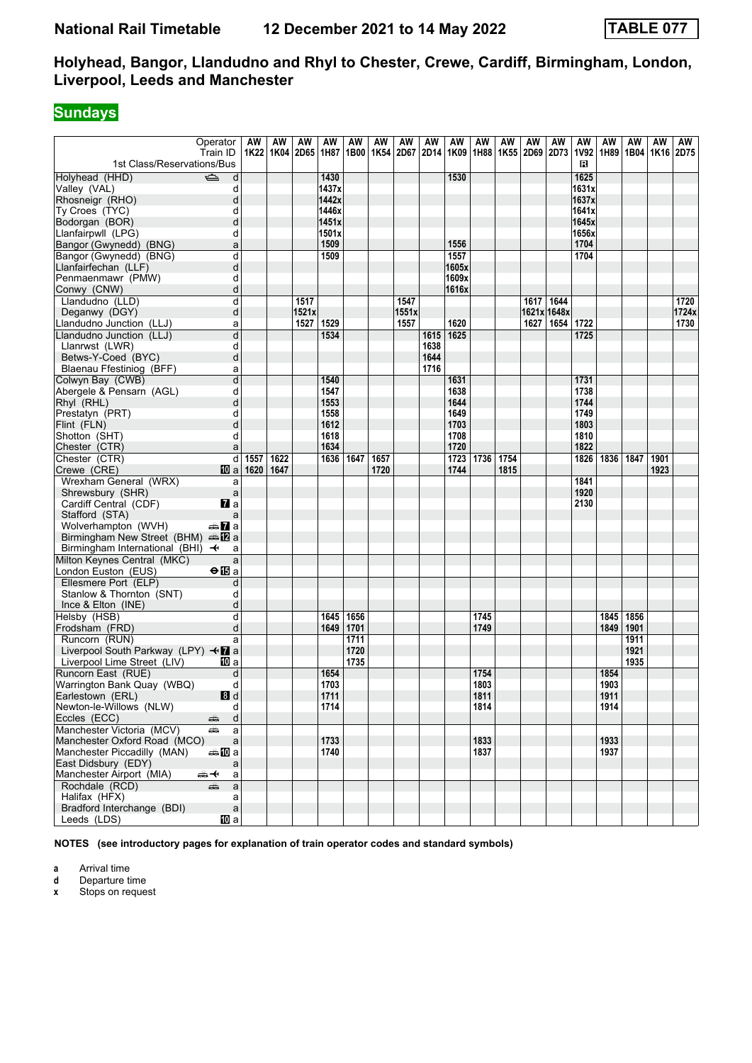# National Rail Timetable 12 December 2021 to 14 May 2022 TABLE 077

## Holyhead, Bangor, Llandudno and Rhyl to Chester, Crewe, Cardiff, Birmingham, London, Liverpool, Leeds and Manchester

### Sundays

| Operator | | AW | AW | AW | AW | AW | AW | AW | AW | AW | AW | AW | AW | AW | AW | AW | AW | AW | AW |
|---|---|---|---|---|---|---|---|---|---|---|---|---|---|---|---|---|---|---|---|
| Train ID | | 1K22 | 1K04 | 2D65 | 1H87 | 1B00 | 1K54 | 2D67 | 2D14 | 1K09 | 1H88 | 1K55 | 2D69 | 2D73 | 1V92 | 1H89 | 1B04 | 1K16 | 2D75 |
| 1st Class/Reservations/Bus | | | | | | | | | | | | | | | R | | | | |
| Holyhead (HHD) | d | | | | 1430 | | | | | 1530 | | | | | 1625 | | | | |
| Valley (VAL) | d | | | | 1437x | | | | | | | | | | 1631x | | | | |
| Rhosneigr (RHO) | d | | | | 1442x | | | | | | | | | | 1637x | | | | |
| Ty Croes (TYC) | d | | | | 1446x | | | | | | | | | | 1641x | | | | |
| Bodorgan (BOR) | d | | | | 1451x | | | | | | | | | | 1645x | | | | |
| Llanfairpwll (LPG) | d | | | | 1501x | | | | | | | | | | 1656x | | | | |
| Bangor (Gwynedd) (BNG) | a | | | | 1509 | | | | | 1556 | | | | | 1704 | | | | |
| Bangor (Gwynedd) (BNG) | d | | | | 1509 | | | | | 1557 | | | | | 1704 | | | | |
| Llanfairfechan (LLF) | d | | | | | | | | | 1605x | | | | | | | | | |
| Penmaenmawr (PMW) | d | | | | | | | | | 1609x | | | | | | | | | |
| Conwy (CNW) | d | | | | | | | | | 1616x | | | | | | | | | |
| Llandudno (LLD) | d | | | 1517 | | | | 1547 | | | | | 1617 | 1644 | | | | | 1720 |
| Deganwy (DGY) | d | | | 1521x | | | | 1551x | | | | | 1621x | 1648x | | | | | 1724x |
| Llandudno Junction (LLJ) | a | | | 1527 | 1529 | | | 1557 | | 1620 | | | 1627 | 1654 | 1722 | | | | 1730 |
| Llandudno Junction (LLJ) | d | | | | 1534 | | | | 1615 | 1625 | | | | | 1725 | | | | |
| Llanrwst (LWR) | d | | | | | | | | 1638 | | | | | | | | | | |
| Betws-Y-Coed (BYC) | d | | | | | | | | 1644 | | | | | | | | | | |
| Blaenau Ffestiniog (BFF) | a | | | | | | | | 1716 | | | | | | | | | | |
| Colwyn Bay (CWB) | d | | | | 1540 | | | | | 1631 | | | | | 1731 | | | | |
| Abergele & Pensarn (AGL) | d | | | | 1547 | | | | | 1638 | | | | | 1738 | | | | |
| Rhyl (RHL) | d | | | | 1553 | | | | | 1644 | | | | | 1744 | | | | |
| Prestatyn (PRT) | d | | | | 1558 | | | | | 1649 | | | | | 1749 | | | | |
| Flint (FLN) | d | | | | 1612 | | | | | 1703 | | | | | 1803 | | | | |
| Shotton (SHT) | d | | | | 1618 | | | | | 1708 | | | | | 1810 | | | | |
| Chester (CTR) | a | | | | 1634 | | | | | 1720 | | | | | 1822 | | | | |
| Chester (CTR) | d | 1557 | 1622 | | 1636 | 1647 | 1657 | | | 1723 | 1736 | 1754 | | | 1826 | 1836 | 1847 | 1901 | |
| Crewe (CRE) | 10 a | 1620 | 1647 | | | | 1720 | | | 1744 | | 1815 | | | | | | 1923 | |
| Wrexham General (WRX) | a | | | | | | | | | | | | | | 1841 | | | | |
| Shrewsbury (SHR) | a | | | | | | | | | | | | | | 1920 | | | | |
| Cardiff Central (CDF) | 7 a | | | | | | | | | | | | | | 2130 | | | | |
| Stafford (STA) | a | | | | | | | | | | | | | | | | | | |
| Wolverhampton (WVH) | 7 a | | | | | | | | | | | | | | | | | | |
| Birmingham New Street (BHM) | 12 a | | | | | | | | | | | | | | | | | | |
| Birmingham International (BHI) | a | | | | | | | | | | | | | | | | | | |
| Milton Keynes Central (MKC) | a | | | | | | | | | | | | | | | | | | |
| London Euston (EUS) | 15 a | | | | | | | | | | | | | | | | | | |
| Ellesmere Port (ELP) | d | | | | | | | | | | | | | | | | | | |
| Stanlow & Thornton (SNT) | d | | | | | | | | | | | | | | | | | | |
| Ince & Elton (INE) | d | | | | | | | | | | | | | | | | | | |
| Helsby (HSB) | d | | | | 1645 | 1656 | | | | | 1745 | | | | | 1845 | 1856 | | |
| Frodsham (FRD) | d | | | | 1649 | 1701 | | | | | 1749 | | | | | 1849 | 1901 | | |
| Runcorn (RUN) | a | | | | | 1711 | | | | | | | | | | | 1911 | | |
| Liverpool South Parkway (LPY) | 7 a | | | | | 1720 | | | | | | | | | | | 1921 | | |
| Liverpool Lime Street (LIV) | 10 a | | | | | 1735 | | | | | | | | | | | 1935 | | |
| Runcorn East (RUE) | d | | | | 1654 | | | | | | 1754 | | | | | 1854 | | | |
| Warrington Bank Quay (WBQ) | d | | | | 1703 | | | | | | 1803 | | | | | 1903 | | | |
| Earlestown (ERL) | 8 d | | | | 1711 | | | | | | 1811 | | | | | 1911 | | | |
| Newton-le-Willows (NLW) | d | | | | 1714 | | | | | | 1814 | | | | | 1914 | | | |
| Eccles (ECC) | d | | | | | | | | | | | | | | | | | | |
| Manchester Victoria (MCV) | a | | | | | | | | | | | | | | | | | | |
| Manchester Oxford Road (MCO) | a | | | | 1733 | | | | | | 1833 | | | | | 1933 | | | |
| Manchester Piccadilly (MAN) | 10 a | | | | 1740 | | | | | | 1837 | | | | | 1937 | | | |
| East Didsbury (EDY) | a | | | | | | | | | | | | | | | | | | |
| Manchester Airport (MIA) | a | | | | | | | | | | | | | | | | | | |
| Rochdale (RCD) | a | | | | | | | | | | | | | | | | | | |
| Halifax (HFX) | a | | | | | | | | | | | | | | | | | | |
| Bradford Interchange (BDI) | a | | | | | | | | | | | | | | | | | | |
| Leeds (LDS) | 10 a | | | | | | | | | | | | | | | | | | |

**NOTES (see introductory pages for explanation of train operator codes and standard symbols)**

- **a** Arrival time
- **d** Departure time
- **x** Stops on request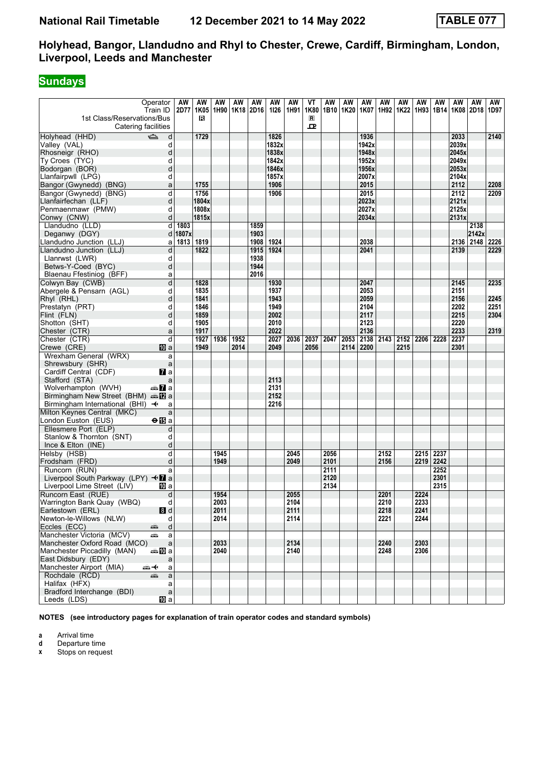## Holyhead, Bangor, Llandudno and Rhyl to Chester, Crewe, Cardiff, Birmingham, London, Liverpool, Leeds and Manchester

**National Rail Timetable 12 December 2021 to 14 May 2022 — TABLE 077**

**Sundays**

| Operator | | AW | AW | AW | AW | AW | AW | AW | VT | AW | AW | AW | AW | AW | AW | AW | AW | AW | AW |
|---|---|---|---|---|---|---|---|---|---|---|---|---|---|---|---|---|---|---|---|
| Train ID | | 2D77 | 1K05 | 1H90 | 1K18 | 2D16 | 1I26 | 1H91 | 1K80 | 1B10 | 1K20 | 1K07 | 1H92 | 1K22 | 1H93 | 1B14 | 1K08 | 2D18 | 1D97 |
| 1st Class/Reservations/Bus | | | R | | | | | | R | | | | | | | | | | |
| Catering facilities | | | | | | | | | ⊡ | | | | | | | | | | |
| Holyhead (HHD) | d | | 1729 | | | | 1826 | | | | | 1936 | | | | | 2033 | | 2140 |
| Valley (VAL) | d | | | | | | 1832x | | | | | 1942x | | | | | 2039x | | |
| Rhosneigr (RHO) | d | | | | | | 1838x | | | | | 1948x | | | | | 2045x | | |
| Ty Croes (TYC) | d | | | | | | 1842x | | | | | 1952x | | | | | 2049x | | |
| Bodorgan (BOR) | d | | | | | | 1846x | | | | | 1956x | | | | | 2053x | | |
| Llanfairpwll (LPG) | d | | | | | | 1857x | | | | | 2007x | | | | | 2104x | | |
| Bangor (Gwynedd) (BNG) | a | | 1755 | | | | 1906 | | | | | 2015 | | | | | 2112 | | 2208 |
| Bangor (Gwynedd) (BNG) | d | | 1756 | | | | 1906 | | | | | 2015 | | | | | 2112 | | 2209 |
| Llanfairfechan (LLF) | d | | 1804x | | | | | | | | | 2023x | | | | | 2121x | | |
| Penmaenmawr (PMW) | d | | 1808x | | | | | | | | | 2027x | | | | | 2125x | | |
| Conwy (CNW) | d | | 1815x | | | | | | | | | 2034x | | | | | 2131x | | |
| Llandudno (LLD) | d | 1803 | | | | 1859 | | | | | | | | | | | | 2138 | |
| Deganwy (DGY) | d | 1807x | | | | 1903 | | | | | | | | | | | | 2142x | |
| Llandudno Junction (LLJ) | a | 1813 | 1819 | | | 1908 | 1924 | | | | | 2038 | | | | | 2136 | 2148 | 2226 |
| Llandudno Junction (LLJ) | d | | 1822 | | | 1915 | 1924 | | | | | 2041 | | | | | 2139 | | 2229 |
| Llanrwst (LWR) | d | | | | | 1938 | | | | | | | | | | | | | |
| Betws-Y-Coed (BYC) | d | | | | | 1944 | | | | | | | | | | | | | |
| Blaenau Ffestiniog (BFF) | a | | | | | 2016 | | | | | | | | | | | | | |
| Colwyn Bay (CWB) | d | | 1828 | | | | 1930 | | | | | 2047 | | | | | 2145 | | 2235 |
| Abergele & Pensarn (AGL) | d | | 1835 | | | | 1937 | | | | | 2053 | | | | | 2151 | | |
| Rhyl (RHL) | d | | 1841 | | | | 1943 | | | | | 2059 | | | | | 2156 | | 2245 |
| Prestatyn (PRT) | d | | 1846 | | | | 1949 | | | | | 2104 | | | | | 2202 | | 2251 |
| Flint (FLN) | d | | 1859 | | | | 2002 | | | | | 2117 | | | | | 2215 | | 2304 |
| Shotton (SHT) | d | | 1905 | | | | 2010 | | | | | 2123 | | | | | 2220 | | |
| Chester (CTR) | a | | 1917 | | | | 2022 | | | | | 2136 | | | | | 2233 | | 2319 |
| Chester (CTR) | d | | 1927 | 1936 | 1952 | | 2027 | 2036 | 2037 | 2047 | 2053 | 2138 | 2143 | 2152 | 2206 | 2228 | 2237 | | |
| Crewe (CRE) | a | | 1949 | | 2014 | | 2049 | | 2056 | | 2114 | 2200 | | 2215 | | | 2301 | | |
| Wrexham General (WRX) | a | | | | | | | | | | | | | | | | | | |
| Shrewsbury (SHR) | a | | | | | | | | | | | | | | | | | | |
| Cardiff Central (CDF) | a | | | | | | | | | | | | | | | | | | |
| Stafford (STA) | a | | | | | | 2113 | | | | | | | | | | | | |
| Wolverhampton (WVH) | a | | | | | | 2131 | | | | | | | | | | | | |
| Birmingham New Street (BHM) | a | | | | | | 2152 | | | | | | | | | | | | |
| Birmingham International (BHI) | a | | | | | | 2216 | | | | | | | | | | | | |
| Milton Keynes Central (MKC) | a | | | | | | | | | | | | | | | | | | |
| London Euston (EUS) | a | | | | | | | | | | | | | | | | | | |
| Ellesmere Port (ELP) | d | | | | | | | | | | | | | | | | | | |
| Stanlow & Thornton (SNT) | d | | | | | | | | | | | | | | | | | | |
| Ince & Elton (INE) | d | | | | | | | | | | | | | | | | | | |
| Helsby (HSB) | d | | | 1945 | | | | 2045 | | 2056 | | | 2152 | | 2215 | 2237 | | | |
| Frodsham (FRD) | d | | | 1949 | | | | 2049 | | 2101 | | | 2156 | | 2219 | 2242 | | | |
| Runcorn (RUN) | a | | | | | | | | | 2111 | | | | | | 2252 | | | |
| Liverpool South Parkway (LPY) | a | | | | | | | | | 2120 | | | | | | 2301 | | | |
| Liverpool Lime Street (LIV) | a | | | | | | | | | 2134 | | | | | | 2315 | | | |
| Runcorn East (RUE) | d | | | 1954 | | | | 2055 | | | | | 2201 | | 2224 | | | | |
| Warrington Bank Quay (WBQ) | d | | | 2003 | | | | 2104 | | | | | 2210 | | 2233 | | | | |
| Earlestown (ERL) | d | | | 2011 | | | | 2111 | | | | | 2218 | | 2241 | | | | |
| Newton-le-Willows (NLW) | d | | | 2014 | | | | 2114 | | | | | 2221 | | 2244 | | | | |
| Eccles (ECC) | d | | | | | | | | | | | | | | | | | | |
| Manchester Victoria (MCV) | a | | | | | | | | | | | | | | | | | | |
| Manchester Oxford Road (MCO) | a | | | 2033 | | | | 2134 | | | | | 2240 | | 2303 | | | | |
| Manchester Piccadilly (MAN) | a | | | 2040 | | | | 2140 | | | | | 2248 | | 2306 | | | | |
| East Didsbury (EDY) | a | | | | | | | | | | | | | | | | | | |
| Manchester Airport (MIA) | a | | | | | | | | | | | | | | | | | | |
| Rochdale (RCD) | a | | | | | | | | | | | | | | | | | | |
| Halifax (HFX) | a | | | | | | | | | | | | | | | | | | |
| Bradford Interchange (BDI) | a | | | | | | | | | | | | | | | | | | |
| Leeds (LDS) | a | | | | | | | | | | | | | | | | | | |

**NOTES (see introductory pages for explanation of train operator codes and standard symbols)**

**a** Arrival time
**d** Departure time
**x** Stops on request